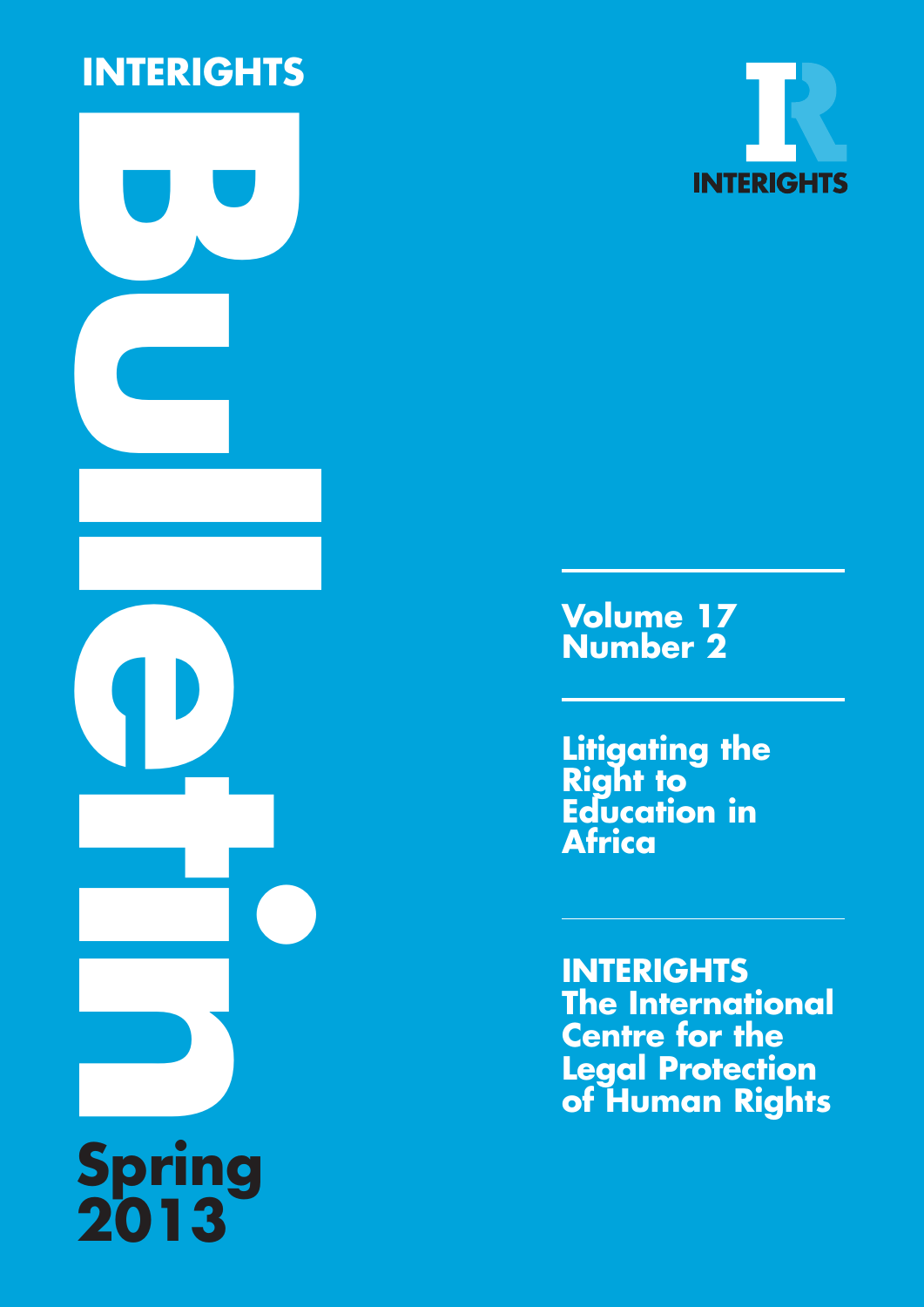# INTERIGHTS Bulletin

**Spring 2013**

INTERIGHTS

**Volume 17**
**Number 2**

## Litigating the Right to Education in Africa

**INTERIGHTS**
**The International Centre for the Legal Protection of Human Rights**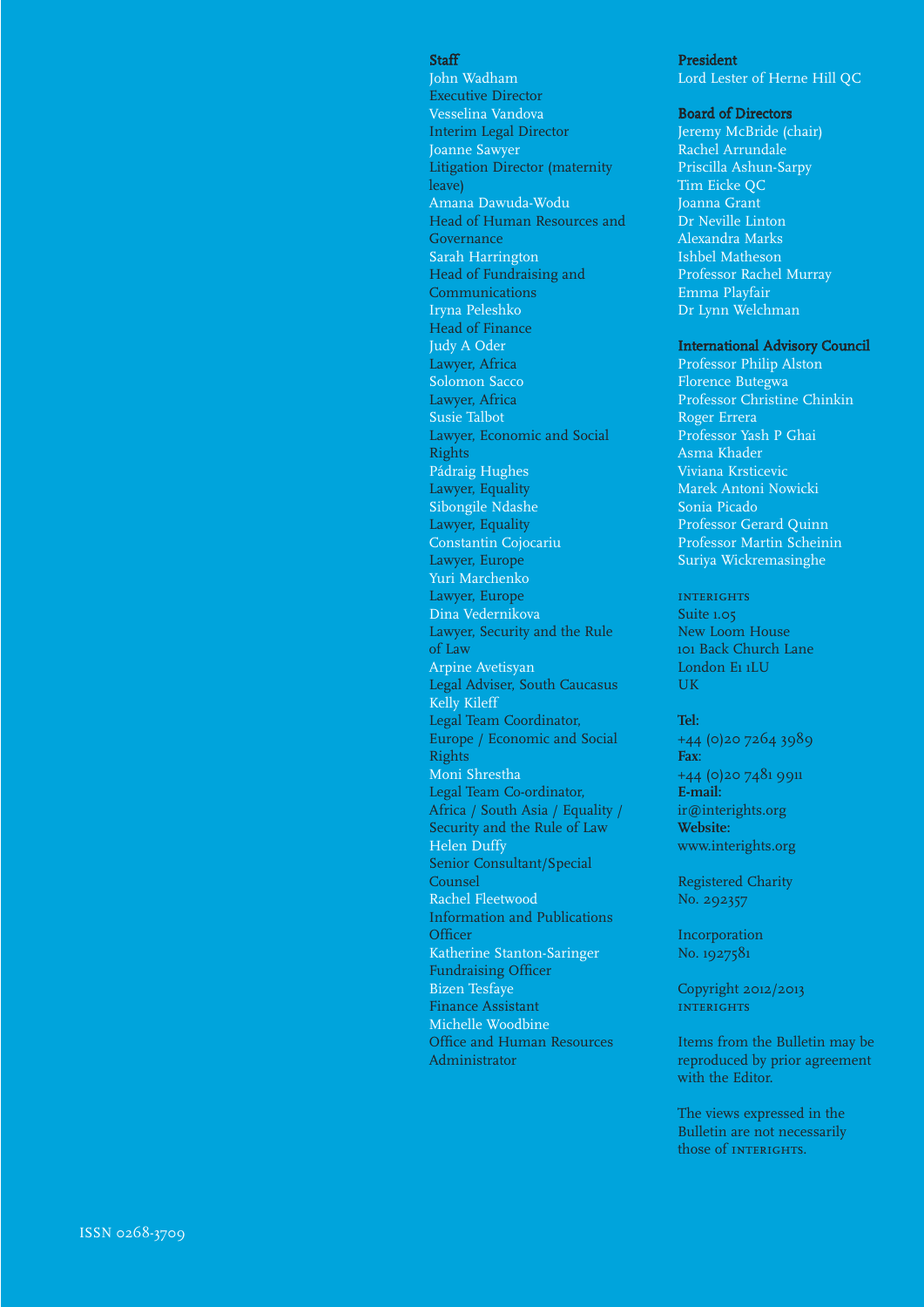**Staff**

John Wadham
Executive Director

Vesselina Vandova
Interim Legal Director

Joanne Sawyer
Litigation Director (maternity leave)

Amana Dawuda-Wodu
Head of Human Resources and Governance

Sarah Harrington
Head of Fundraising and Communications

Iryna Peleshko
Head of Finance

Judy A Oder
Lawyer, Africa

Solomon Sacco
Lawyer, Africa

Susie Talbot
Lawyer, Economic and Social Rights

Pádraig Hughes
Lawyer, Equality

Sibongile Ndashe
Lawyer, Equality

Constantin Cojocariu
Lawyer, Europe

Yuri Marchenko
Lawyer, Europe

Dina Vedernikova
Lawyer, Security and the Rule of Law

Arpine Avetisyan
Legal Adviser, South Caucasus

Kelly Kileff
Legal Team Coordinator, Europe / Economic and Social Rights

Moni Shrestha
Legal Team Co-ordinator, Africa / South Asia / Equality / Security and the Rule of Law

Helen Duffy
Senior Consultant/Special Counsel

Rachel Fleetwood
Information and Publications Officer

Katherine Stanton-Saringer
Fundraising Officer

Bizen Tesfaye
Finance Assistant

Michelle Woodbine
Office and Human Resources Administrator

**President**

Lord Lester of Herne Hill QC

**Board of Directors**

Jeremy McBride (chair)
Rachel Arrundale
Priscilla Ashun-Sarpy
Tim Eicke QC
Joanna Grant
Dr Neville Linton
Alexandra Marks
Ishbel Matheson
Professor Rachel Murray
Emma Playfair
Dr Lynn Welchman

**International Advisory Council**

Professor Philip Alston
Florence Butegwa
Professor Christine Chinkin
Roger Errera
Professor Yash P Ghai
Asma Khader
Viviana Krsticevic
Marek Antoni Nowicki
Sonia Picado
Professor Gerard Quinn
Professor Martin Scheinin
Suriya Wickremasinghe

INTERIGHTS
Suite 1.05
New Loom House
101 Back Church Lane
London E1 1LU
UK

**Tel:**
+44 (0)20 7264 3989
**Fax:**
+44 (0)20 7481 9911
**E-mail:**
ir@interights.org
**Website:**
www.interights.org

Registered Charity
No. 292357

Incorporation
No. 1927581

Copyright 2012/2013
INTERIGHTS

Items from the Bulletin may be reproduced by prior agreement with the Editor.

The views expressed in the Bulletin are not necessarily those of INTERIGHTS.

ISSN 0268-3709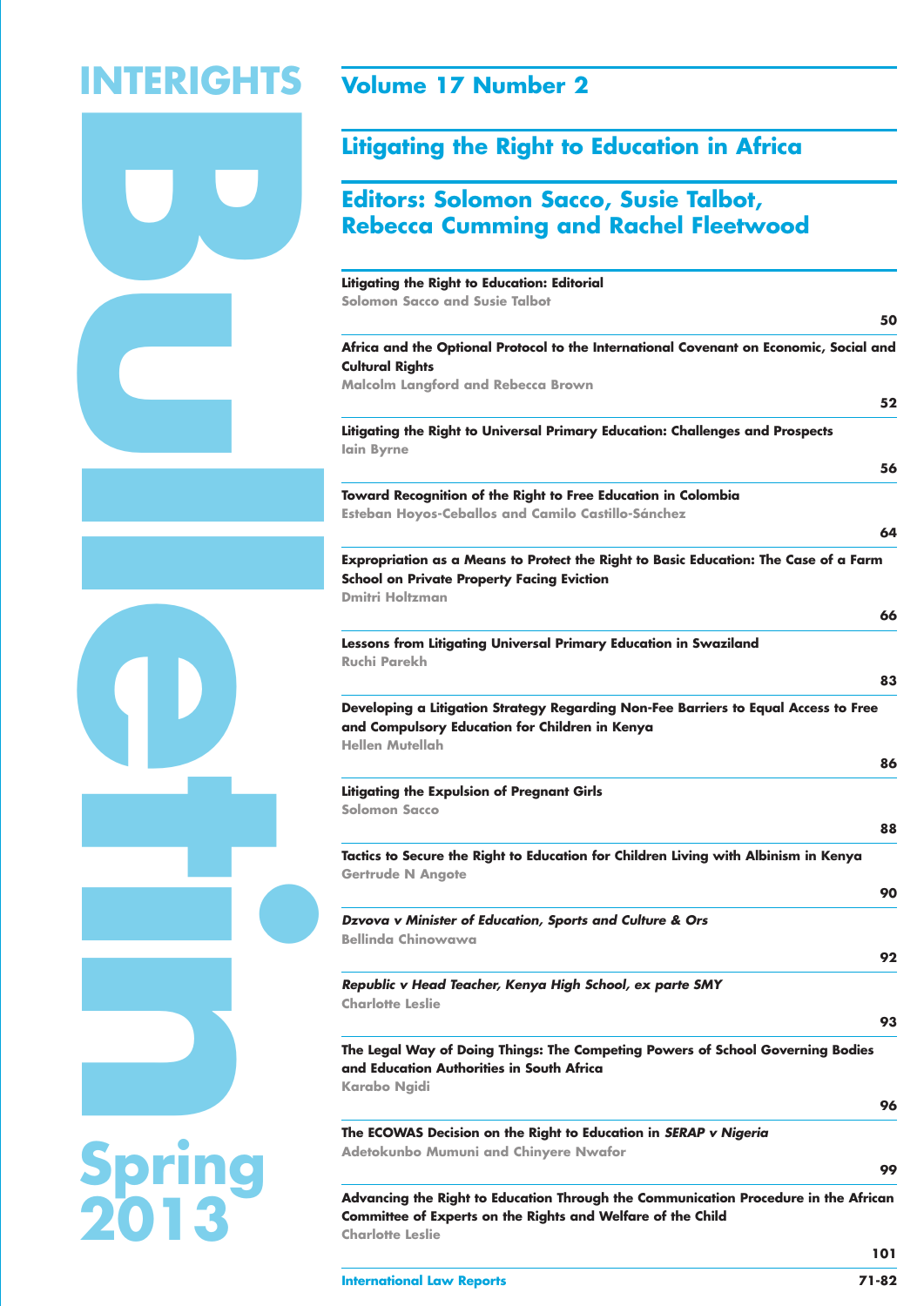# INTERIGHTS Bulletin

## Spring 2013

## Volume 17 Number 2

## Litigating the Right to Education in Africa

## Editors: Solomon Sacco, Susie Talbot, Rebecca Cumming and Rachel Fleetwood

| | |
|---|---|
| **Litigating the Right to Education: Editorial**<br>Solomon Sacco and Susie Talbot | 50 |
| **Africa and the Optional Protocol to the International Covenant on Economic, Social and Cultural Rights**<br>Malcolm Langford and Rebecca Brown | 52 |
| **Litigating the Right to Universal Primary Education: Challenges and Prospects**<br>Iain Byrne | 56 |
| **Toward Recognition of the Right to Free Education in Colombia**<br>Esteban Hoyos-Ceballos and Camilo Castillo-Sánchez | 64 |
| **Expropriation as a Means to Protect the Right to Basic Education: The Case of a Farm School on Private Property Facing Eviction**<br>Dmitri Holtzman | 66 |
| **Lessons from Litigating Universal Primary Education in Swaziland**<br>Ruchi Parekh | 83 |
| **Developing a Litigation Strategy Regarding Non-Fee Barriers to Equal Access to Free and Compulsory Education for Children in Kenya**<br>Hellen Mutellah | 86 |
| **Litigating the Expulsion of Pregnant Girls**<br>Solomon Sacco | 88 |
| **Tactics to Secure the Right to Education for Children Living with Albinism in Kenya**<br>Gertrude N Angote | 90 |
| ***Dzvova v Minister of Education, Sports and Culture & Ors***<br>Bellinda Chinowawa | 92 |
| ***Republic v Head Teacher, Kenya High School, ex parte SMY***<br>Charlotte Leslie | 93 |
| **The Legal Way of Doing Things: The Competing Powers of School Governing Bodies and Education Authorities in South Africa**<br>Karabo Ngidi | 96 |
| **The ECOWAS Decision on the Right to Education in *SERAP v Nigeria***<br>Adetokunbo Mumuni and Chinyere Nwafor | 99 |
| **Advancing the Right to Education Through the Communication Procedure in the African Committee of Experts on the Rights and Welfare of the Child**<br>Charlotte Leslie | 101 |
| **International Law Reports** | 71-82 |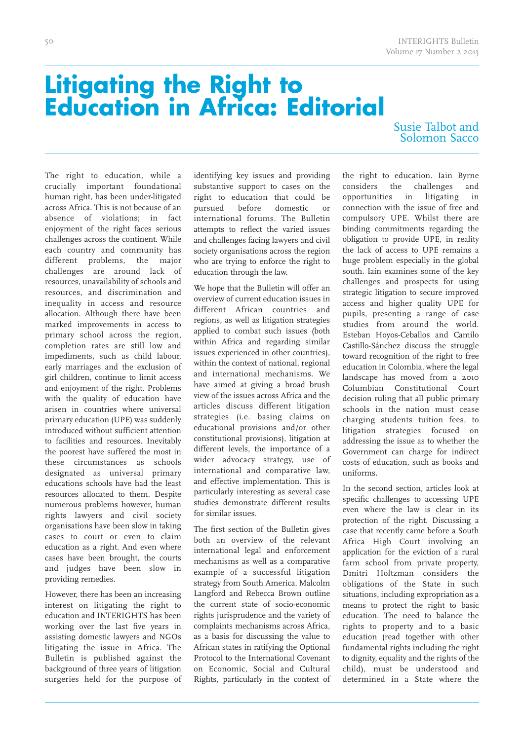# Litigating the Right to Education in Africa: Editorial

Susie Talbot and Solomon Sacco

The right to education, while a crucially important foundational human right, has been under-litigated across Africa. This is not because of an absence of violations; in fact enjoyment of the right faces serious challenges across the continent. While each country and community has different problems, the major challenges are around lack of resources, unavailability of schools and resources, and discrimination and inequality in access and resource allocation. Although there have been marked improvements in access to primary school across the region, completion rates are still low and impediments, such as child labour, early marriages and the exclusion of girl children, continue to limit access and enjoyment of the right. Problems with the quality of education have arisen in countries where universal primary education (UPE) was suddenly introduced without sufficient attention to facilities and resources. Inevitably the poorest have suffered the most in these circumstances as schools designated as universal primary educations schools have had the least resources allocated to them. Despite numerous problems however, human rights lawyers and civil society organisations have been slow in taking cases to court or even to claim education as a right. And even where cases have been brought, the courts and judges have been slow in providing remedies.

However, there has been an increasing interest on litigating the right to education and INTERIGHTS has been working over the last five years in assisting domestic lawyers and NGOs litigating the issue in Africa. The Bulletin is published against the background of three years of litigation surgeries held for the purpose of identifying key issues and providing substantive support to cases on the right to education that could be pursued before domestic or international forums. The Bulletin attempts to reflect the varied issues and challenges facing lawyers and civil society organisations across the region who are trying to enforce the right to education through the law.

We hope that the Bulletin will offer an overview of current education issues in different African countries and regions, as well as litigation strategies applied to combat such issues (both within Africa and regarding similar issues experienced in other countries), within the context of national, regional and international mechanisms. We have aimed at giving a broad brush view of the issues across Africa and the articles discuss different litigation strategies (i.e. basing claims on educational provisions and/or other constitutional provisions), litigation at different levels, the importance of a wider advocacy strategy, use of international and comparative law, and effective implementation. This is particularly interesting as several case studies demonstrate different results for similar issues.

The first section of the Bulletin gives both an overview of the relevant international legal and enforcement mechanisms as well as a comparative example of a successful litigation strategy from South America. Malcolm Langford and Rebecca Brown outline the current state of socio-economic rights jurisprudence and the variety of complaints mechanisms across Africa, as a basis for discussing the value to African states in ratifying the Optional Protocol to the International Covenant on Economic, Social and Cultural Rights, particularly in the context of the right to education. Iain Byrne considers the challenges and opportunities in litigating in connection with the issue of free and compulsory UPE. Whilst there are binding commitments regarding the obligation to provide UPE, in reality the lack of access to UPE remains a huge problem especially in the global south. Iain examines some of the key challenges and prospects for using strategic litigation to secure improved access and higher quality UPE for pupils, presenting a range of case studies from around the world. Esteban Hoyos-Ceballos and Camilo Castillo-Sánchez discuss the struggle toward recognition of the right to free education in Colombia, where the legal landscape has moved from a 2010 Columbian Constitutional Court decision ruling that all public primary schools in the nation must cease charging students tuition fees, to litigation strategies focused on addressing the issue as to whether the Government can charge for indirect costs of education, such as books and uniforms.

In the second section, articles look at specific challenges to accessing UPE even where the law is clear in its protection of the right. Discussing a case that recently came before a South Africa High Court involving an application for the eviction of a rural farm school from private property, Dmitri Holtzman considers the obligations of the State in such situations, including expropriation as a means to protect the right to basic education. The need to balance the rights to property and to a basic education (read together with other fundamental rights including the right to dignity, equality and the rights of the child), must be understood and determined in a State where the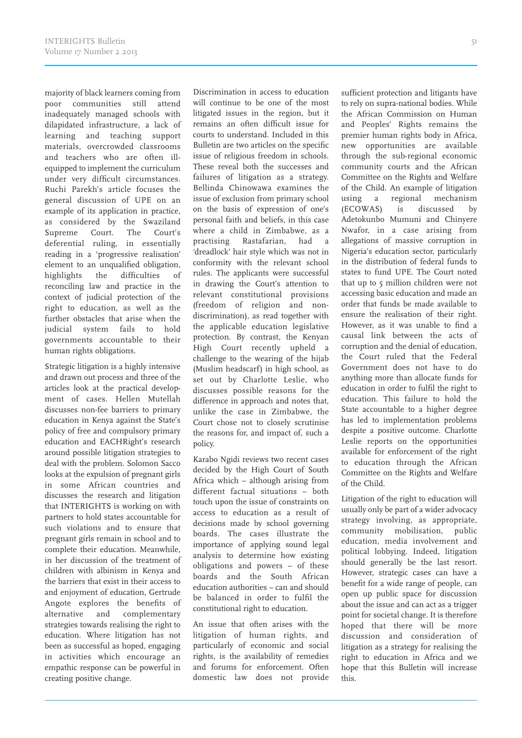majority of black learners coming from poor communities still attend inadequately managed schools with dilapidated infrastructure, a lack of learning and teaching support materials, overcrowded classrooms and teachers who are often ill-equipped to implement the curriculum under very difficult circumstances. Ruchi Parekh's article focuses the general discussion of UPE on an example of its application in practice, as considered by the Swaziland Supreme Court. The Court's deferential ruling, in essentially reading in a 'progressive realisation' element to an unqualified obligation, highlights the difficulties of reconciling law and practice in the context of judicial protection of the right to education, as well as the further obstacles that arise when the judicial system fails to hold governments accountable to their human rights obligations.

Strategic litigation is a highly intensive and drawn out process and three of the articles look at the practical development of cases. Hellen Mutellah discusses non-fee barriers to primary education in Kenya against the State's policy of free and compulsory primary education and EACHRight's research around possible litigation strategies to deal with the problem. Solomon Sacco looks at the expulsion of pregnant girls in some African countries and discusses the research and litigation that INTERIGHTS is working on with partners to hold states accountable for such violations and to ensure that pregnant girls remain in school and to complete their education. Meanwhile, in her discussion of the treatment of children with albinism in Kenya and the barriers that exist in their access to and enjoyment of education, Gertrude Angote explores the benefits of alternative and complementary strategies towards realising the right to education. Where litigation has not been as successful as hoped, engaging in activities which encourage an empathic response can be powerful in creating positive change.

Discrimination in access to education will continue to be one of the most litigated issues in the region, but it remains an often difficult issue for courts to understand. Included in this Bulletin are two articles on the specific issue of religious freedom in schools. These reveal both the successes and failures of litigation as a strategy. Bellinda Chinowawa examines the issue of exclusion from primary school on the basis of expression of one's personal faith and beliefs, in this case where a child in Zimbabwe, as a practising Rastafarian, had a 'dreadlock' hair style which was not in conformity with the relevant school rules. The applicants were successful in drawing the Court's attention to relevant constitutional provisions (freedom of religion and non-discrimination), as read together with the applicable education legislative protection. By contrast, the Kenyan High Court recently upheld a challenge to the wearing of the hijab (Muslim headscarf) in high school, as set out by Charlotte Leslie, who discusses possible reasons for the difference in approach and notes that, unlike the case in Zimbabwe, the Court chose not to closely scrutinise the reasons for, and impact of, such a policy.

Karabo Ngidi reviews two recent cases decided by the High Court of South Africa which – although arising from different factual situations – both touch upon the issue of constraints on access to education as a result of decisions made by school governing boards. The cases illustrate the importance of applying sound legal analysis to determine how existing obligations and powers – of these boards and the South African education authorities – can and should be balanced in order to fulfil the constitutional right to education.

An issue that often arises with the litigation of human rights, and particularly of economic and social rights, is the availability of remedies and forums for enforcement. Often domestic law does not provide sufficient protection and litigants have to rely on supra-national bodies. While the African Commission on Human and Peoples' Rights remains the premier human rights body in Africa, new opportunities are available through the sub-regional economic community courts and the African Committee on the Rights and Welfare of the Child. An example of litigation using a regional mechanism (ECOWAS) is discussed by Adetokunbo Mumuni and Chinyere Nwafor, in a case arising from allegations of massive corruption in Nigeria's education sector, particularly in the distribution of federal funds to states to fund UPE. The Court noted that up to 5 million children were not accessing basic education and made an order that funds be made available to ensure the realisation of their right. However, as it was unable to find a causal link between the acts of corruption and the denial of education, the Court ruled that the Federal Government does not have to do anything more than allocate funds for education in order to fulfil the right to education. This failure to hold the State accountable to a higher degree has led to implementation problems despite a positive outcome. Charlotte Leslie reports on the opportunities available for enforcement of the right to education through the African Committee on the Rights and Welfare of the Child.

Litigation of the right to education will usually only be part of a wider advocacy strategy involving, as appropriate, community mobilisation, public education, media involvement and political lobbying. Indeed, litigation should generally be the last resort. However, strategic cases can have a benefit for a wide range of people, can open up public space for discussion about the issue and can act as a trigger point for societal change. It is therefore hoped that there will be more discussion and consideration of litigation as a strategy for realising the right to education in Africa and we hope that this Bulletin will increase this.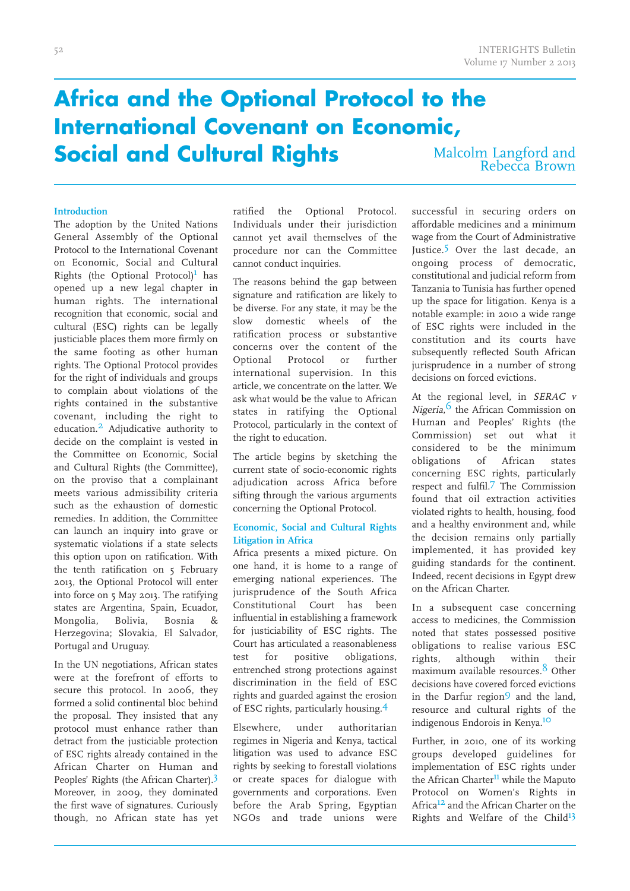# Africa and the Optional Protocol to the International Covenant on Economic, Social and Cultural Rights

Malcolm Langford and Rebecca Brown

### Introduction

The adoption by the United Nations General Assembly of the Optional Protocol to the International Covenant on Economic, Social and Cultural Rights (the Optional Protocol)[1] has opened up a new legal chapter in human rights. The international recognition that economic, social and cultural (ESC) rights can be legally justiciable places them more firmly on the same footing as other human rights. The Optional Protocol provides for the right of individuals and groups to complain about violations of the rights contained in the substantive covenant, including the right to education.[2] Adjudicative authority to decide on the complaint is vested in the Committee on Economic, Social and Cultural Rights (the Committee), on the proviso that a complainant meets various admissibility criteria such as the exhaustion of domestic remedies. In addition, the Committee can launch an inquiry into grave or systematic violations if a state selects this option upon on ratification. With the tenth ratification on 5 February 2013, the Optional Protocol will enter into force on 5 May 2013. The ratifying states are Argentina, Spain, Ecuador, Mongolia, Bolivia, Bosnia & Herzegovina; Slovakia, El Salvador, Portugal and Uruguay.

In the UN negotiations, African states were at the forefront of efforts to secure this protocol. In 2006, they formed a solid continental bloc behind the proposal. They insisted that any protocol must enhance rather than detract from the justiciable protection of ESC rights already contained in the African Charter on Human and Peoples' Rights (the African Charter).[3] Moreover, in 2009, they dominated the first wave of signatures. Curiously though, no African state has yet ratified the Optional Protocol. Individuals under their jurisdiction cannot yet avail themselves of the procedure nor can the Committee cannot conduct inquiries.

The reasons behind the gap between signature and ratification are likely to be diverse. For any state, it may be the slow domestic wheels of the ratification process or substantive concerns over the content of the Optional Protocol or further international supervision. In this article, we concentrate on the latter. We ask what would be the value to African states in ratifying the Optional Protocol, particularly in the context of the right to education.

The article begins by sketching the current state of socio-economic rights adjudication across Africa before sifting through the various arguments concerning the Optional Protocol.

### Economic, Social and Cultural Rights Litigation in Africa

Africa presents a mixed picture. On one hand, it is home to a range of emerging national experiences. The jurisprudence of the South Africa Constitutional Court has been influential in establishing a framework for justiciability of ESC rights. The Court has articulated a reasonableness test for positive obligations, entrenched strong protections against discrimination in the field of ESC rights and guarded against the erosion of ESC rights, particularly housing.[4]

Elsewhere, under authoritarian regimes in Nigeria and Kenya, tactical litigation was used to advance ESC rights by seeking to forestall violations or create spaces for dialogue with governments and corporations. Even before the Arab Spring, Egyptian NGOs and trade unions were successful in securing orders on affordable medicines and a minimum wage from the Court of Administrative Justice.[5] Over the last decade, an ongoing process of democratic, constitutional and judicial reform from Tanzania to Tunisia has further opened up the space for litigation. Kenya is a notable example: in 2010 a wide range of ESC rights were included in the constitution and its courts have subsequently reflected South African jurisprudence in a number of strong decisions on forced evictions.

At the regional level, in *SERAC v Nigeria*,[6] the African Commission on Human and Peoples' Rights (the Commission) set out what it considered to be the minimum obligations of African states concerning ESC rights, particularly respect and fulfil.[7] The Commission found that oil extraction activities violated rights to health, housing, food and a healthy environment and, while the decision remains only partially implemented, it has provided key guiding standards for the continent. Indeed, recent decisions in Egypt drew on the African Charter.

In a subsequent case concerning access to medicines, the Commission noted that states possessed positive obligations to realise various ESC rights, although within their maximum available resources.[8] Other decisions have covered forced evictions in the Darfur region[9] and the land, resource and cultural rights of the indigenous Endorois in Kenya.[10]

Further, in 2010, one of its working groups developed guidelines for implementation of ESC rights under the African Charter[11] while the Maputo Protocol on Women's Rights in Africa[12] and the African Charter on the Rights and Welfare of the Child[13]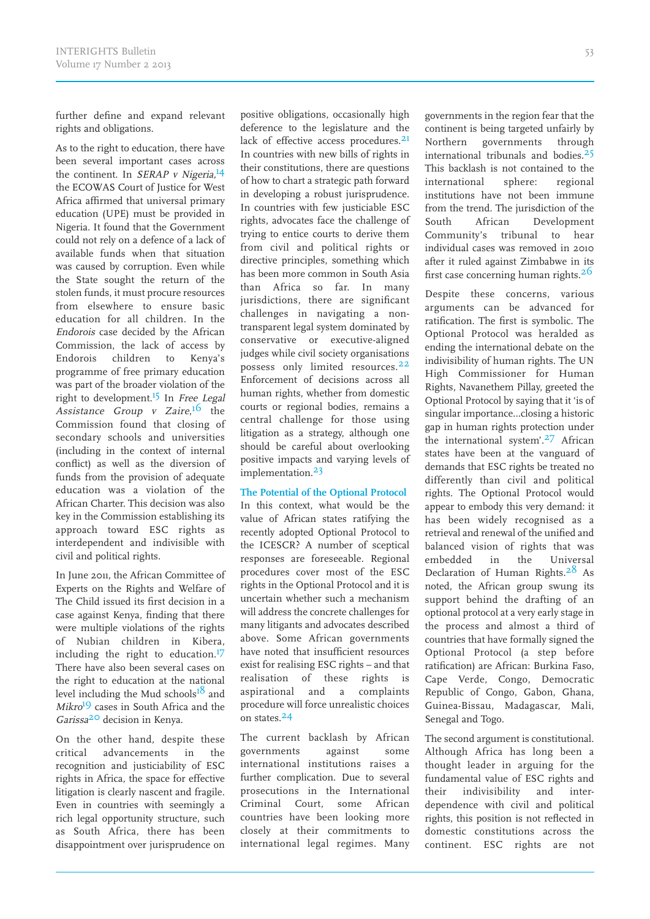further define and expand relevant rights and obligations.

As to the right to education, there have been several important cases across the continent. In *SERAP v Nigeria*,[14] the ECOWAS Court of Justice for West Africa affirmed that universal primary education (UPE) must be provided in Nigeria. It found that the Government could not rely on a defence of a lack of available funds when that situation was caused by corruption. Even while the State sought the return of the stolen funds, it must procure resources from elsewhere to ensure basic education for all children. In the *Endorois* case decided by the African Commission, the lack of access by Endorois children to Kenya's programme of free primary education was part of the broader violation of the right to development.[15] In *Free Legal Assistance Group v Zaire*,[16] the Commission found that closing of secondary schools and universities (including in the context of internal conflict) as well as the diversion of funds from the provision of adequate education was a violation of the African Charter. This decision was also key in the Commission establishing its approach toward ESC rights as interdependent and indivisible with civil and political rights.

In June 2011, the African Committee of Experts on the Rights and Welfare of The Child issued its first decision in a case against Kenya, finding that there were multiple violations of the rights of Nubian children in Kibera, including the right to education.[17] There have also been several cases on the right to education at the national level including the Mud schools[18] and *Mikro*[19] cases in South Africa and the *Garissa*[20] decision in Kenya.

On the other hand, despite these critical advancements in the recognition and justiciability of ESC rights in Africa, the space for effective litigation is clearly nascent and fragile. Even in countries with seemingly a rich legal opportunity structure, such as South Africa, there has been disappointment over jurisprudence on positive obligations, occasionally high deference to the legislature and the lack of effective access procedures.[21] In countries with new bills of rights in their constitutions, there are questions of how to chart a strategic path forward in developing a robust jurisprudence. In countries with few justiciable ESC rights, advocates face the challenge of trying to entice courts to derive them from civil and political rights or directive principles, something which has been more common in South Asia than Africa so far. In many jurisdictions, there are significant challenges in navigating a non-transparent legal system dominated by conservative or executive-aligned judges while civil society organisations possess only limited resources.[22] Enforcement of decisions across all human rights, whether from domestic courts or regional bodies, remains a central challenge for those using litigation as a strategy, although one should be careful about overlooking positive impacts and varying levels of implementation.[23]

### The Potential of the Optional Protocol

In this context, what would be the value of African states ratifying the recently adopted Optional Protocol to the ICESCR? A number of sceptical responses are foreseeable. Regional procedures cover most of the ESC rights in the Optional Protocol and it is uncertain whether such a mechanism will address the concrete challenges for many litigants and advocates described above. Some African governments have noted that insufficient resources exist for realising ESC rights – and that realisation of these rights is aspirational and a complaints procedure will force unrealistic choices on states.[24]

The current backlash by African governments against some international institutions raises a further complication. Due to several prosecutions in the International Criminal Court, some African countries have been looking more closely at their commitments to international legal regimes. Many governments in the region fear that the continent is being targeted unfairly by Northern governments through international tribunals and bodies.[25] This backlash is not contained to the international sphere: regional institutions have not been immune from the trend. The jurisdiction of the South African Development Community's tribunal to hear individual cases was removed in 2010 after it ruled against Zimbabwe in its first case concerning human rights.[26]

Despite these concerns, various arguments can be advanced for ratification. The first is symbolic. The Optional Protocol was heralded as ending the international debate on the indivisibility of human rights. The UN High Commissioner for Human Rights, Navanethem Pillay, greeted the Optional Protocol by saying that it 'is of singular importance...closing a historic gap in human rights protection under the international system'.[27] African states have been at the vanguard of demands that ESC rights be treated no differently than civil and political rights. The Optional Protocol would appear to embody this very demand: it has been widely recognised as a retrieval and renewal of the unified and balanced vision of rights that was embedded in the Universal Declaration of Human Rights.[28] As noted, the African group swung its support behind the drafting of an optional protocol at a very early stage in the process and almost a third of countries that have formally signed the Optional Protocol (a step before ratification) are African: Burkina Faso, Cape Verde, Congo, Democratic Republic of Congo, Gabon, Ghana, Guinea-Bissau, Madagascar, Mali, Senegal and Togo.

The second argument is constitutional. Although Africa has long been a thought leader in arguing for the fundamental value of ESC rights and their indivisibility and inter-dependence with civil and political rights, this position is not reflected in domestic constitutions across the continent. ESC rights are not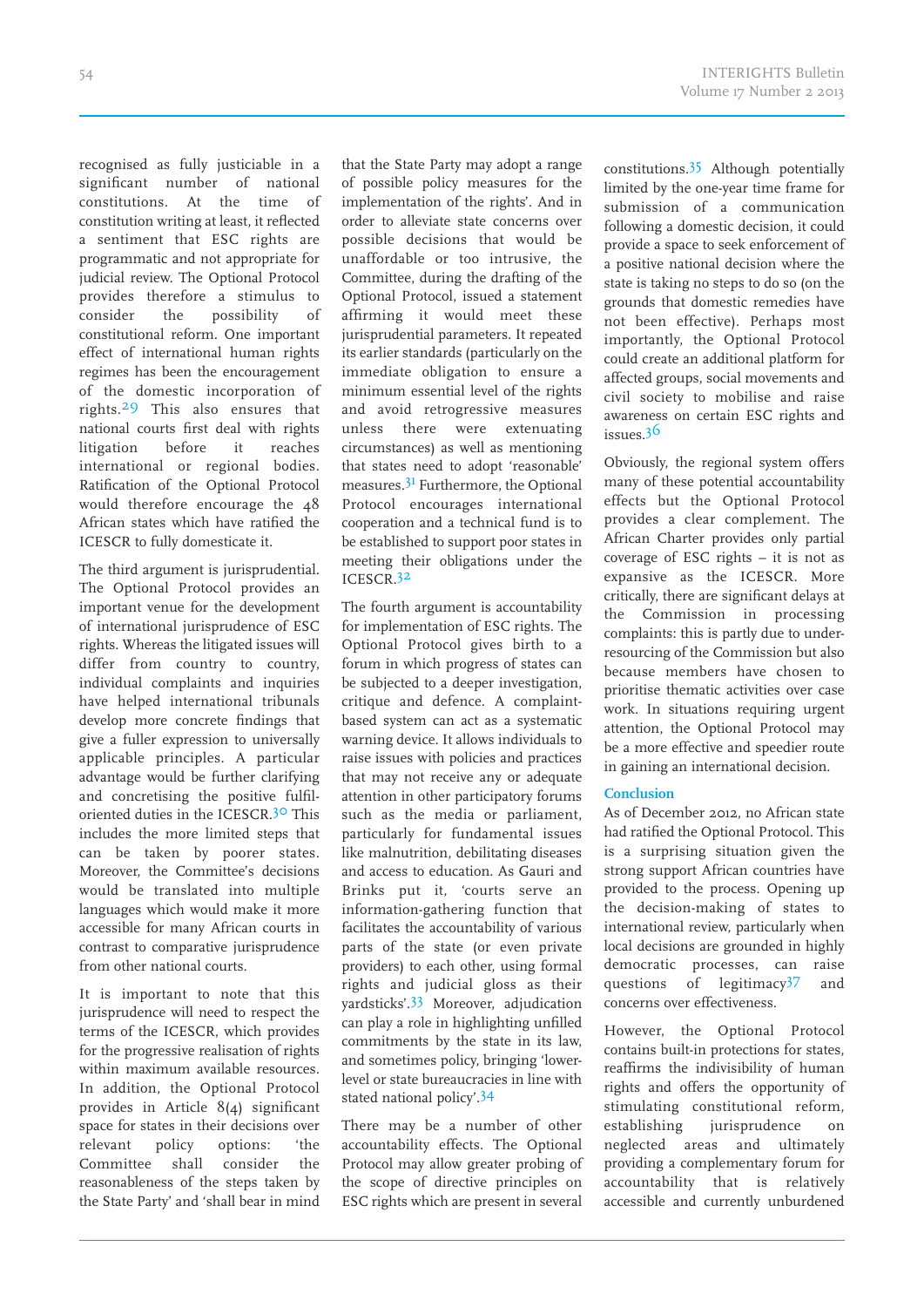recognised as fully justiciable in a significant number of national constitutions. At the time of constitution writing at least, it reflected a sentiment that ESC rights are programmatic and not appropriate for judicial review. The Optional Protocol provides therefore a stimulus to consider the possibility of constitutional reform. One important effect of international human rights regimes has been the encouragement of the domestic incorporation of rights.[29] This also ensures that national courts first deal with rights litigation before it reaches international or regional bodies. Ratification of the Optional Protocol would therefore encourage the 48 African states which have ratified the ICESCR to fully domesticate it.

The third argument is jurisprudential. The Optional Protocol provides an important venue for the development of international jurisprudence of ESC rights. Whereas the litigated issues will differ from country to country, individual complaints and inquiries have helped international tribunals develop more concrete findings that give a fuller expression to universally applicable principles. A particular advantage would be further clarifying and concretising the positive fulfil-oriented duties in the ICESCR.[30] This includes the more limited steps that can be taken by poorer states. Moreover, the Committee's decisions would be translated into multiple languages which would make it more accessible for many African courts in contrast to comparative jurisprudence from other national courts.

It is important to note that this jurisprudence will need to respect the terms of the ICESCR, which provides for the progressive realisation of rights within maximum available resources. In addition, the Optional Protocol provides in Article 8(4) significant space for states in their decisions over relevant policy options: 'the Committee shall consider the reasonableness of the steps taken by the State Party' and 'shall bear in mind that the State Party may adopt a range of possible policy measures for the implementation of the rights'. And in order to alleviate state concerns over possible decisions that would be unaffordable or too intrusive, the Committee, during the drafting of the Optional Protocol, issued a statement affirming it would meet these jurisprudential parameters. It repeated its earlier standards (particularly on the immediate obligation to ensure a minimum essential level of the rights and avoid retrogressive measures unless there were extenuating circumstances) as well as mentioning that states need to adopt 'reasonable' measures.[31] Furthermore, the Optional Protocol encourages international cooperation and a technical fund is to be established to support poor states in meeting their obligations under the ICESCR.[32]

The fourth argument is accountability for implementation of ESC rights. The Optional Protocol gives birth to a forum in which progress of states can be subjected to a deeper investigation, critique and defence. A complaint-based system can act as a systematic warning device. It allows individuals to raise issues with policies and practices that may not receive any or adequate attention in other participatory forums such as the media or parliament, particularly for fundamental issues like malnutrition, debilitating diseases and access to education. As Gauri and Brinks put it, 'courts serve an information-gathering function that facilitates the accountability of various parts of the state (or even private providers) to each other, using formal rights and judicial gloss as their yardsticks'.[33] Moreover, adjudication can play a role in highlighting unfilled commitments by the state in its law, and sometimes policy, bringing 'lower-level or state bureaucracies in line with stated national policy'.[34]

There may be a number of other accountability effects. The Optional Protocol may allow greater probing of the scope of directive principles on ESC rights which are present in several constitutions.[35] Although potentially limited by the one-year time frame for submission of a communication following a domestic decision, it could provide a space to seek enforcement of a positive national decision where the state is taking no steps to do so (on the grounds that domestic remedies have not been effective). Perhaps most importantly, the Optional Protocol could create an additional platform for affected groups, social movements and civil society to mobilise and raise awareness on certain ESC rights and issues.[36]

Obviously, the regional system offers many of these potential accountability effects but the Optional Protocol provides a clear complement. The African Charter provides only partial coverage of ESC rights – it is not as expansive as the ICESCR. More critically, there are significant delays at the Commission in processing complaints: this is partly due to under-resourcing of the Commission but also because members have chosen to prioritise thematic activities over case work. In situations requiring urgent attention, the Optional Protocol may be a more effective and speedier route in gaining an international decision.

## Conclusion

As of December 2012, no African state had ratified the Optional Protocol. This is a surprising situation given the strong support African countries have provided to the process. Opening up the decision-making of states to international review, particularly when local decisions are grounded in highly democratic processes, can raise questions of legitimacy[37] and concerns over effectiveness.

However, the Optional Protocol contains built-in protections for states, reaffirms the indivisibility of human rights and offers the opportunity of stimulating constitutional reform, establishing jurisprudence on neglected areas and ultimately providing a complementary forum for accountability that is relatively accessible and currently unburdened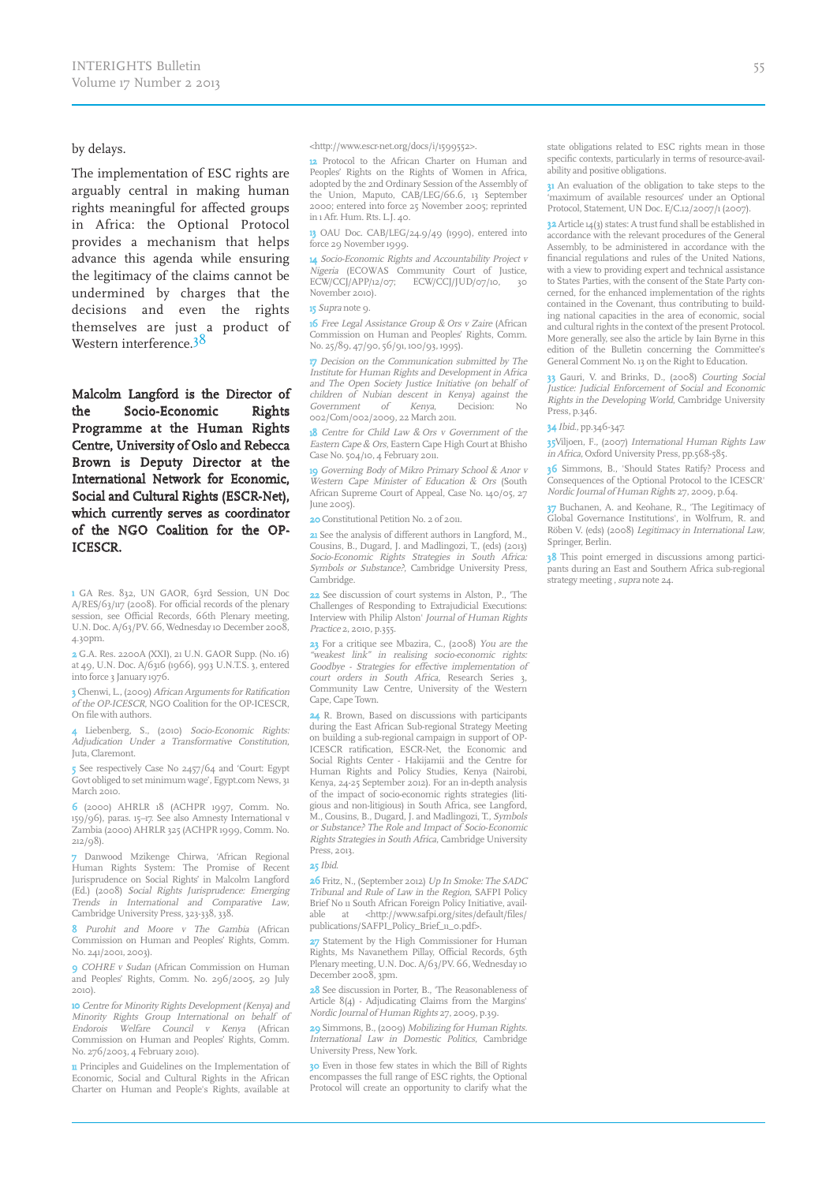by delays.

The implementation of ESC rights are arguably central in making human rights meaningful for affected groups in Africa: the Optional Protocol provides a mechanism that helps advance this agenda while ensuring the legitimacy of the claims cannot be undermined by charges that the decisions and even the rights themselves are just a product of Western interference.[38]

**Malcolm Langford is the Director of the Socio-Economic Rights Programme at the Human Rights Centre, University of Oslo and Rebecca Brown is Deputy Director at the International Network for Economic, Social and Cultural Rights (ESCR-Net), which currently serves as coordinator of the NGO Coalition for the OP-ICESCR.**

1 GA Res. 832, UN GAOR, 63rd Session, UN Doc A/RES/63/117 (2008). For official records of the plenary session, see Official Records, 66th Plenary meeting, U.N. Doc. A/63/PV. 66, Wednesday 10 December 2008, 4.30pm.

2 G.A. Res. 2200A (XXI), 21 U.N. GAOR Supp. (No. 16) at 49, U.N. Doc. A/6316 (1966), 993 U.N.T.S. 3, entered into force 3 January 1976.

3 Chenwi, L., (2009) *African Arguments for Ratification of the OP-ICESCR*, NGO Coalition for the OP-ICESCR, On file with authors.

4 Liebenberg, S., (2010) *Socio-Economic Rights: Adjudication Under a Transformative Constitution*, Juta, Claremont.

5 See respectively Case No 2457/64 and 'Court: Egypt Govt obliged to set minimum wage', Egypt.com News, 31 March 2010.

6 (2000) AHRLR 18 (ACHPR 1997, Comm. No. 159/96), paras. 15–17. See also Amnesty International v Zambia (2000) AHRLR 325 (ACHPR 1999, Comm. No. 212/98).

7 Danwood Mzikenge Chirwa, 'African Regional Human Rights System: The Promise of Recent Jurisprudence on Social Rights' in Malcolm Langford (Ed.) (2008) *Social Rights Jurisprudence: Emerging Trends in International and Comparative Law*, Cambridge University Press, 323-338, 338.

8 *Purohit and Moore v The Gambia* (African Commission on Human and Peoples' Rights, Comm. No. 241/2001, 2003).

9 *COHRE v Sudan* (African Commission on Human and Peoples' Rights, Comm. No. 296/2005, 29 July 2010).

10 *Centre for Minority Rights Development (Kenya) and Minority Rights Group International on behalf of Endorois Welfare Council v Kenya* (African Commission on Human and Peoples' Rights, Comm. No. 276/2003, 4 February 2010).

11 Principles and Guidelines on the Implementation of Economic, Social and Cultural Rights in the African Charter on Human and People's Rights, available at <http://www.escr-net.org/docs/i/1599552>.

12 Protocol to the African Charter on Human and Peoples' Rights on the Rights of Women in Africa, adopted by the 2nd Ordinary Session of the Assembly of the Union, Maputo, CAB/LEG/66.6, 13 September 2000; entered into force 25 November 2005; reprinted in 1 Afr. Hum. Rts. L.J. 40.

13 OAU Doc. CAB/LEG/24.9/49 (1990), entered into force 29 November 1999.

14 *Socio-Economic Rights and Accountability Project v Nigeria* (ECOWAS Community Court of Justice, ECW/CCJ/APP/12/07; ECW/CCJ/JUD/07/10, 30 November 2010).

15 *Supra* note 9.

16 *Free Legal Assistance Group & Ors v Zaire* (African Commission on Human and Peoples' Rights, Comm. No. 25/89, 47/90, 56/91, 100/93, 1995).

17 *Decision on the Communication submitted by The Institute for Human Rights and Development in Africa and The Open Society Justice Initiative (on behalf of children of Nubian descent in Kenya) against the Government of Kenya*, Decision: No 002/Com/002/2009, 22 March 2011.

18 *Centre for Child Law & Ors v Government of the Eastern Cape & Ors*, Eastern Cape High Court at Bhisho Case No. 504/10, 4 February 2011.

19 *Governing Body of Mikro Primary School & Anor v Western Cape Minister of Education & Ors* (South African Supreme Court of Appeal, Case No. 140/05, 27 June 2005).

20 Constitutional Petition No. 2 of 2011.

21 See the analysis of different authors in Langford, M., Cousins, B., Dugard, J. and Madlingozi, T., (eds) (2013) *Socio-Economic Rights Strategies in South Africa: Symbols or Substance?*, Cambridge University Press, Cambridge.

22 See discussion of court systems in Alston, P., 'The Challenges of Responding to Extrajudicial Executions: Interview with Philip Alston' *Journal of Human Rights Practice* 2, 2010, p.355.

23 For a critique see Mbazira, C., (2008) *You are the "weakest link" in realising socio-economic rights: Goodbye - Strategies for effective implementation of court orders in South Africa*, Research Series 3, Community Law Centre, University of the Western Cape, Cape Town.

24 R. Brown, Based on discussions with participants during the East African Sub-regional Strategy Meeting on building a sub-regional campaign in support of OP-ICESCR ratification, ESCR-Net, the Economic and Social Rights Center - Hakijamii and the Centre for Human Rights and Policy Studies, Kenya (Nairobi, Kenya, 24-25 September 2012). For an in-depth analysis of the impact of socio-economic rights strategies (litigious and non-litigious) in South Africa, see Langford, M., Cousins, B., Dugard, J. and Madlingozi, T., *Symbols or Substance? The Role and Impact of Socio-Economic Rights Strategies in South Africa*, Cambridge University Press, 2013.

25 *Ibid.*

26 Fritz, N., (September 2012) *Up In Smoke: The SADC Tribunal and Rule of Law in the Region*, SAFPI Policy Brief No 11 South African Foreign Policy Initiative, available at <http://www.safpi.org/sites/default/files/publications/SAFPI_Policy_Brief_11_0.pdf>.

27 Statement by the High Commissioner for Human Rights, Ms Navanethem Pillay, Official Records, 65th Plenary meeting, U.N. Doc. A/63/PV. 66, Wednesday 10 December 2008, 3pm.

28 See discussion in Porter, B., 'The Reasonableness of Article 8(4) - Adjudicating Claims from the Margins' *Nordic Journal of Human Rights* 27, 2009, p.39.

29 Simmons, B., (2009) *Mobilizing for Human Rights. International Law in Domestic Politics*, Cambridge University Press, New York.

30 Even in those few states in which the Bill of Rights encompasses the full range of ESC rights, the Optional Protocol will create an opportunity to clarify what the state obligations related to ESC rights mean in those specific contexts, particularly in terms of resource-availability and positive obligations.

31 An evaluation of the obligation to take steps to the 'maximum of available resources' under an Optional Protocol, Statement, UN Doc. E/C.12/2007/1 (2007).

32 Article 14(3) states: A trust fund shall be established in accordance with the relevant procedures of the General Assembly, to be administered in accordance with the financial regulations and rules of the United Nations, with a view to providing expert and technical assistance to States Parties, with the consent of the State Party concerned, for the enhanced implementation of the rights contained in the Covenant, thus contributing to building national capacities in the area of economic, social and cultural rights in the context of the present Protocol. More generally, see also the article by Iain Byrne in this edition of the Bulletin concerning the Committee's General Comment No. 13 on the Right to Education.

33 Gauri, V. and Brinks, D., (2008) *Courting Social Justice: Judicial Enforcement of Social and Economic Rights in the Developing World*, Cambridge University Press, p.346.

34 *Ibid.*, pp.346-347.

35 Viljoen, F., (2007) *International Human Rights Law in Africa*, Oxford University Press, pp.568-585.

36 Simmons, B., 'Should States Ratify? Process and Consequences of the Optional Protocol to the ICESCR' *Nordic Journal of Human Rights* 27, 2009, p.64.

37 Buchanen, A. and Keohane, R., 'The Legitimacy of Global Governance Institutions', in Wolfrum, R. and Röben V. (eds) (2008) *Legitimacy in International Law*, Springer, Berlin.

38 This point emerged in discussions among participants during an East and Southern Africa sub-regional strategy meeting , *supra* note 24.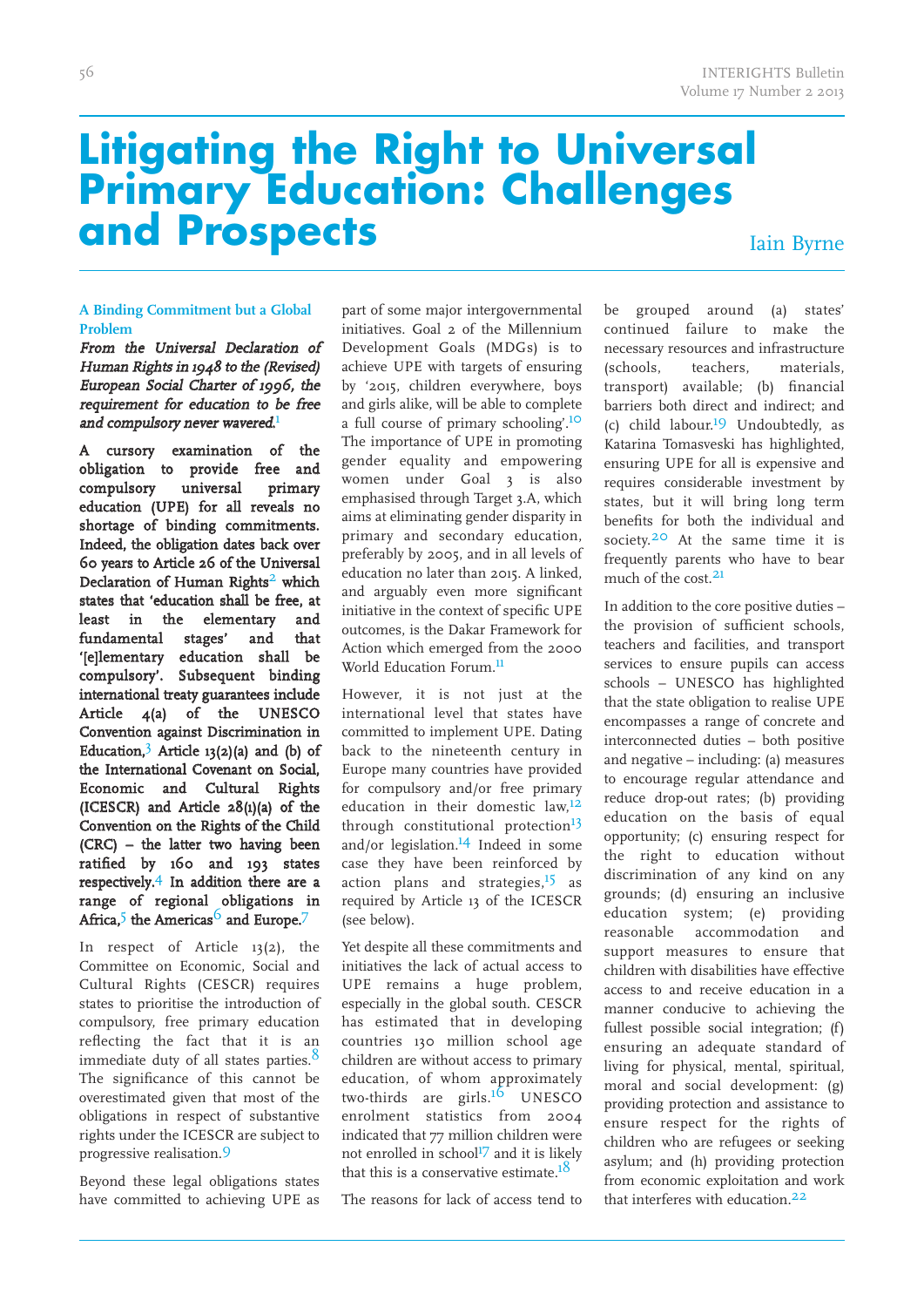# Litigating the Right to Universal Primary Education: Challenges and Prospects

Iain Byrne

### A Binding Commitment but a Global Problem

***From the Universal Declaration of Human Rights in 1948 to the (Revised) European Social Charter of 1996, the requirement for education to be free and compulsory never wavered.***[1]

**A cursory examination of the obligation to provide free and compulsory universal primary education (UPE) for all reveals no shortage of binding commitments. Indeed, the obligation dates back over 60 years to Article 26 of the Universal Declaration of Human Rights**[2] **which states that 'education shall be free, at least in the elementary and fundamental stages' and that '[e]lementary education shall be compulsory'. Subsequent binding international treaty guarantees include Article 4(a) of the UNESCO Convention against Discrimination in Education,**[3] **Article 13(2)(a) and (b) of the International Covenant on Social, Economic and Cultural Rights (ICESCR) and Article 28(1)(a) of the Convention on the Rights of the Child (CRC) – the latter two having been ratified by 160 and 193 states respectively.**[4] **In addition there are a range of regional obligations in Africa,**[5] **the Americas**[6] **and Europe.**[7]

In respect of Article 13(2), the Committee on Economic, Social and Cultural Rights (CESCR) requires states to prioritise the introduction of compulsory, free primary education reflecting the fact that it is an immediate duty of all states parties.[8] The significance of this cannot be overestimated given that most of the obligations in respect of substantive rights under the ICESCR are subject to progressive realisation.[9]

Beyond these legal obligations states have committed to achieving UPE as part of some major intergovernmental initiatives. Goal 2 of the Millennium Development Goals (MDGs) is to achieve UPE with targets of ensuring by '2015, children everywhere, boys and girls alike, will be able to complete a full course of primary schooling'.[10] The importance of UPE in promoting gender equality and empowering women under Goal 3 is also emphasised through Target 3.A, which aims at eliminating gender disparity in primary and secondary education, preferably by 2005, and in all levels of education no later than 2015. A linked, and arguably even more significant initiative in the context of specific UPE outcomes, is the Dakar Framework for Action which emerged from the 2000 World Education Forum.[11]

However, it is not just at the international level that states have committed to implement UPE. Dating back to the nineteenth century in Europe many countries have provided for compulsory and/or free primary education in their domestic law,[12] through constitutional protection[13] and/or legislation.[14] Indeed in some case they have been reinforced by action plans and strategies,[15] as required by Article 13 of the ICESCR (see below).

Yet despite all these commitments and initiatives the lack of actual access to UPE remains a huge problem, especially in the global south. CESCR has estimated that in developing countries 130 million school age children are without access to primary education, of whom approximately two-thirds are girls.[16] UNESCO enrolment statistics from 2004 indicated that 77 million children were not enrolled in school[17] and it is likely that this is a conservative estimate.[18]

The reasons for lack of access tend to be grouped around (a) states' continued failure to make the necessary resources and infrastructure (schools, teachers, materials, transport) available; (b) financial barriers both direct and indirect; and (c) child labour.[19] Undoubtedly, as Katarina Tomasveski has highlighted, ensuring UPE for all is expensive and requires considerable investment by states, but it will bring long term benefits for both the individual and society.[20] At the same time it is frequently parents who have to bear much of the cost.[21]

In addition to the core positive duties – the provision of sufficient schools, teachers and facilities, and transport services to ensure pupils can access schools – UNESCO has highlighted that the state obligation to realise UPE encompasses a range of concrete and interconnected duties – both positive and negative – including: (a) measures to encourage regular attendance and reduce drop-out rates; (b) providing education on the basis of equal opportunity; (c) ensuring respect for the right to education without discrimination of any kind on any grounds; (d) ensuring an inclusive education system; (e) providing reasonable accommodation and support measures to ensure that children with disabilities have effective access to and receive education in a manner conducive to achieving the fullest possible social integration; (f) ensuring an adequate standard of living for physical, mental, spiritual, moral and social development: (g) providing protection and assistance to ensure respect for the rights of children who are refugees or seeking asylum; and (h) providing protection from economic exploitation and work that interferes with education.[22]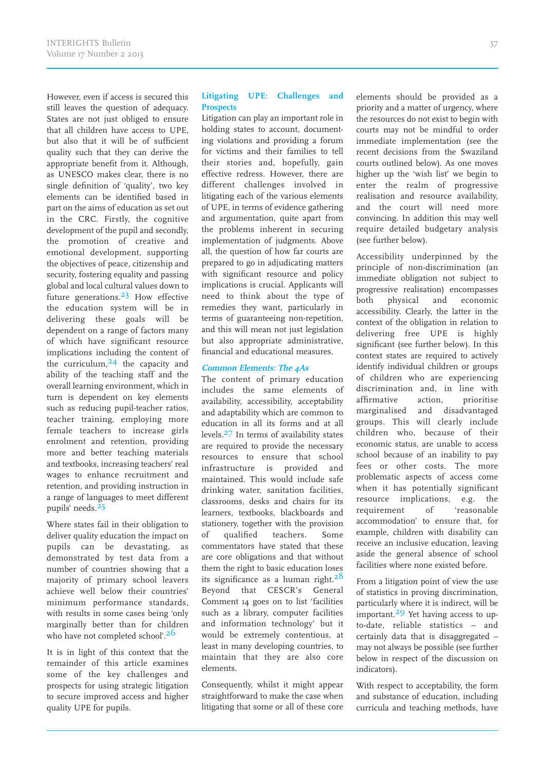However, even if access is secured this still leaves the question of adequacy. States are not just obliged to ensure that all children have access to UPE, but also that it will be of sufficient quality such that they can derive the appropriate benefit from it. Although, as UNESCO makes clear, there is no single definition of 'quality', two key elements can be identified based in part on the aims of education as set out in the CRC. Firstly, the cognitive development of the pupil and secondly, the promotion of creative and emotional development, supporting the objectives of peace, citizenship and security, fostering equality and passing global and local cultural values down to future generations.[23] How effective the education system will be in delivering these goals will be dependent on a range of factors many of which have significant resource implications including the content of the curriculum,[24] the capacity and ability of the teaching staff and the overall learning environment, which in turn is dependent on key elements such as reducing pupil-teacher ratios, teacher training, employing more female teachers to increase girls enrolment and retention, providing more and better teaching materials and textbooks, increasing teachers' real wages to enhance recruitment and retention, and providing instruction in a range of languages to meet different pupils' needs.[25]

Where states fail in their obligation to deliver quality education the impact on pupils can be devastating, as demonstrated by test data from a number of countries showing that a majority of primary school leavers achieve well below their countries' minimum performance standards, with results in some cases being 'only marginally better than for children who have not completed school'.[26]

It is in light of this context that the remainder of this article examines some of the key challenges and prospects for using strategic litigation to secure improved access and higher quality UPE for pupils.

## Litigating UPE: Challenges and Prospects

Litigation can play an important role in holding states to account, documenting violations and providing a forum for victims and their families to tell their stories and, hopefully, gain effective redress. However, there are different challenges involved in litigating each of the various elements of UPE, in terms of evidence gathering and argumentation, quite apart from the problems inherent in securing implementation of judgments. Above all, the question of how far courts are prepared to go in adjudicating matters with significant resource and policy implications is crucial. Applicants will need to think about the type of remedies they want, particularly in terms of guaranteeing non-repetition, and this will mean not just legislation but also appropriate administrative, financial and educational measures.

### *Common Elements: The 4As*

The content of primary education includes the same elements of availability, accessibility, acceptability and adaptability which are common to education in all its forms and at all levels.[27] In terms of availability states are required to provide the necessary resources to ensure that school infrastructure is provided and maintained. This would include safe drinking water, sanitation facilities, classrooms, desks and chairs for its learners, textbooks, blackboards and stationery, together with the provision of qualified teachers. Some commentators have stated that these are core obligations and that without them the right to basic education loses its significance as a human right.[28] Beyond that CESCR's General Comment 14 goes on to list 'facilities such as a library, computer facilities and information technology' but it would be extremely contentious, at least in many developing countries, to maintain that they are also core elements.

Consequently, whilst it might appear straightforward to make the case when litigating that some or all of these core elements should be provided as a priority and a matter of urgency, where the resources do not exist to begin with courts may not be mindful to order immediate implementation (see the recent decisions from the Swaziland courts outlined below). As one moves higher up the 'wish list' we begin to enter the realm of progressive realisation and resource availability, and the court will need more convincing. In addition this may well require detailed budgetary analysis (see further below).

Accessibility underpinned by the principle of non-discrimination (an immediate obligation not subject to progressive realisation) encompasses both physical and economic accessibility. Clearly, the latter in the context of the obligation in relation to delivering free UPE is highly significant (see further below). In this context states are required to actively identify individual children or groups of children who are experiencing discrimination and, in line with affirmative action, prioritise marginalised and disadvantaged groups. This will clearly include children who, because of their economic status, are unable to access school because of an inability to pay fees or other costs. The more problematic aspects of access come when it has potentially significant resource implications, e.g. the requirement of 'reasonable accommodation' to ensure that, for example, children with disability can receive an inclusive education, leaving aside the general absence of school facilities where none existed before.

From a litigation point of view the use of statistics in proving discrimination, particularly where it is indirect, will be important.[29] Yet having access to up-to-date, reliable statistics – and certainly data that is disaggregated – may not always be possible (see further below in respect of the discussion on indicators).

With respect to acceptability, the form and substance of education, including curricula and teaching methods, have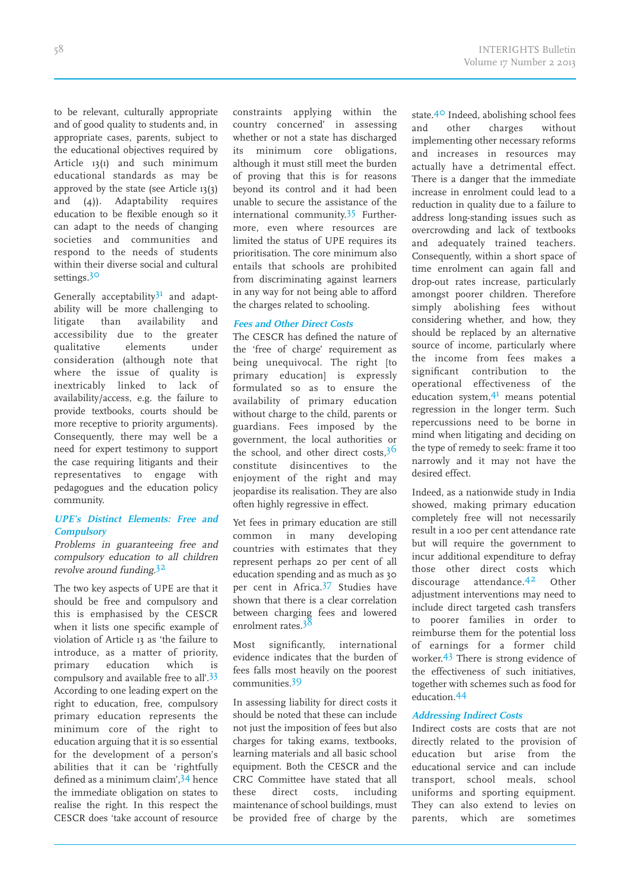to be relevant, culturally appropriate and of good quality to students and, in appropriate cases, parents, subject to the educational objectives required by Article 13(1) and such minimum educational standards as may be approved by the state (see Article 13(3) and (4)). Adaptability requires education to be flexible enough so it can adapt to the needs of changing societies and communities and respond to the needs of students within their diverse social and cultural settings.[30]

Generally acceptability[31] and adaptability will be more challenging to litigate than availability and accessibility due to the greater qualitative elements under consideration (although note that where the issue of quality is inextricably linked to lack of availability/access, e.g. the failure to provide textbooks, courts should be more receptive to priority arguments). Consequently, there may well be a need for expert testimony to support the case requiring litigants and their representatives to engage with pedagogues and the education policy community.

### *UPE's Distinct Elements: Free and Compulsory*

*Problems in guaranteeing free and compulsory education to all children revolve around funding.*[32]

The two key aspects of UPE are that it should be free and compulsory and this is emphasised by the CESCR when it lists one specific example of violation of Article 13 as 'the failure to introduce, as a matter of priority, primary education which is compulsory and available free to all'.[33] According to one leading expert on the right to education, free, compulsory primary education represents the minimum core of the right to education arguing that it is so essential for the development of a person's abilities that it can be 'rightfully defined as a minimum claim',[34] hence the immediate obligation on states to realise the right. In this respect the CESCR does 'take account of resource constraints applying within the country concerned' in assessing whether or not a state has discharged its minimum core obligations, although it must still meet the burden of proving that this is for reasons beyond its control and it had been unable to secure the assistance of the international community.[35] Furthermore, even where resources are limited the status of UPE requires its prioritisation. The core minimum also entails that schools are prohibited from discriminating against learners in any way for not being able to afford the charges related to schooling.

### *Fees and Other Direct Costs*

The CESCR has defined the nature of the 'free of charge' requirement as being unequivocal. The right [to primary education] is expressly formulated so as to ensure the availability of primary education without charge to the child, parents or guardians. Fees imposed by the government, the local authorities or the school, and other direct costs,[36] constitute disincentives to the enjoyment of the right and may jeopardise its realisation. They are also often highly regressive in effect.

Yet fees in primary education are still common in many developing countries with estimates that they represent perhaps 20 per cent of all education spending and as much as 30 per cent in Africa.[37] Studies have shown that there is a clear correlation between charging fees and lowered enrolment rates.[38]

Most significantly, international evidence indicates that the burden of fees falls most heavily on the poorest communities.[39]

In assessing liability for direct costs it should be noted that these can include not just the imposition of fees but also charges for taking exams, textbooks, learning materials and all basic school equipment. Both the CESCR and the CRC Committee have stated that all these direct costs, including maintenance of school buildings, must be provided free of charge by the state.[40] Indeed, abolishing school fees and other charges without implementing other necessary reforms and increases in resources may actually have a detrimental effect. There is a danger that the immediate increase in enrolment could lead to a reduction in quality due to a failure to address long-standing issues such as overcrowding and lack of textbooks and adequately trained teachers. Consequently, within a short space of time enrolment can again fall and drop-out rates increase, particularly amongst poorer children. Therefore simply abolishing fees without considering whether, and how, they should be replaced by an alternative source of income, particularly where the income from fees makes a significant contribution to the operational effectiveness of the education system,[41] means potential regression in the longer term. Such repercussions need to be borne in mind when litigating and deciding on the type of remedy to seek: frame it too narrowly and it may not have the desired effect.

Indeed, as a nationwide study in India showed, making primary education completely free will not necessarily result in a 100 per cent attendance rate but will require the government to incur additional expenditure to defray those other direct costs which discourage attendance.[42] Other adjustment interventions may need to include direct targeted cash transfers to poorer families in order to reimburse them for the potential loss of earnings for a former child worker.[43] There is strong evidence of the effectiveness of such initiatives, together with schemes such as food for education.[44]

### *Addressing Indirect Costs*

Indirect costs are costs that are not directly related to the provision of education but arise from the educational service and can include transport, school meals, school uniforms and sporting equipment. They can also extend to levies on parents, which are sometimes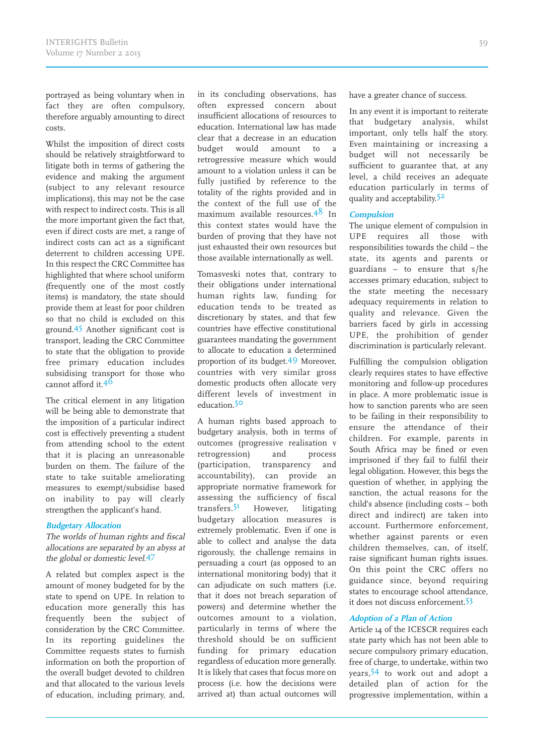portrayed as being voluntary when in fact they are often compulsory, therefore arguably amounting to direct costs.

Whilst the imposition of direct costs should be relatively straightforward to litigate both in terms of gathering the evidence and making the argument (subject to any relevant resource implications), this may not be the case with respect to indirect costs. This is all the more important given the fact that, even if direct costs are met, a range of indirect costs can act as a significant deterrent to children accessing UPE. In this respect the CRC Committee has highlighted that where school uniform (frequently one of the most costly items) is mandatory, the state should provide them at least for poor children so that no child is excluded on this ground.[45] Another significant cost is transport, leading the CRC Committee to state that the obligation to provide free primary education includes subsidising transport for those who cannot afford it.[46]

The critical element in any litigation will be being able to demonstrate that the imposition of a particular indirect cost is effectively preventing a student from attending school to the extent that it is placing an unreasonable burden on them. The failure of the state to take suitable ameliorating measures to exempt/subsidise based on inability to pay will clearly strengthen the applicant's hand.

### Budgetary Allocation

*The worlds of human rights and fiscal allocations are separated by an abyss at the global or domestic level.*[47]

A related but complex aspect is the amount of money budgeted for by the state to spend on UPE. In relation to education more generally this has frequently been the subject of consideration by the CRC Committee. In its reporting guidelines the Committee requests states to furnish information on both the proportion of the overall budget devoted to children and that allocated to the various levels of education, including primary, and, in its concluding observations, has often expressed concern about insufficient allocations of resources to education. International law has made clear that a decrease in an education budget would amount to a retrogressive measure which would amount to a violation unless it can be fully justified by reference to the totality of the rights provided and in the context of the full use of the maximum available resources.[48] In this context states would have the burden of proving that they have not just exhausted their own resources but those available internationally as well.

Tomasveski notes that, contrary to their obligations under international human rights law, funding for education tends to be treated as discretionary by states, and that few countries have effective constitutional guarantees mandating the government to allocate to education a determined proportion of its budget.[49] Moreover, countries with very similar gross domestic products often allocate very different levels of investment in education.[50]

A human rights based approach to budgetary analysis, both in terms of outcomes (progressive realisation v retrogression) and process (participation, transparency and accountability), can provide an appropriate normative framework for assessing the sufficiency of fiscal transfers.[51] However, litigating budgetary allocation measures is extremely problematic. Even if one is able to collect and analyse the data rigorously, the challenge remains in persuading a court (as opposed to an international monitoring body) that it can adjudicate on such matters (i.e. that it does not breach separation of powers) and determine whether the outcomes amount to a violation, particularly in terms of where the threshold should be on sufficient funding for primary education regardless of education more generally. It is likely that cases that focus more on process (i.e. how the decisions were arrived at) than actual outcomes will have a greater chance of success.

In any event it is important to reiterate that budgetary analysis, whilst important, only tells half the story. Even maintaining or increasing a budget will not necessarily be sufficient to guarantee that, at any level, a child receives an adequate education particularly in terms of quality and acceptability.[52]

### Compulsion

The unique element of compulsion in UPE requires all those with responsibilities towards the child – the state, its agents and parents or guardians – to ensure that s/he accesses primary education, subject to the state meeting the necessary adequacy requirements in relation to quality and relevance. Given the barriers faced by girls in accessing UPE, the prohibition of gender discrimination is particularly relevant.

Fulfilling the compulsion obligation clearly requires states to have effective monitoring and follow-up procedures in place. A more problematic issue is how to sanction parents who are seen to be failing in their responsibility to ensure the attendance of their children. For example, parents in South Africa may be fined or even imprisoned if they fail to fulfil their legal obligation. However, this begs the question of whether, in applying the sanction, the actual reasons for the child's absence (including costs – both direct and indirect) are taken into account. Furthermore enforcement, whether against parents or even children themselves, can, of itself, raise significant human rights issues. On this point the CRC offers no guidance since, beyond requiring states to encourage school attendance, it does not discuss enforcement.[53]

### Adoption of a Plan of Action

Article 14 of the ICESCR requires each state party which has not been able to secure compulsory primary education, free of charge, to undertake, within two years,[54] to work out and adopt a detailed plan of action for the progressive implementation, within a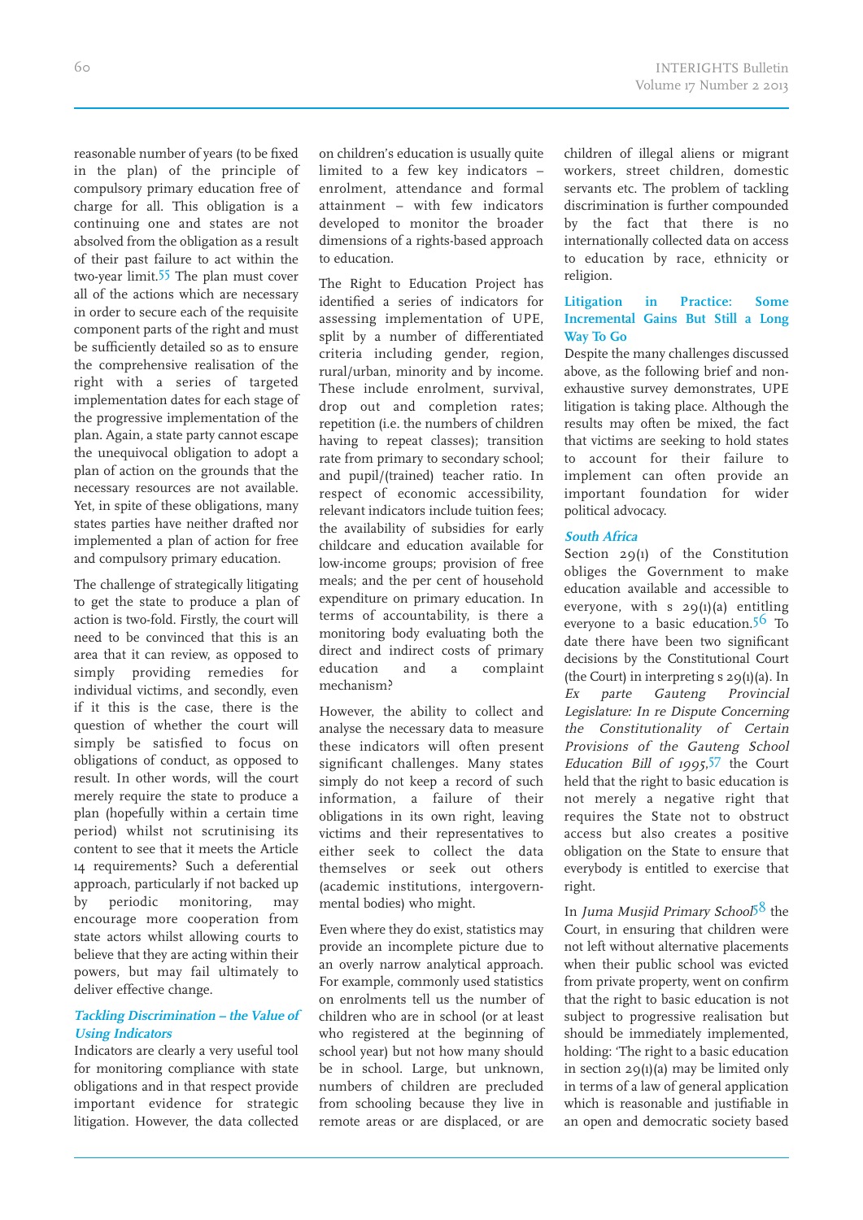reasonable number of years (to be fixed in the plan) of the principle of compulsory primary education free of charge for all. This obligation is a continuing one and states are not absolved from the obligation as a result of their past failure to act within the two-year limit.[55] The plan must cover all of the actions which are necessary in order to secure each of the requisite component parts of the right and must be sufficiently detailed so as to ensure the comprehensive realisation of the right with a series of targeted implementation dates for each stage of the progressive implementation of the plan. Again, a state party cannot escape the unequivocal obligation to adopt a plan of action on the grounds that the necessary resources are not available. Yet, in spite of these obligations, many states parties have neither drafted nor implemented a plan of action for free and compulsory primary education.

The challenge of strategically litigating to get the state to produce a plan of action is two-fold. Firstly, the court will need to be convinced that this is an area that it can review, as opposed to simply providing remedies for individual victims, and secondly, even if it this is the case, there is the question of whether the court will simply be satisfied to focus on obligations of conduct, as opposed to result. In other words, will the court merely require the state to produce a plan (hopefully within a certain time period) whilst not scrutinising its content to see that it meets the Article 14 requirements? Such a deferential approach, particularly if not backed up by periodic monitoring, may encourage more cooperation from state actors whilst allowing courts to believe that they are acting within their powers, but may fail ultimately to deliver effective change.

### *Tackling Discrimination – the Value of Using Indicators*

Indicators are clearly a very useful tool for monitoring compliance with state obligations and in that respect provide important evidence for strategic litigation. However, the data collected on children's education is usually quite limited to a few key indicators – enrolment, attendance and formal attainment – with few indicators developed to monitor the broader dimensions of a rights-based approach to education.

The Right to Education Project has identified a series of indicators for assessing implementation of UPE, split by a number of differentiated criteria including gender, region, rural/urban, minority and by income. These include enrolment, survival, drop out and completion rates; repetition (i.e. the numbers of children having to repeat classes); transition rate from primary to secondary school; and pupil/(trained) teacher ratio. In respect of economic accessibility, relevant indicators include tuition fees; the availability of subsidies for early childcare and education available for low-income groups; provision of free meals; and the per cent of household expenditure on primary education. In terms of accountability, is there a monitoring body evaluating both the direct and indirect costs of primary education and a complaint mechanism?

However, the ability to collect and analyse the necessary data to measure these indicators will often present significant challenges. Many states simply do not keep a record of such information, a failure of their obligations in its own right, leaving victims and their representatives to either seek to collect the data themselves or seek out others (academic institutions, intergovernmental bodies) who might.

Even where they do exist, statistics may provide an incomplete picture due to an overly narrow analytical approach. For example, commonly used statistics on enrolments tell us the number of children who are in school (or at least who registered at the beginning of school year) but not how many should be in school. Large, but unknown, numbers of children are precluded from schooling because they live in remote areas or are displaced, or are children of illegal aliens or migrant workers, street children, domestic servants etc. The problem of tackling discrimination is further compounded by the fact that there is no internationally collected data on access to education by race, ethnicity or religion.

## Litigation in Practice: Some Incremental Gains But Still a Long Way To Go

Despite the many challenges discussed above, as the following brief and non-exhaustive survey demonstrates, UPE litigation is taking place. Although the results may often be mixed, the fact that victims are seeking to hold states to account for their failure to implement can often provide an important foundation for wider political advocacy.

### *South Africa*

Section 29(1) of the Constitution obliges the Government to make education available and accessible to everyone, with s 29(1)(a) entitling everyone to a basic education.[56] To date there have been two significant decisions by the Constitutional Court (the Court) in interpreting s 29(1)(a). In *Ex parte Gauteng Provincial Legislature: In re Dispute Concerning the Constitutionality of Certain Provisions of the Gauteng School Education Bill of 1995*,[57] the Court held that the right to basic education is not merely a negative right that requires the State not to obstruct access but also creates a positive obligation on the State to ensure that everybody is entitled to exercise that right.

In *Juma Musjid Primary School*[58] the Court, in ensuring that children were not left without alternative placements when their public school was evicted from private property, went on confirm that the right to basic education is not subject to progressive realisation but should be immediately implemented, holding: 'The right to a basic education in section 29(1)(a) may be limited only in terms of a law of general application which is reasonable and justifiable in an open and democratic society based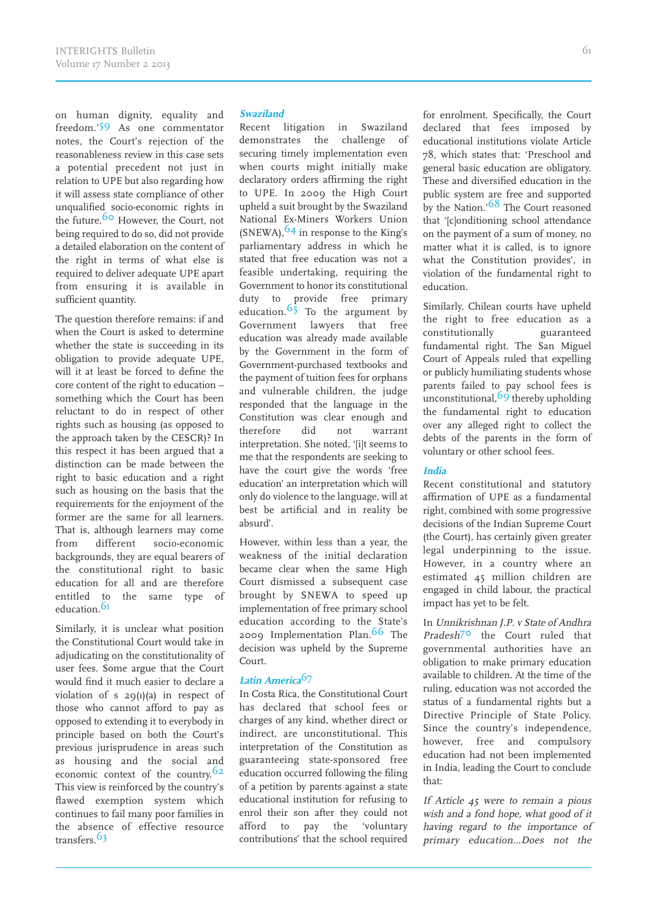on human dignity, equality and freedom.'[59] As one commentator notes, the Court's rejection of the reasonableness review in this case sets a potential precedent not just in relation to UPE but also regarding how it will assess state compliance of other unqualified socio-economic rights in the future.[60] However, the Court, not being required to do so, did not provide a detailed elaboration on the content of the right in terms of what else is required to deliver adequate UPE apart from ensuring it is available in sufficient quantity.

The question therefore remains: if and when the Court is asked to determine whether the state is succeeding in its obligation to provide adequate UPE, will it at least be forced to define the core content of the right to education – something which the Court has been reluctant to do in respect of other rights such as housing (as opposed to the approach taken by the CESCR)? In this respect it has been argued that a distinction can be made between the right to basic education and a right such as housing on the basis that the requirements for the enjoyment of the former are the same for all learners. That is, although learners may come from different socio-economic backgrounds, they are equal bearers of the constitutional right to basic education for all and are therefore entitled to the same type of education.[61]

Similarly, it is unclear what position the Constitutional Court would take in adjudicating on the constitutionality of user fees. Some argue that the Court would find it much easier to declare a violation of s 29(1)(a) in respect of those who cannot afford to pay as opposed to extending it to everybody in principle based on both the Court's previous jurisprudence in areas such as housing and the social and economic context of the country.[62] This view is reinforced by the country's flawed exemption system which continues to fail many poor families in the absence of effective resource transfers.[63]

### *Swaziland*

Recent litigation in Swaziland demonstrates the challenge of securing timely implementation even when courts might initially make declaratory orders affirming the right to UPE. In 2009 the High Court upheld a suit brought by the Swaziland National Ex-Miners Workers Union (SNEWA),[64] in response to the King's parliamentary address in which he stated that free education was not a feasible undertaking, requiring the Government to honor its constitutional duty to provide free primary education.[65] To the argument by Government lawyers that free education was already made available by the Government in the form of Government-purchased textbooks and the payment of tuition fees for orphans and vulnerable children, the judge responded that the language in the Constitution was clear enough and therefore did not warrant interpretation. She noted, '[i]t seems to me that the respondents are seeking to have the court give the words 'free education' an interpretation which will only do violence to the language, will at best be artificial and in reality be absurd'.

However, within less than a year, the weakness of the initial declaration became clear when the same High Court dismissed a subsequent case brought by SNEWA to speed up implementation of free primary school education according to the State's 2009 Implementation Plan.[66] The decision was upheld by the Supreme Court.

### *Latin America*[67]

In Costa Rica, the Constitutional Court has declared that school fees or charges of any kind, whether direct or indirect, are unconstitutional. This interpretation of the Constitution as guaranteeing state-sponsored free education occurred following the filing of a petition by parents against a state educational institution for refusing to enrol their son after they could not afford to pay the 'voluntary contributions' that the school required for enrolment. Specifically, the Court declared that fees imposed by educational institutions violate Article 78, which states that: 'Preschool and general basic education are obligatory. These and diversified education in the public system are free and supported by the Nation.'[68] The Court reasoned that '[c]onditioning school attendance on the payment of a sum of money, no matter what it is called, is to ignore what the Constitution provides', in violation of the fundamental right to education.

Similarly, Chilean courts have upheld the right to free education as a constitutionally guaranteed fundamental right. The San Miguel Court of Appeals ruled that expelling or publicly humiliating students whose parents failed to pay school fees is unconstitutional,[69] thereby upholding the fundamental right to education over any alleged right to collect the debts of the parents in the form of voluntary or other school fees.

### *India*

Recent constitutional and statutory affirmation of UPE as a fundamental right, combined with some progressive decisions of the Indian Supreme Court (the Court), has certainly given greater legal underpinning to the issue. However, in a country where an estimated 45 million children are engaged in child labour, the practical impact has yet to be felt.

In *Unnikrishnan J.P. v State of Andhra Pradesh*[70] the Court ruled that governmental authorities have an obligation to make primary education available to children. At the time of the ruling, education was not accorded the status of a fundamental rights but a Directive Principle of State Policy. Since the country's independence, however, free and compulsory education had not been implemented in India, leading the Court to conclude that:

*If Article 45 were to remain a pious wish and a fond hope, what good of it having regard to the importance of primary education...Does not the*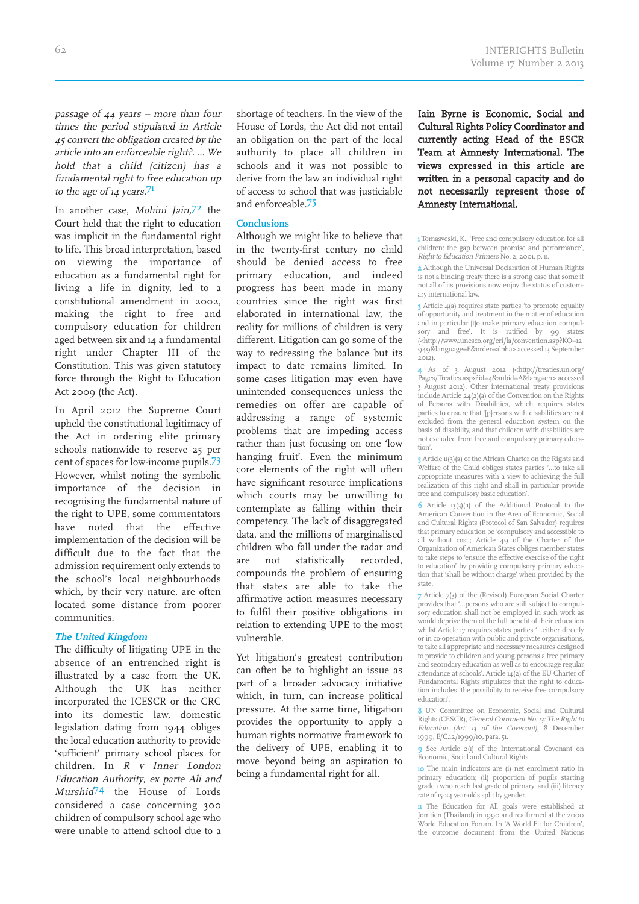*passage of 44 years – more than four times the period stipulated in Article 45 convert the obligation created by the article into an enforceable right?. ... We hold that a child (citizen) has a fundamental right to free education up to the age of 14 years.*[71]

In another case, *Mohini Jain*,[72] the Court held that the right to education was implicit in the fundamental right to life. This broad interpretation, based on viewing the importance of education as a fundamental right for living a life in dignity, led to a constitutional amendment in 2002, making the right to free and compulsory education for children aged between six and 14 a fundamental right under Chapter III of the Constitution. This was given statutory force through the Right to Education Act 2009 (the Act).

In April 2012 the Supreme Court upheld the constitutional legitimacy of the Act in ordering elite primary schools nationwide to reserve 25 per cent of spaces for low-income pupils.[73] However, whilst noting the symbolic importance of the decision in recognising the fundamental nature of the right to UPE, some commentators have noted that the effective implementation of the decision will be difficult due to the fact that the admission requirement only extends to the school's local neighbourhoods which, by their very nature, are often located some distance from poorer communities.

### *The United Kingdom*

The difficulty of litigating UPE in the absence of an entrenched right is illustrated by a case from the UK. Although the UK has neither incorporated the ICESCR or the CRC into its domestic law, domestic legislation dating from 1944 obliges the local education authority to provide 'sufficient' primary school places for children. In *R v Inner London Education Authority, ex parte Ali and Murshid*[74] the House of Lords considered a case concerning 300 children of compulsory school age who were unable to attend school due to a shortage of teachers. In the view of the House of Lords, the Act did not entail an obligation on the part of the local authority to place all children in schools and it was not possible to derive from the law an individual right of access to school that was justiciable and enforceable.[75]

## Conclusions

Although we might like to believe that in the twenty-first century no child should be denied access to free primary education, and indeed progress has been made in many countries since the right was first elaborated in international law, the reality for millions of children is very different. Litigation can go some of the way to redressing the balance but its impact to date remains limited. In some cases litigation may even have unintended consequences unless the remedies on offer are capable of addressing a range of systemic problems that are impeding access rather than just focusing on one 'low hanging fruit'. Even the minimum core elements of the right will often have significant resource implications which courts may be unwilling to contemplate as falling within their competency. The lack of disaggregated data, and the millions of marginalised children who fall under the radar and are not statistically recorded, compounds the problem of ensuring that states are able to take the affirmative action measures necessary to fulfil their positive obligations in relation to extending UPE to the most vulnerable.

Yet litigation's greatest contribution can often be to highlight an issue as part of a broader advocacy initiative which, in turn, can increase political pressure. At the same time, litigation provides the opportunity to apply a human rights normative framework to the delivery of UPE, enabling it to move beyond being an aspiration to being a fundamental right for all.

**Iain Byrne is Economic, Social and Cultural Rights Policy Coordinator and currently acting Head of the ESCR Team at Amnesty International. The views expressed in this article are written in a personal capacity and do not necessarily represent those of Amnesty International.**

1 Tomasveski, K., 'Free and compulsory education for all children: the gap between promise and performance', *Right to Education Primers* No. 2, 2001, p. 11.

2 Although the Universal Declaration of Human Rights is not a binding treaty there is a strong case that some if not all of its provisions now enjoy the status of customary international law.

3 Article 4(a) requires state parties 'to promote equality of opportunity and treatment in the matter of education and in particular [t]o make primary education compulsory and free'. It is ratified by 99 states (<http://www.unesco.org/eri/la/convention.asp?KO=12949&language=E&order=alpha> accessed 13 September 2012).

4 As of 3 August 2012 (<http://treaties.un.org/Pages/Treaties.aspx?id=4&subid=A&lang=en> accessed 3 August 2012). Other international treaty provisions include Article 24(2)(a) of the Convention on the Rights of Persons with Disabilities, which requires states parties to ensure that '[p]ersons with disabilities are not excluded from the general education system on the basis of disability, and that children with disabilities are not excluded from free and compulsory primary education'.

5 Article 11(3)(a) of the African Charter on the Rights and Welfare of the Child obliges states parties '...to take all appropriate measures with a view to achieving the full realization of this right and shall in particular provide free and compulsory basic education'.

6 Article 13(3)(a) of the Additional Protocol to the American Convention in the Area of Economic, Social and Cultural Rights (Protocol of San Salvador) requires that primary education be 'compulsory and accessible to all without cost'; Article 49 of the Charter of the Organization of American States obliges member states to take steps to 'ensure the effective exercise of the right to education' by providing compulsory primary education that 'shall be without charge' when provided by the state.

7 Article 7(3) of the (Revised) European Social Charter provides that '...persons who are still subject to compulsory education shall not be employed in such work as would deprive them of the full benefit of their education whilst Article 17 requires states parties '...either directly or in co-operation with public and private organisations, to take all appropriate and necessary measures designed to provide to children and young persons a free primary and secondary education as well as to encourage regular attendance at schools'. Article 14(2) of the EU Charter of Fundamental Rights stipulates that the right to education includes 'the possibility to receive free compulsory education'.

8 UN Committee on Economic, Social and Cultural Rights (CESCR), *General Comment No. 13: The Right to Education (Art. 13 of the Covenant)*, 8 December 1999, E/C.12/1999/10, para. 51.

9 See Article 2(1) of the International Covenant on Economic, Social and Cultural Rights.

10 The main indicators are (i) net enrolment ratio in primary education; (ii) proportion of pupils starting grade 1 who reach last grade of primary; and (iii) literacy rate of 15-24 year-olds split by gender.

11 The Education for All goals were established at Jomtien (Thailand) in 1990 and reaffirmed at the 2000 World Education Forum. In 'A World Fit for Children', the outcome document from the United Nations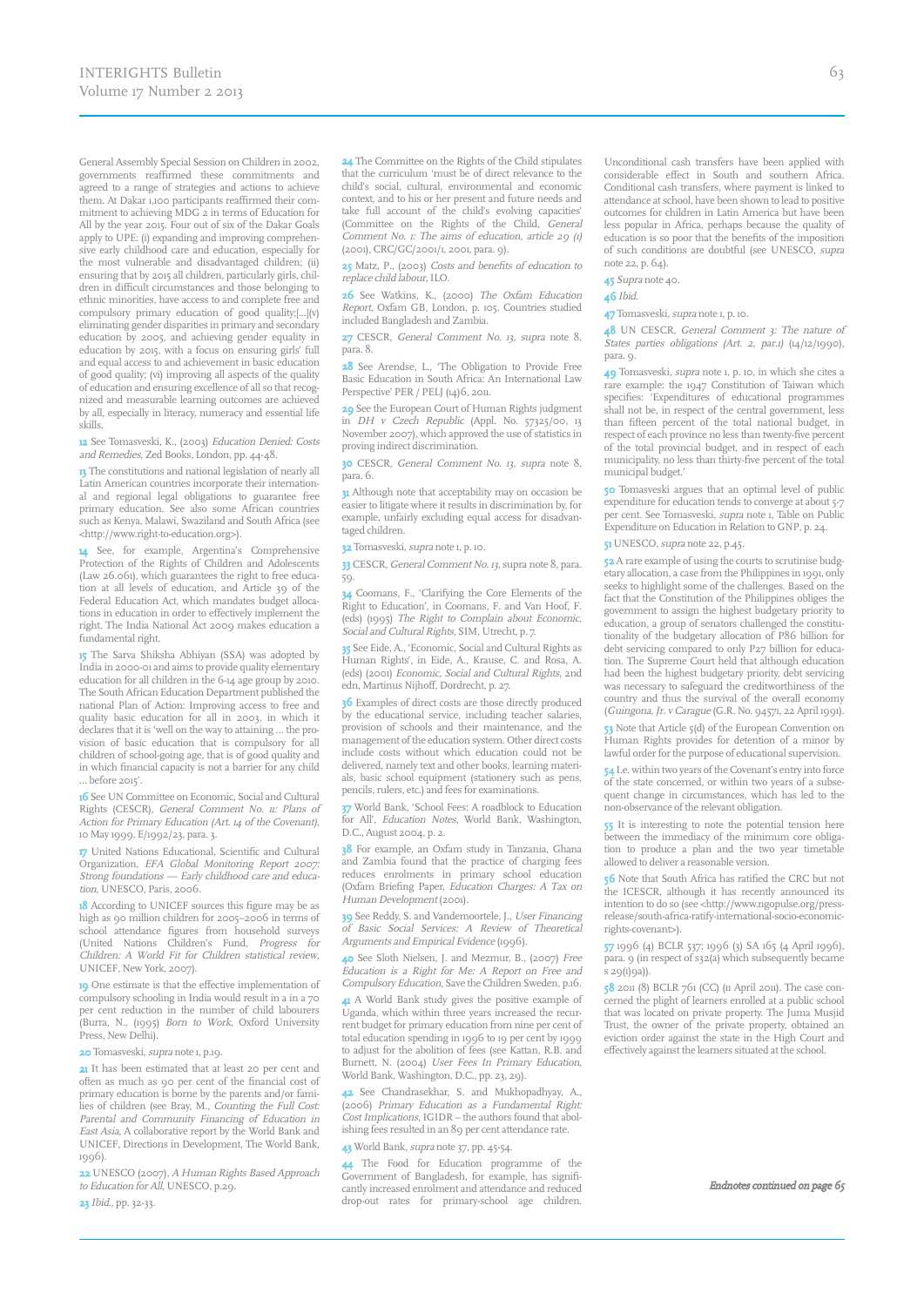General Assembly Special Session on Children in 2002, governments reaffirmed these commitments and agreed to a range of strategies and actions to achieve them. At Dakar 1,100 participants reaffirmed their commitment to achieving MDG 2 in terms of Education for All by the year 2015. Four out of six of the Dakar Goals apply to UPE: (i) expanding and improving comprehensive early childhood care and education, especially for the most vulnerable and disadvantaged children; (ii) ensuring that by 2015 all children, particularly girls, children in difficult circumstances and those belonging to ethnic minorities, have access to and complete free and compulsory primary education of good quality;[…](v) eliminating gender disparities in primary and secondary education by 2005, and achieving gender equality in education by 2015, with a focus on ensuring girls' full and equal access to and achievement in basic education of good quality; (vi) improving all aspects of the quality of education and ensuring excellence of all so that recognized and measurable learning outcomes are achieved by all, especially in literacy, numeracy and essential life skills.

**12** See Tomasveski, K., (2003) *Education Denied: Costs and Remedies*, Zed Books, London, pp. 44-48.

**13** The constitutions and national legislation of nearly all Latin American countries incorporate their international and regional legal obligations to guarantee free primary education. See also some African countries such as Kenya, Malawi, Swaziland and South Africa (see <http://www.right-to-education.org>).

**14** See, for example, Argentina's Comprehensive Protection of the Rights of Children and Adolescents (Law 26.061), which guarantees the right to free education at all levels of education, and Article 39 of the Federal Education Act, which mandates budget allocations in education in order to effectively implement the right. The India National Act 2009 makes education a fundamental right.

**15** The Sarva Shiksha Abhiyan (SSA) was adopted by India in 2000-01 and aims to provide quality elementary education for all children in the 6-14 age group by 2010. The South African Education Department published the national Plan of Action: Improving access to free and quality basic education for all in 2003, in which it declares that it is 'well on the way to attaining … the provision of basic education that is compulsory for all children of school-going age, that is of good quality and in which financial capacity is not a barrier for any child … before 2015'.

**16** See UN Committee on Economic, Social and Cultural Rights (CESCR), *General Comment No. 11: Plans of Action for Primary Education (Art. 14 of the Covenant)*, 10 May 1999, E/1992/23, para. 3.

**17** United Nations Educational, Scientific and Cultural Organization, *EFA Global Monitoring Report 2007: Strong foundations — Early childhood care and education*, UNESCO, Paris, 2006.

**18** According to UNICEF sources this figure may be as high as 90 million children for 2005–2006 in terms of school attendance figures from household surveys (United Nations Children's Fund, *Progress for Children: A World Fit for Children statistical review*, UNICEF, New York, 2007).

**19** One estimate is that the effective implementation of compulsory schooling in India would result in a in a 70 per cent reduction in the number of child labourers (Burra, N., (1995) *Born to Work*, Oxford University Press, New Delhi).

**20** Tomasveski, *supra* note 1, p.19.

**21** It has been estimated that at least 20 per cent and often as much as 90 per cent of the financial cost of primary education is borne by the parents and/or families of children (see Bray, M., *Counting the Full Cost: Parental and Community Financing of Education in East Asia*, A collaborative report by the World Bank and UNICEF, Directions in Development, The World Bank, 1996).

**22** UNESCO (2007), *A Human Rights Based Approach to Education for All*, UNESCO, p.29.

**23** *Ibid.*, pp. 32-33.

**24** The Committee on the Rights of the Child stipulates that the curriculum 'must be of direct relevance to the child's social, cultural, environmental and economic context, and to his or her present and future needs and take full account of the child's evolving capacities' (Committee on the Rights of the Child, *General Comment No. 1: The aims of education, article 29 (1)* (2001), CRC/GC/2001/1, 2001, para. 9).

**25** Matz, P., (2003) *Costs and benefits of education to replace child labour*, ILO.

**26** See Watkins, K., (2000) *The Oxfam Education Report*, Oxfam GB, London, p. 105. Countries studied included Bangladesh and Zambia.

**27** CESCR, *General Comment No. 13*, *supra* note 8, para. 8.

**28** See Arendse, L., 'The Obligation to Provide Free Basic Education in South Africa: An International Law Perspective' PER / PELJ (14)6, 2011.

**29** See the European Court of Human Rights judgment in *DH v Czech Republic* (Appl. No. 57325/00, 13 November 2007), which approved the use of statistics in proving indirect discrimination.

**30** CESCR, *General Comment No. 13*, *supra* note 8, para. 6.

**31** Although note that acceptability may on occasion be easier to litigate where it results in discrimination by, for example, unfairly excluding equal access for disadvantaged children.

**32** Tomasveski, *supra* note 1, p. 10.

**33** CESCR, *General Comment No. 13*, supra note 8, para. 59.

**34** Coomans, F., 'Clarifying the Core Elements of the Right to Education', in Coomans, F. and Van Hoof, F. (eds) (1995) *The Right to Complain about Economic, Social and Cultural Rights*, SIM, Utrecht, p. 7.

**35** See Eide, A., 'Economic, Social and Cultural Rights as Human Rights', in Eide, A., Krause, C. and Rosa, A. (eds) (2001) *Economic, Social and Cultural Rights*, 2nd edn, Martinus Nijhoff, Dordrecht, p. 27.

**36** Examples of direct costs are those directly produced by the educational service, including teacher salaries, provision of schools and their maintenance, and the management of the education system. Other direct costs include costs without which education could not be delivered, namely text and other books, learning materials, basic school equipment (stationery such as pens, pencils, rulers, etc.) and fees for examinations.

**37** World Bank, 'School Fees: A roadblock to Education for All', *Education Notes*, World Bank, Washington, D.C., August 2004, p. 2.

**38** For example, an Oxfam study in Tanzania, Ghana and Zambia found that the practice of charging fees reduces enrolments in primary school education (Oxfam Briefing Paper, *Education Charges: A Tax on Human Development* (2001).

**39** See Reddy, S. and Vandemoortele, J., *User Financing of Basic Social Services: A Review of Theoretical Arguments and Empirical Evidence* (1996).

**40** See Sloth Nielsen, J. and Mezmur, B., (2007) *Free Education is a Right for Me: A Report on Free and Compulsory Education*, Save the Children Sweden, p.16.

**41** A World Bank study gives the positive example of Uganda, which within three years increased the recurrent budget for primary education from nine per cent of total education spending in 1996 to 19 per cent by 1999 to adjust for the abolition of fees (see Kattan, R.B. and Burnett, N. (2004) *User Fees In Primary Education*, World Bank, Washington, D.C., pp. 23, 29).

**42** See Chandrasekhar, S. and Mukhopadhyay, A., (2006) *Primary Education as a Fundamental Right: Cost Implications*, IGIDR – the authors found that abolishing fees resulted in an 89 per cent attendance rate.

**43** World Bank, *supra* note 37, pp. 45-54.

**44** The Food for Education programme of the Government of Bangladesh, for example, has significantly increased enrolment and attendance and reduced drop-out rates for primary-school age children. Unconditional cash transfers have been applied with considerable effect in South and southern Africa. Conditional cash transfers, where payment is linked to attendance at school, have been shown to lead to positive outcomes for children in Latin America but have been less popular in Africa, perhaps because the quality of education is so poor that the benefits of the imposition of such conditions are doubtful (see UNESCO, *supra* note 22, p. 64).

**45** *Supra* note 40.

**46** *Ibid.*

**47** Tomasveski, *supra* note 1, p. 10.

**48** UN CESCR, *General Comment 3: The nature of States parties obligations (Art. 2, par.1)* (14/12/1990), para. 9.

**49** Tomasveski, *supra* note 1, p. 10, in which she cites a rare example: the 1947 Constitution of Taiwan which specifies: 'Expenditures of educational programmes shall not be, in respect of the central government, less than fifteen percent of the total national budget, in respect of each province no less than twenty-five percent of the total provincial budget, and in respect of each municipality, no less than thirty-five percent of the total municipal budget.'

**50** Tomasveski argues that an optimal level of public expenditure for education tends to converge at about 5-7 per cent. See Tomasveski, *supra* note 1, 'Table on Public Expenditure on Education in Relation to GNP, p. 24.

**51** UNESCO, *supra* note 22, p.45.

**52** A rare example of using the courts to scrutinise budgetary allocation, a case from the Philippines in 1991, only seeks to highlight some of the challenges. Based on the fact that the Constitution of the Philippines obliges the government to assign the highest budgetary priority to education, a group of senators challenged the constitutionality of the budgetary allocation of P86 billion for debt servicing compared to only P27 billion for education. The Supreme Court held that although education had been the highest budgetary priority, debt servicing was necessary to safeguard the creditworthiness of the country and thus the survival of the overall economy (*Guingona, Jr. v Carague* (G.R. No. 94571, 22 April 1991).

**53** Note that Article 5(d) of the European Convention on Human Rights provides for detention of a minor by lawful order for the purpose of educational supervision.

**54** I.e. within two years of the Covenant's entry into force of the state concerned, or within two years of a subsequent change in circumstances, which has led to the non-observance of the relevant obligation.

**55** It is interesting to note the potential tension here between the immediacy of the minimum core obligation to produce a plan and the two year timetable allowed to deliver a reasonable version.

**56** Note that South Africa has ratified the CRC but not the ICESCR, although it has recently announced its intention to do so (see <http://www.ngopulse.org/press-release/south-africa-ratify-international-socio-economic-rights-covenant>).

**57** 1996 (4) BCLR 537; 1996 (3) SA 165 (4 April 1996), para. 9 (in respect of s32(a) which subsequently became s 29(1)(a)).

**58** 2011 (8) BCLR 761 (CC) (11 April 2011). The case concerned the plight of learners enrolled at a public school that was located on private property. The Juma Musjid Trust, the owner of the private property, obtained an eviction order against the state in the High Court and effectively against the learners situated at the school.

*Endnotes continued on page 65*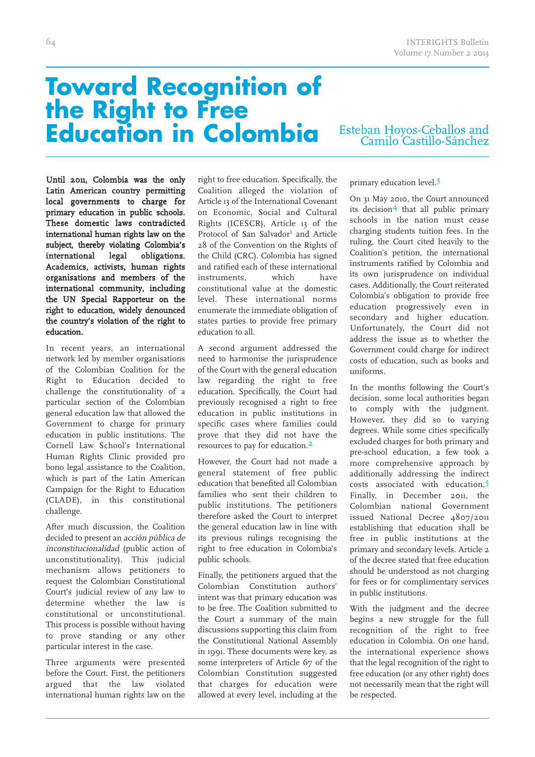# Toward Recognition of the Right to Free Education in Colombia

Esteban Hoyos-Ceballos and Camilo Castillo-Sánchez

**Until 2011, Colombia was the only Latin American country permitting local governments to charge for primary education in public schools. These domestic laws contradicted international human rights law on the subject, thereby violating Colombia's international legal obligations. Academics, activists, human rights organisations and members of the international community, including the UN Special Rapporteur on the right to education, widely denounced the country's violation of the right to education.**

In recent years, an international network led by member organisations of the Colombian Coalition for the Right to Education decided to challenge the constitutionality of a particular section of the Colombian general education law that allowed the Government to charge for primary education in public institutions. The Cornell Law School's International Human Rights Clinic provided pro bono legal assistance to the Coalition, which is part of the Latin American Campaign for the Right to Education (CLADE), in this constitutional challenge.

After much discussion, the Coalition decided to present an *acción pública de inconstitucionalidad* (public action of unconstitutionality). This judicial mechanism allows petitioners to request the Colombian Constitutional Court's judicial review of any law to determine whether the law is constitutional or unconstitutional. This process is possible without having to prove standing or any other particular interest in the case.

Three arguments were presented before the Court. First, the petitioners argued that the law violated international human rights law on the right to free education. Specifically, the Coalition alleged the violation of Article 13 of the International Covenant on Economic, Social and Cultural Rights (ICESCR), Article 13 of the Protocol of San Salvador[1] and Article 28 of the Convention on the Rights of the Child (CRC). Colombia has signed and ratified each of these international instruments, which have constitutional value at the domestic level. These international norms enumerate the immediate obligation of states parties to provide free primary education to all.

A second argument addressed the need to harmonise the jurisprudence of the Court with the general education law regarding the right to free education. Specifically, the Court had previously recognised a right to free education in public institutions in specific cases where families could prove that they did not have the resources to pay for education.[2]

However, the Court had not made a general statement of free public education that benefited all Colombian families who sent their children to public institutions. The petitioners therefore asked the Court to interpret the general education law in line with its previous rulings recognising the right to free education in Colombia's public schools.

Finally, the petitioners argued that the Colombian Constitution authors' intent was that primary education was to be free. The Coalition submitted to the Court a summary of the main discussions supporting this claim from the Constitutional National Assembly in 1991. These documents were key, as some interpreters of Article 67 of the Colombian Constitution suggested that charges for education were allowed at every level, including at the primary education level.[3]

On 31 May 2010, the Court announced its decision[4] that all public primary schools in the nation must cease charging students tuition fees. In the ruling, the Court cited heavily to the Coalition's petition, the international instruments ratified by Colombia and its own jurisprudence on individual cases. Additionally, the Court reiterated Colombia's obligation to provide free education progressively even in secondary and higher education. Unfortunately, the Court did not address the issue as to whether the Government could charge for indirect costs of education, such as books and uniforms.

In the months following the Court's decision, some local authorities began to comply with the judgment. However, they did so to varying degrees. While some cities specifically excluded charges for both primary and pre-school education, a few took a more comprehensive approach by additionally addressing the indirect costs associated with education.[5] Finally, in December 2011, the Colombian national Government issued National Decree 4807/2011 establishing that education shall be free in public institutions at the primary and secondary levels. Article 2 of the decree stated that free education should be understood as not charging for fees or for complimentary services in public institutions.

With the judgment and the decree begins a new struggle for the full recognition of the right to free education in Colombia. On one hand, the international experience shows that the legal recognition of the right to free education (or any other right) does not necessarily mean that the right will be respected.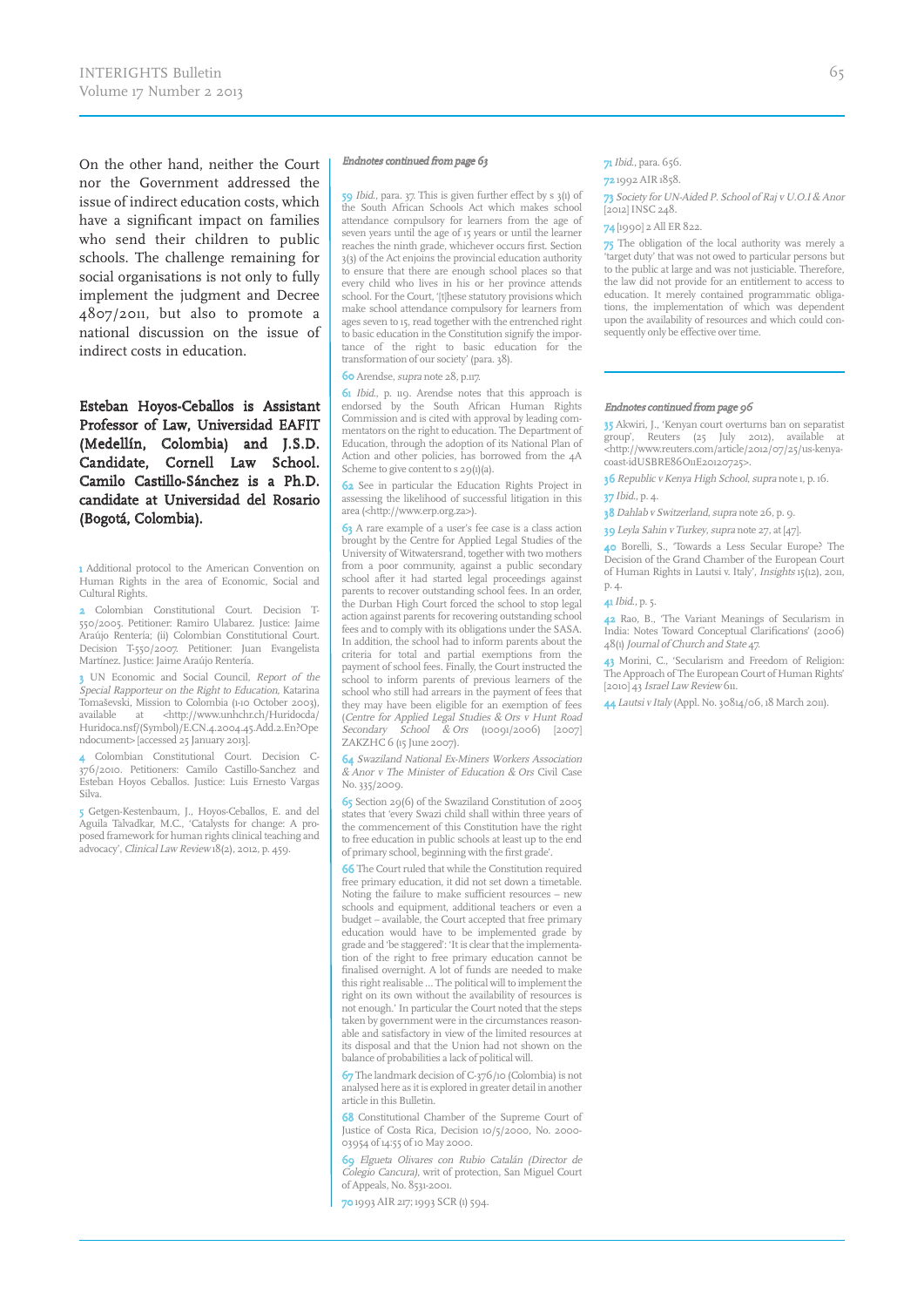On the other hand, neither the Court nor the Government addressed the issue of indirect education costs, which have a significant impact on families who send their children to public schools. The challenge remaining for social organisations is not only to fully implement the judgment and Decree 4807/2011, but also to promote a national discussion on the issue of indirect costs in education.

**Esteban Hoyos-Ceballos is Assistant Professor of Law, Universidad EAFIT (Medellín, Colombia) and J.S.D. Candidate, Cornell Law School. Camilo Castillo-Sánchez is a Ph.D. candidate at Universidad del Rosario (Bogotá, Colombia).**

1 Additional protocol to the American Convention on Human Rights in the area of Economic, Social and Cultural Rights.

2 Colombian Constitutional Court. Decision T-550/2005. Petitioner: Ramiro Ulabarez. Justice: Jaime Araújo Rentería; (ii) Colombian Constitutional Court. Decision T-550/2007. Petitioner: Juan Evangelista Martínez. Justice: Jaime Araújo Rentería.

3 UN Economic and Social Council, *Report of the Special Rapporteur on the Right to Education*, Katarina Tomaševski, Mission to Colombia (1-10 October 2003), available at <http://www.unhchr.ch/Huridocda/Huridoca.nsf/(Symbol)/E.CN.4.2004.45.Add.2.En?Opendocument> [accessed 25 January 2013].

4 Colombian Constitutional Court. Decision C-376/2010. Petitioners: Camilo Castillo-Sanchez and Esteban Hoyos Ceballos. Justice: Luis Ernesto Vargas Silva.

5 Getgen-Kestenbaum, J., Hoyos-Ceballos, E. and del Aguila Talvadkar, M.C., 'Catalysts for change: A proposed framework for human rights clinical teaching and advocacy', *Clinical Law Review* 18(2), 2012, p. 459.

*Endnotes continued from page 63*

59 *Ibid.*, para. 37. This is given further effect by s 3(1) of the South African Schools Act which makes school attendance compulsory for learners from the age of seven years until the age of 15 years or until the learner reaches the ninth grade, whichever occurs first. Section 3(3) of the Act enjoins the provincial education authority to ensure that there are enough school places so that every child who lives in his or her province attends school. For the Court, '[t]hese statutory provisions which make school attendance compulsory for learners from ages seven to 15, read together with the entrenched right to basic education in the Constitution signify the importance of the right to basic education for the transformation of our society' (para. 38).

60 Arendse, *supra* note 28, p.117.

61 *Ibid.*, p. 119. Arendse notes that this approach is endorsed by the South African Human Rights Commission and is cited with approval by leading commentators on the right to education. The Department of Education, through the adoption of its National Plan of Action and other policies, has borrowed from the 4A Scheme to give content to s 29(1)(a).

62 See in particular the Education Rights Project in assessing the likelihood of successful litigation in this area (<http://www.erp.org.za>).

63 A rare example of a user's fee case is a class action brought by the Centre for Applied Legal Studies of the University of Witwatersrand, together with two mothers from a poor community, against a public secondary school after it had started legal proceedings against parents to recover outstanding school fees. In an order, the Durban High Court forced the school to stop legal action against parents for recovering outstanding school fees and to comply with its obligations under the SASA. In addition, the school had to inform parents about the criteria for total and partial exemptions from the payment of school fees. Finally, the Court instructed the school to inform parents of previous learners of the school who still had arrears in the payment of fees that they may have been eligible for an exemption of fees (*Centre for Applied Legal Studies & Ors v Hunt Road Secondary School & Ors* (10091/2006) [2007] ZAKZHC 6 (15 June 2007).

64 *Swaziland National Ex-Miners Workers Association & Anor v The Minister of Education & Ors* Civil Case No. 335/2009.

65 Section 29(6) of the Swaziland Constitution of 2005 states that 'every Swazi child shall within three years of the commencement of this Constitution have the right to free education in public schools at least up to the end of primary school, beginning with the first grade'.

66 The Court ruled that while the Constitution required free primary education, it did not set down a timetable. Noting the failure to make sufficient resources – new schools and equipment, additional teachers or even a budget – available, the Court accepted that free primary education would have to be implemented grade by grade and 'be staggered': 'It is clear that the implementation of the right to free primary education cannot be finalised overnight. A lot of funds are needed to make this right realisable … The political will to implement the right on its own without the availability of resources is not enough.' In particular the Court noted that the steps taken by government were in the circumstances reasonable and satisfactory in view of the limited resources at its disposal and that the Union had not shown on the balance of probabilities a lack of political will.

67 The landmark decision of C-376/10 (Colombia) is not analysed here as it is explored in greater detail in another article in this Bulletin.

68 Constitutional Chamber of the Supreme Court of Justice of Costa Rica, Decision 10/5/2000, No. 2000-03954 of 14:55 of 10 May 2000.

69 *Elgueta Olivares con Rubio Catalán (Director de Colegio Cancura)*, writ of protection, San Miguel Court of Appeals, No. 8531-2001.

70 1993 AIR 217; 1993 SCR (1) 594.

71 *Ibid.*, para. 656.

72 1992 AIR 1858.

73 *Society for UN-Aided P. School of Raj v U.O.I & Anor* [2012] INSC 248.

74 [1990] 2 All ER 822.

75 The obligation of the local authority was merely a 'target duty' that was not owed to particular persons but to the public at large and was not justiciable. Therefore, the law did not provide for an entitlement to access to education. It merely contained programmatic obligations, the implementation of which was dependent upon the availability of resources and which could consequently only be effective over time.

*Endnotes continued from page 96*

35 Akwiri, J., 'Kenyan court overturns ban on separatist group', Reuters (25 July 2012), available at <http://www.reuters.com/article/2012/07/25/us-kenya-coast-idUSBRE86O1E20120725>.

36 *Republic v Kenya High School*, *supra* note 1, p. 16.

37 *Ibid.*, p. 4.

38 *Dahlab v Switzerland*, *supra* note 26, p. 9.

39 *Leyla Sahin v Turkey*, *supra* note 27, at [47].

40 Borelli, S., 'Towards a Less Secular Europe? The Decision of the Grand Chamber of the European Court of Human Rights in Lautsi v. Italy', *Insights* 15(12), 2011, p. 4.

41 *Ibid.*, p. 5.

42 Rao, B., 'The Variant Meanings of Secularism in India: Notes Toward Conceptual Clarifications' (2006) 48(1) *Journal of Church and State* 47.

43 Morini, C., 'Secularism and Freedom of Religion: The Approach of The European Court of Human Rights' [2010] 43 *Israel Law Review* 611.

44 *Lautsi v Italy* (Appl. No. 30814/06, 18 March 2011).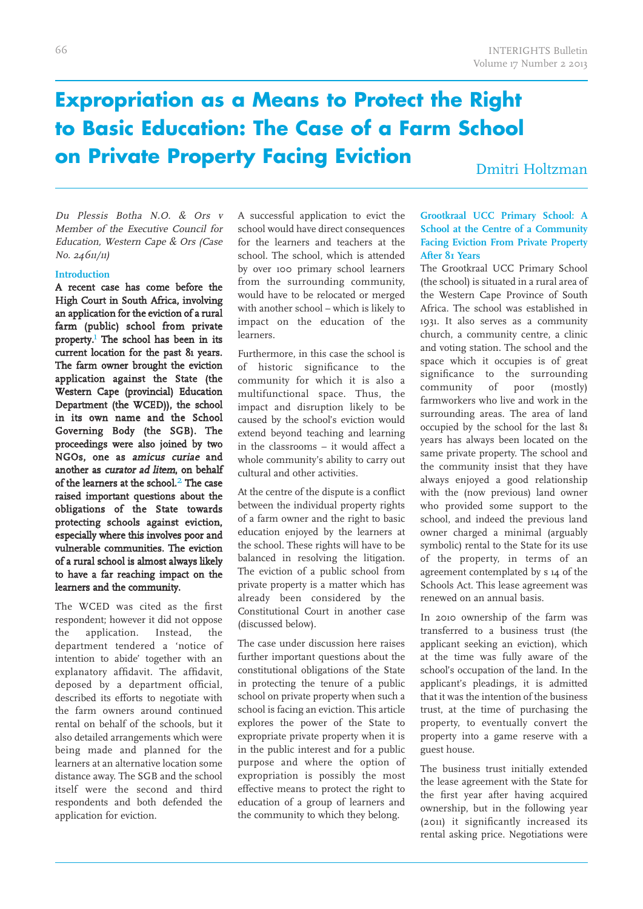# Expropriation as a Means to Protect the Right to Basic Education: The Case of a Farm School on Private Property Facing Eviction

Dmitri Holtzman

*Du Plessis Botha N.O. & Ors v Member of the Executive Council for Education, Western Cape & Ors (Case No. 24611/11)*

## Introduction

**A recent case has come before the High Court in South Africa, involving an application for the eviction of a rural farm (public) school from private property.[1] The school has been in its current location for the past 81 years. The farm owner brought the eviction application against the State (the Western Cape (provincial) Education Department (the WCED)), the school in its own name and the School Governing Body (the SGB). The proceedings were also joined by two NGOs, one as *amicus curiae* and another as *curator ad litem*, on behalf of the learners at the school.[2] The case raised important questions about the obligations of the State towards protecting schools against eviction, especially where this involves poor and vulnerable communities. The eviction of a rural school is almost always likely to have a far reaching impact on the learners and the community.**

The WCED was cited as the first respondent; however it did not oppose the application. Instead, the department tendered a 'notice of intention to abide' together with an explanatory affidavit. The affidavit, deposed by a department official, described its efforts to negotiate with the farm owners around continued rental on behalf of the schools, but it also detailed arrangements which were being made and planned for the learners at an alternative location some distance away. The SGB and the school itself were the second and third respondents and both defended the application for eviction.

A successful application to evict the school would have direct consequences for the learners and teachers at the school. The school, which is attended by over 100 primary school learners from the surrounding community, would have to be relocated or merged with another school – which is likely to impact on the education of the learners.

Furthermore, in this case the school is of historic significance to the community for which it is also a multifunctional space. Thus, the impact and disruption likely to be caused by the school's eviction would extend beyond teaching and learning in the classrooms – it would affect a whole community's ability to carry out cultural and other activities.

At the centre of the dispute is a conflict between the individual property rights of a farm owner and the right to basic education enjoyed by the learners at the school. These rights will have to be balanced in resolving the litigation. The eviction of a public school from private property is a matter which has already been considered by the Constitutional Court in another case (discussed below).

The case under discussion here raises further important questions about the constitutional obligations of the State in protecting the tenure of a public school on private property when such a school is facing an eviction. This article explores the power of the State to expropriate private property when it is in the public interest and for a public purpose and where the option of expropriation is possibly the most effective means to protect the right to education of a group of learners and the community to which they belong.

## Grootkraal UCC Primary School: A School at the Centre of a Community Facing Eviction From Private Property After 81 Years

The Grootkraal UCC Primary School (the school) is situated in a rural area of the Western Cape Province of South Africa. The school was established in 1931. It also serves as a community church, a community centre, a clinic and voting station. The school and the space which it occupies is of great significance to the surrounding community of poor (mostly) farmworkers who live and work in the surrounding areas. The area of land occupied by the school for the last 81 years has always been located on the same private property. The school and the community insist that they have always enjoyed a good relationship with the (now previous) land owner who provided some support to the school, and indeed the previous land owner charged a minimal (arguably symbolic) rental to the State for its use of the property, in terms of an agreement contemplated by s 14 of the Schools Act. This lease agreement was renewed on an annual basis.

In 2010 ownership of the farm was transferred to a business trust (the applicant seeking an eviction), which at the time was fully aware of the school's occupation of the land. In the applicant's pleadings, it is admitted that it was the intention of the business trust, at the time of purchasing the property, to eventually convert the property into a game reserve with a guest house.

The business trust initially extended the lease agreement with the State for the first year after having acquired ownership, but in the following year (2011) it significantly increased its rental asking price. Negotiations were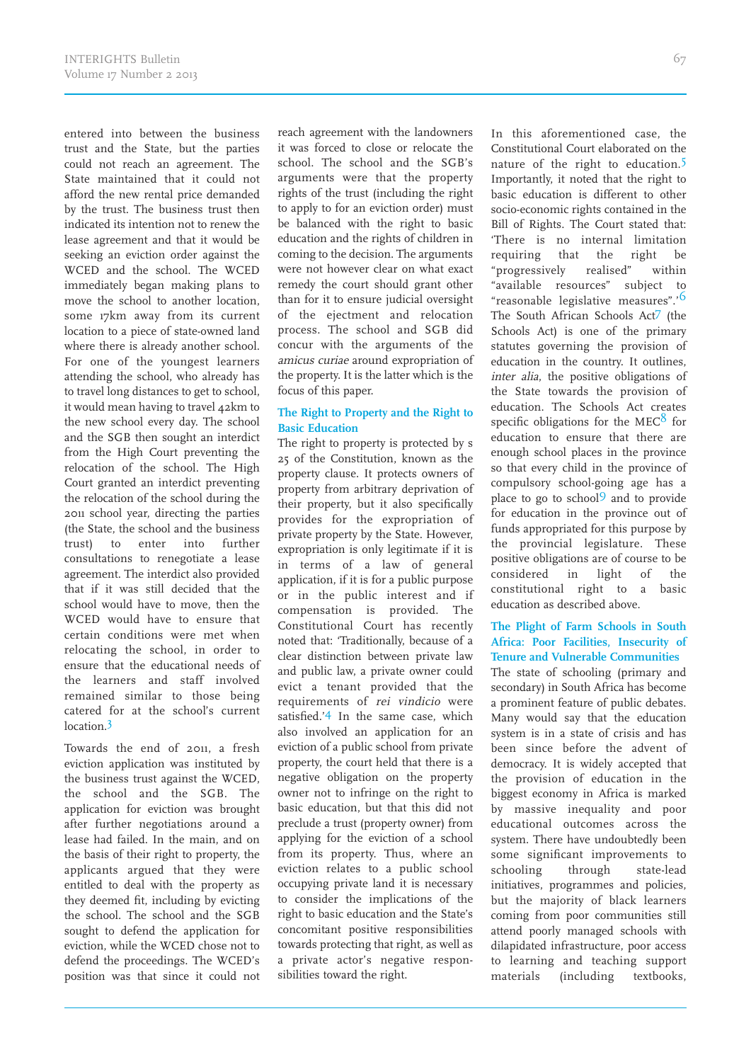entered into between the business trust and the State, but the parties could not reach an agreement. The State maintained that it could not afford the new rental price demanded by the trust. The business trust then indicated its intention not to renew the lease agreement and that it would be seeking an eviction order against the WCED and the school. The WCED immediately began making plans to move the school to another location, some 17km away from its current location to a piece of state-owned land where there is already another school. For one of the youngest learners attending the school, who already has to travel long distances to get to school, it would mean having to travel 42km to the new school every day. The school and the SGB then sought an interdict from the High Court preventing the relocation of the school. The High Court granted an interdict preventing the relocation of the school during the 2011 school year, directing the parties (the State, the school and the business trust) to enter into further consultations to renegotiate a lease agreement. The interdict also provided that if it was still decided that the school would have to move, then the WCED would have to ensure that certain conditions were met when relocating the school, in order to ensure that the educational needs of the learners and staff involved remained similar to those being catered for at the school's current location.[3]

Towards the end of 2011, a fresh eviction application was instituted by the business trust against the WCED, the school and the SGB. The application for eviction was brought after further negotiations around a lease had failed. In the main, and on the basis of their right to property, the applicants argued that they were entitled to deal with the property as they deemed fit, including by evicting the school. The school and the SGB sought to defend the application for eviction, while the WCED chose not to defend the proceedings. The WCED's position was that since it could not reach agreement with the landowners it was forced to close or relocate the school. The school and the SGB's arguments were that the property rights of the trust (including the right to apply to for an eviction order) must be balanced with the right to basic education and the rights of children in coming to the decision. The arguments were not however clear on what exact remedy the court should grant other than for it to ensure judicial oversight of the ejectment and relocation process. The school and SGB did concur with the arguments of the *amicus curiae* around expropriation of the property. It is the latter which is the focus of this paper.

## The Right to Property and the Right to Basic Education

The right to property is protected by s 25 of the Constitution, known as the property clause. It protects owners of property from arbitrary deprivation of their property, but it also specifically provides for the expropriation of private property by the State. However, expropriation is only legitimate if it is in terms of a law of general application, if it is for a public purpose or in the public interest and if compensation is provided. The Constitutional Court has recently noted that: 'Traditionally, because of a clear distinction between private law and public law, a private owner could evict a tenant provided that the requirements of *rei vindicio* were satisfied.'[4] In the same case, which also involved an application for an eviction of a public school from private property, the court held that there is a negative obligation on the property owner not to infringe on the right to basic education, but that this did not preclude a trust (property owner) from applying for the eviction of a school from its property. Thus, where an eviction relates to a public school occupying private land it is necessary to consider the implications of the right to basic education and the State's concomitant positive responsibilities towards protecting that right, as well as a private actor's negative responsibilities toward the right.

In this aforementioned case, the Constitutional Court elaborated on the nature of the right to education.[5] Importantly, it noted that the right to basic education is different to other socio-economic rights contained in the Bill of Rights. The Court stated that: 'There is no internal limitation requiring that the right be "progressively realised" within "available resources" subject to "reasonable legislative measures".'[6] The South African Schools Act[7] (the Schools Act) is one of the primary statutes governing the provision of education in the country. It outlines, *inter alia*, the positive obligations of the State towards the provision of education. The Schools Act creates specific obligations for the MEC[8] for education to ensure that there are enough school places in the province so that every child in the province of compulsory school-going age has a place to go to school[9] and to provide for education in the province out of funds appropriated for this purpose by the provincial legislature. These positive obligations are of course to be considered in light of the constitutional right to a basic education as described above.

## The Plight of Farm Schools in South Africa: Poor Facilities, Insecurity of Tenure and Vulnerable Communities

The state of schooling (primary and secondary) in South Africa has become a prominent feature of public debates. Many would say that the education system is in a state of crisis and has been since before the advent of democracy. It is widely accepted that the provision of education in the biggest economy in Africa is marked by massive inequality and poor educational outcomes across the system. There have undoubtedly been some significant improvements to schooling through state-lead initiatives, programmes and policies, but the majority of black learners coming from poor communities still attend poorly managed schools with dilapidated infrastructure, poor access to learning and teaching support materials (including textbooks,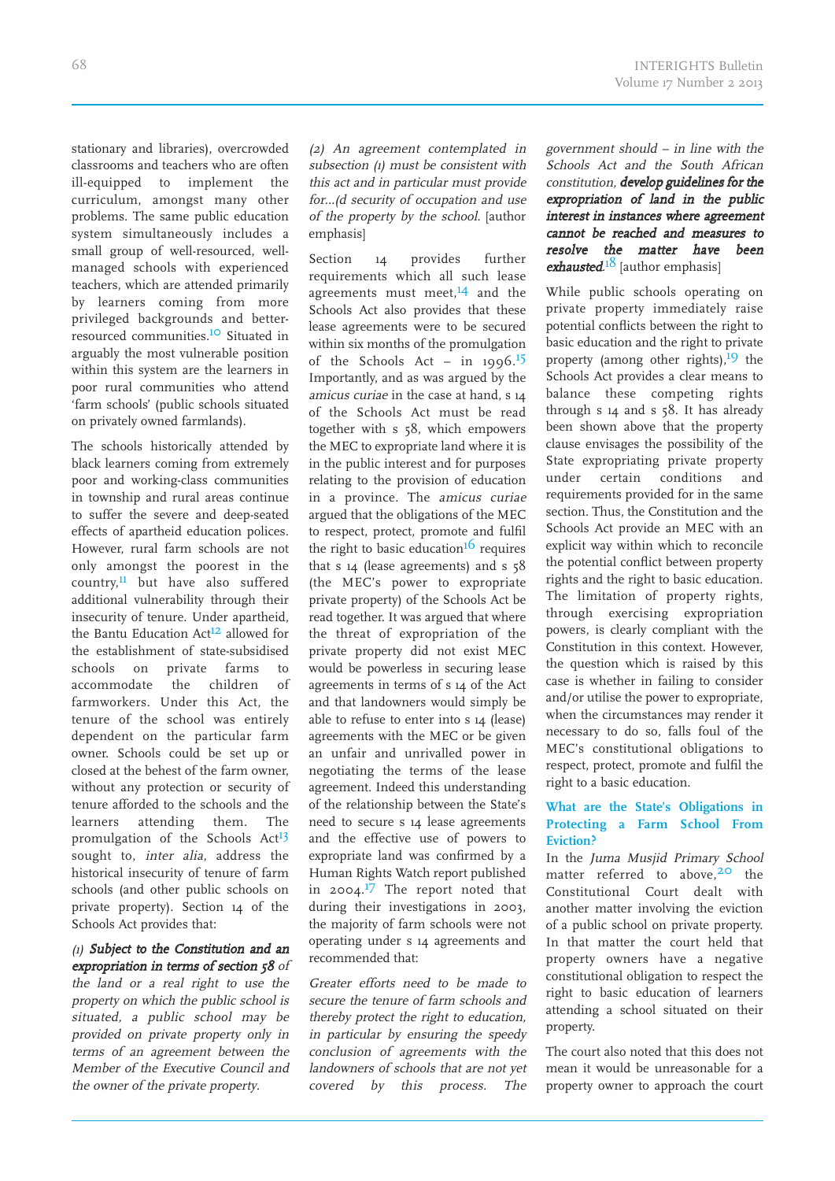stationary and libraries), overcrowded classrooms and teachers who are often ill-equipped to implement the curriculum, amongst many other problems. The same public education system simultaneously includes a small group of well-resourced, well-managed schools with experienced teachers, which are attended primarily by learners coming from more privileged backgrounds and better-resourced communities.[10] Situated in arguably the most vulnerable position within this system are the learners in poor rural communities who attend 'farm schools' (public schools situated on privately owned farmlands).

The schools historically attended by black learners coming from extremely poor and working-class communities in township and rural areas continue to suffer the severe and deep-seated effects of apartheid education polices. However, rural farm schools are not only amongst the poorest in the country,[11] but have also suffered additional vulnerability through their insecurity of tenure. Under apartheid, the Bantu Education Act[12] allowed for the establishment of state-subsidised schools on private farms to accommodate the children of farmworkers. Under this Act, the tenure of the school was entirely dependent on the particular farm owner. Schools could be set up or closed at the behest of the farm owner, without any protection or security of tenure afforded to the schools and the learners attending them. The promulgation of the Schools Act[13] sought to, *inter alia*, address the historical insecurity of tenure of farm schools (and other public schools on private property). Section 14 of the Schools Act provides that:

> *(1)* ***Subject to the Constitution and an expropriation in terms of section 58*** *of the land or a real right to use the property on which the public school is situated, a public school may be provided on private property only in terms of an agreement between the Member of the Executive Council and the owner of the private property.*
>
> *(2) An agreement contemplated in subsection (1) must be consistent with this act and in particular must provide for...(d security of occupation and use of the property by the school.* [author emphasis]

Section 14 provides further requirements which all such lease agreements must meet,[14] and the Schools Act also provides that these lease agreements were to be secured within six months of the promulgation of the Schools Act – in 1996.[15] Importantly, and as was argued by the *amicus curiae* in the case at hand, s 14 of the Schools Act must be read together with s 58, which empowers the MEC to expropriate land where it is in the public interest and for purposes relating to the provision of education in a province. The *amicus curiae* argued that the obligations of the MEC to respect, protect, promote and fulfil the right to basic education[16] requires that s 14 (lease agreements) and s 58 (the MEC's power to expropriate private property) of the Schools Act be read together. It was argued that where the threat of expropriation of the private property did not exist MEC would be powerless in securing lease agreements in terms of s 14 of the Act and that landowners would simply be able to refuse to enter into s 14 (lease) agreements with the MEC or be given an unfair and unrivalled power in negotiating the terms of the lease agreement. Indeed this understanding of the relationship between the State's need to secure s 14 lease agreements and the effective use of powers to expropriate land was confirmed by a Human Rights Watch report published in 2004.[17] The report noted that during their investigations in 2003, the majority of farm schools were not operating under s 14 agreements and recommended that:

> *Greater efforts need to be made to secure the tenure of farm schools and thereby protect the right to education, in particular by ensuring the speedy conclusion of agreements with the landowners of schools that are not yet covered by this process. The government should – in line with the Schools Act and the South African constitution,* ***develop guidelines for the expropriation of land in the public interest in instances where agreement cannot be reached and measures to resolve the matter have been exhausted.***[18] [author emphasis]

While public schools operating on private property immediately raise potential conflicts between the right to basic education and the right to private property (among other rights),[19] the Schools Act provides a clear means to balance these competing rights through s 14 and s 58. It has already been shown above that the property clause envisages the possibility of the State expropriating private property under certain conditions and requirements provided for in the same section. Thus, the Constitution and the Schools Act provide an MEC with an explicit way within which to reconcile the potential conflict between property rights and the right to basic education. The limitation of property rights, through exercising expropriation powers, is clearly compliant with the Constitution in this context. However, the question which is raised by this case is whether in failing to consider and/or utilise the power to expropriate, when the circumstances may render it necessary to do so, falls foul of the MEC's constitutional obligations to respect, protect, promote and fulfil the right to a basic education.

### What are the State's Obligations in Protecting a Farm School From Eviction?

In the *Juma Musjid Primary School* matter referred to above,[20] the Constitutional Court dealt with another matter involving the eviction of a public school on private property. In that matter the court held that property owners have a negative constitutional obligation to respect the right to basic education of learners attending a school situated on their property.

The court also noted that this does not mean it would be unreasonable for a property owner to approach the court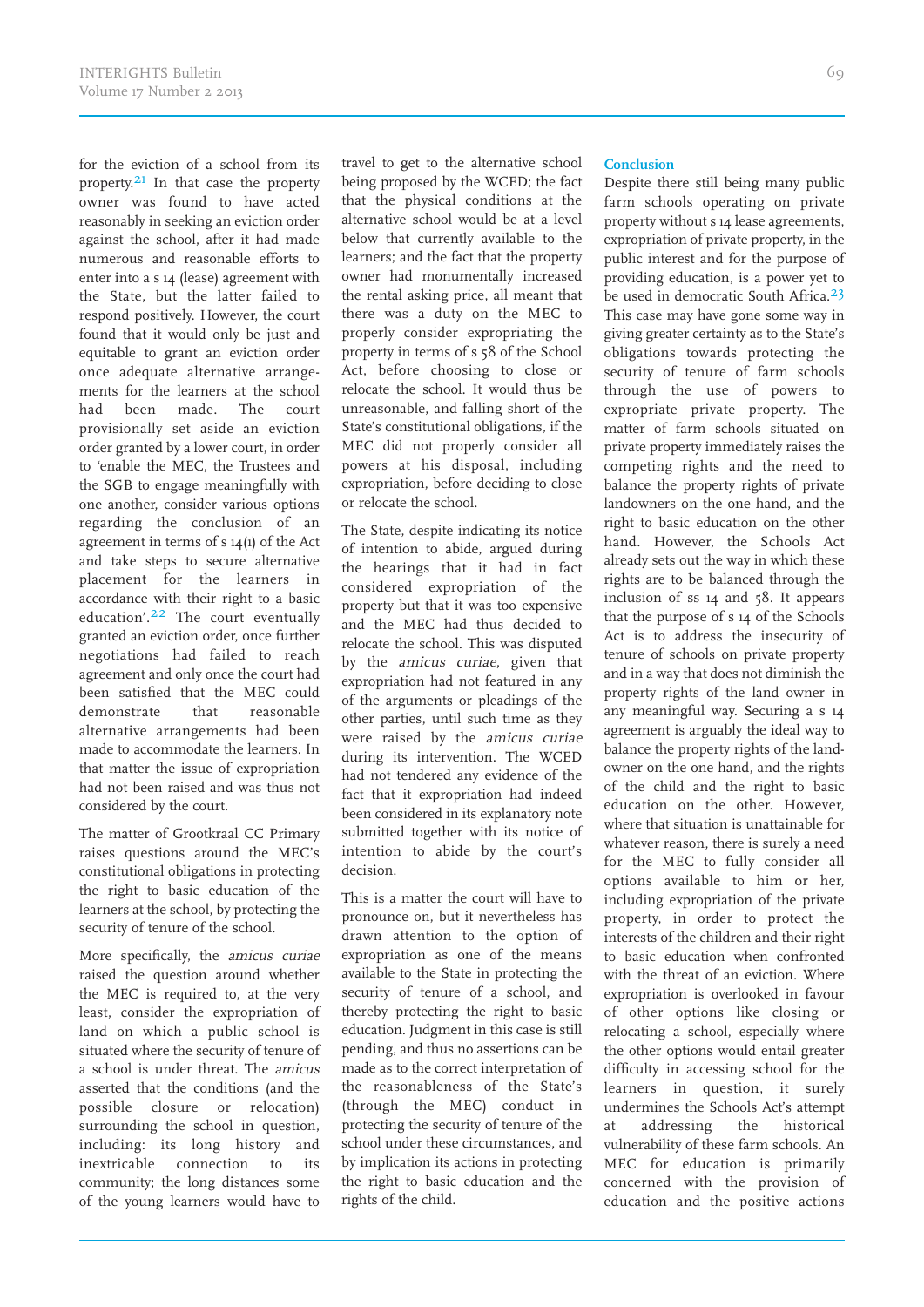for the eviction of a school from its property.[21] In that case the property owner was found to have acted reasonably in seeking an eviction order against the school, after it had made numerous and reasonable efforts to enter into a s 14 (lease) agreement with the State, but the latter failed to respond positively. However, the court found that it would only be just and equitable to grant an eviction order once adequate alternative arrangements for the learners at the school had been made. The court provisionally set aside an eviction order granted by a lower court, in order to 'enable the MEC, the Trustees and the SGB to engage meaningfully with one another, consider various options regarding the conclusion of an agreement in terms of s 14(1) of the Act and take steps to secure alternative placement for the learners in accordance with their right to a basic education'.[22] The court eventually granted an eviction order, once further negotiations had failed to reach agreement and only once the court had been satisfied that the MEC could demonstrate that reasonable alternative arrangements had been made to accommodate the learners. In that matter the issue of expropriation had not been raised and was thus not considered by the court.

The matter of Grootkraal CC Primary raises questions around the MEC's constitutional obligations in protecting the right to basic education of the learners at the school, by protecting the security of tenure of the school.

More specifically, the *amicus curiae* raised the question around whether the MEC is required to, at the very least, consider the expropriation of land on which a public school is situated where the security of tenure of a school is under threat. The *amicus* asserted that the conditions (and the possible closure or relocation) surrounding the school in question, including: its long history and inextricable connection to its community; the long distances some of the young learners would have to travel to get to the alternative school being proposed by the WCED; the fact that the physical conditions at the alternative school would be at a level below that currently available to the learners; and the fact that the property owner had monumentally increased the rental asking price, all meant that there was a duty on the MEC to properly consider expropriating the property in terms of s 58 of the School Act, before choosing to close or relocate the school. It would thus be unreasonable, and falling short of the State's constitutional obligations, if the MEC did not properly consider all powers at his disposal, including expropriation, before deciding to close or relocate the school.

The State, despite indicating its notice of intention to abide, argued during the hearings that it had in fact considered expropriation of the property but that it was too expensive and the MEC had thus decided to relocate the school. This was disputed by the *amicus curiae*, given that expropriation had not featured in any of the arguments or pleadings of the other parties, until such time as they were raised by the *amicus curiae* during its intervention. The WCED had not tendered any evidence of the fact that it expropriation had indeed been considered in its explanatory note submitted together with its notice of intention to abide by the court's decision.

This is a matter the court will have to pronounce on, but it nevertheless has drawn attention to the option of expropriation as one of the means available to the State in protecting the security of tenure of a school, and thereby protecting the right to basic education. Judgment in this case is still pending, and thus no assertions can be made as to the correct interpretation of the reasonableness of the State's (through the MEC) conduct in protecting the security of tenure of the school under these circumstances, and by implication its actions in protecting the right to basic education and the rights of the child.

## Conclusion

Despite there still being many public farm schools operating on private property without s 14 lease agreements, expropriation of private property, in the public interest and for the purpose of providing education, is a power yet to be used in democratic South Africa.[23] This case may have gone some way in giving greater certainty as to the State's obligations towards protecting the security of tenure of farm schools through the use of powers to expropriate private property. The matter of farm schools situated on private property immediately raises the competing rights and the need to balance the property rights of private landowners on the one hand, and the right to basic education on the other hand. However, the Schools Act already sets out the way in which these rights are to be balanced through the inclusion of ss 14 and 58. It appears that the purpose of s 14 of the Schools Act is to address the insecurity of tenure of schools on private property and in a way that does not diminish the property rights of the land owner in any meaningful way. Securing a s 14 agreement is arguably the ideal way to balance the property rights of the land-owner on the one hand, and the rights of the child and the right to basic education on the other. However, where that situation is unattainable for whatever reason, there is surely a need for the MEC to fully consider all options available to him or her, including expropriation of the private property, in order to protect the interests of the children and their right to basic education when confronted with the threat of an eviction. Where expropriation is overlooked in favour of other options like closing or relocating a school, especially where the other options would entail greater difficulty in accessing school for the learners in question, it surely undermines the Schools Act's attempt at addressing the historical vulnerability of these farm schools. An MEC for education is primarily concerned with the provision of education and the positive actions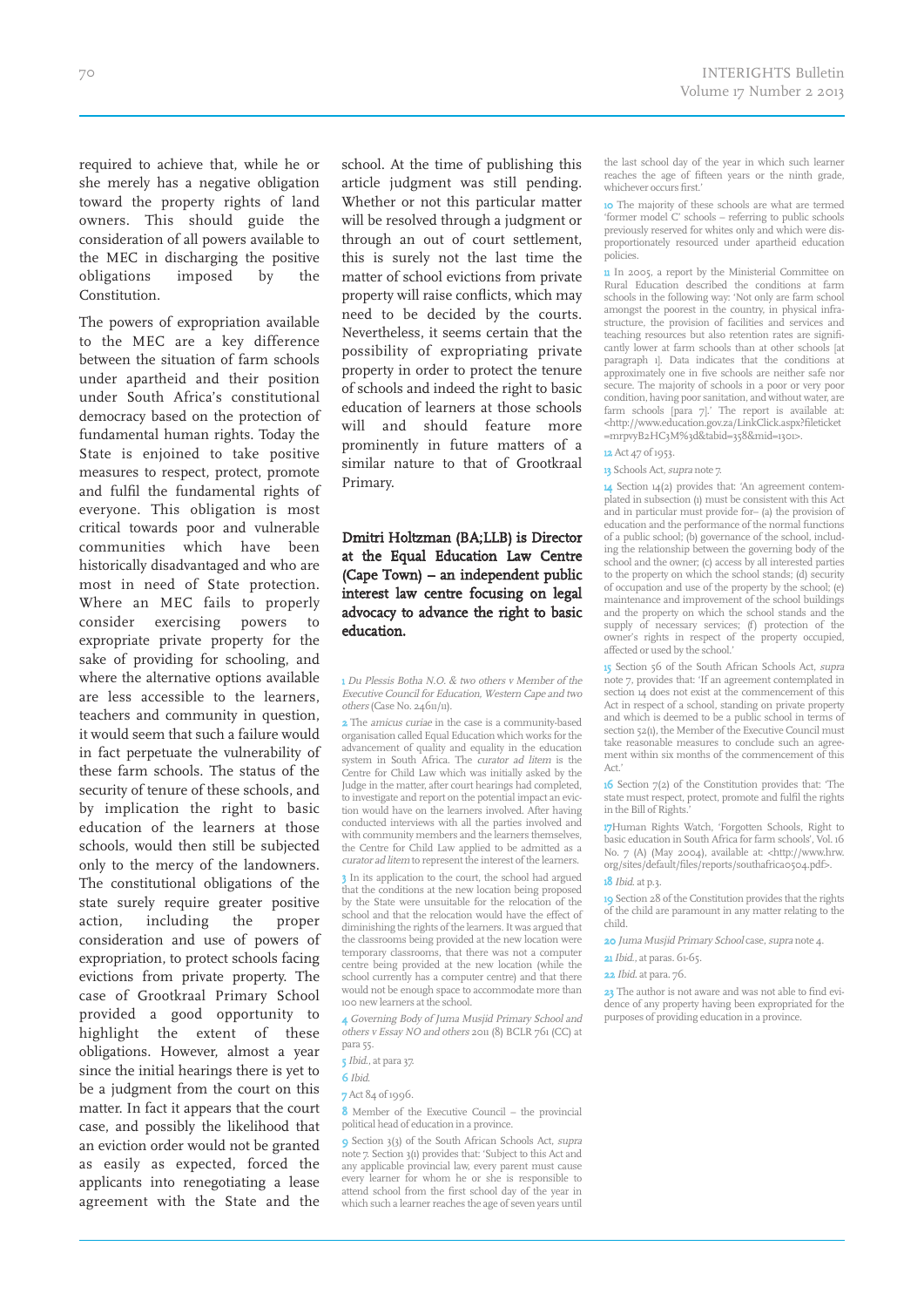required to achieve that, while he or she merely has a negative obligation toward the property rights of land owners. This should guide the consideration of all powers available to the MEC in discharging the positive obligations imposed by the Constitution.

The powers of expropriation available to the MEC are a key difference between the situation of farm schools under apartheid and their position under South Africa's constitutional democracy based on the protection of fundamental human rights. Today the State is enjoined to take positive measures to respect, protect, promote and fulfil the fundamental rights of everyone. This obligation is most critical towards poor and vulnerable communities which have been historically disadvantaged and who are most in need of State protection. Where an MEC fails to properly consider exercising powers to expropriate private property for the sake of providing for schooling, and where the alternative options available are less accessible to the learners, teachers and community in question, it would seem that such a failure would in fact perpetuate the vulnerability of these farm schools. The status of the security of tenure of these schools, and by implication the right to basic education of the learners at those schools, would then still be subjected only to the mercy of the landowners. The constitutional obligations of the state surely require greater positive action, including the proper consideration and use of powers of expropriation, to protect schools facing evictions from private property. The case of Grootkraal Primary School provided a good opportunity to highlight the extent of these obligations. However, almost a year since the initial hearings there is yet to be a judgment from the court on this matter. In fact it appears that the court case, and possibly the likelihood that an eviction order would not be granted as easily as expected, forced the applicants into renegotiating a lease agreement with the State and the school. At the time of publishing this article judgment was still pending. Whether or not this particular matter will be resolved through a judgment or through an out of court settlement, this is surely not the last time the matter of school evictions from private property will raise conflicts, which may need to be decided by the courts. Nevertheless, it seems certain that the possibility of expropriating private property in order to protect the tenure of schools and indeed the right to basic education of learners at those schools will and should feature more prominently in future matters of a similar nature to that of Grootkraal Primary.

**Dmitri Holtzman (BA;LLB) is Director at the Equal Education Law Centre (Cape Town) – an independent public interest law centre focusing on legal advocacy to advance the right to basic education.**

---

1 *Du Plessis Botha N.O. & two others v Member of the Executive Council for Education, Western Cape and two others* (Case No. 24611/11).

2 The *amicus curiae* in the case is a community-based organisation called Equal Education which works for the advancement of quality and equality in the education system in South Africa. The *curator ad litem* is the Centre for Child Law which was initially asked by the Judge in the matter, after court hearings had completed, to investigate and report on the potential impact an eviction would have on the learners involved. After having conducted interviews with all the parties involved and with community members and the learners themselves, the Centre for Child Law applied to be admitted as a *curator ad litem* to represent the interest of the learners.

3 In its application to the court, the school had argued that the conditions at the new location being proposed by the State were unsuitable for the relocation of the school and that the relocation would have the effect of diminishing the rights of the learners. It was argued that the classrooms being provided at the new location were temporary classrooms, that there was not a computer centre being provided at the new location (while the school currently has a computer centre) and that there would not be enough space to accommodate more than 100 new learners at the school.

4 *Governing Body of Juma Musjid Primary School and others v Essay NO and others* 2011 (8) BCLR 761 (CC) at para 55.

5 *Ibid.*, at para 37.

6 *Ibid.*

7 Act 84 of 1996.

8 Member of the Executive Council – the provincial political head of education in a province.

9 Section 3(3) of the South African Schools Act, *supra* note 7. Section 3(1) provides that: 'Subject to this Act and any applicable provincial law, every parent must cause every learner for whom he or she is responsible to attend school from the first school day of the year in which such a learner reaches the age of seven years until the last school day of the year in which such learner reaches the age of fifteen years or the ninth grade, whichever occurs first.'

10 The majority of these schools are what are termed 'former model C' schools – referring to public schools previously reserved for whites only and which were disproportionately resourced under apartheid education policies.

11 In 2005, a report by the Ministerial Committee on Rural Education described the conditions at farm schools in the following way: 'Not only are farm school amongst the poorest in the country, in physical infrastructure, the provision of facilities and services and teaching resources but also retention rates are significantly lower at farm schools than at other schools [at paragraph 1]. Data indicates that the conditions at approximately one in five schools are neither safe nor secure. The majority of schools in a poor or very poor condition, having poor sanitation, and without water, are farm schools [para 7].' The report is available at: <http://www.education.gov.za/LinkClick.aspx?fileticket=mrpvyB2HC3M%3d&tabid=358&mid=1301>.

12 Act 47 of 1953.

13 Schools Act, *supra* note 7.

14 Section 14(2) provides that: 'An agreement contemplated in subsection (1) must be consistent with this Act and in particular must provide for– (a) the provision of education and the performance of the normal functions of a public school; (b) governance of the school, including the relationship between the governing body of the school and the owner; (c) access by all interested parties to the property on which the school stands; (d) security of occupation and use of the property by the school; (e) maintenance and improvement of the school buildings and the property on which the school stands and the supply of necessary services; (f) protection of the owner's rights in respect of the property occupied, affected or used by the school.'

15 Section 56 of the South African Schools Act, *supra* note 7, provides that: 'If an agreement contemplated in section 14 does not exist at the commencement of this Act in respect of a school, standing on private property and which is deemed to be a public school in terms of section 52(1), the Member of the Executive Council must take reasonable measures to conclude such an agreement within six months of the commencement of this Act.'

16 Section 7(2) of the Constitution provides that: 'The state must respect, protect, promote and fulfil the rights in the Bill of Rights.'

17 Human Rights Watch, 'Forgotten Schools, Right to basic education in South Africa for farm schools', Vol. 16 No. 7 (A) (May 2004), available at: <http://www.hrw.org/sites/default/files/reports/southafrica0504.pdf>.

18 *Ibid.* at p.3.

19 Section 28 of the Constitution provides that the rights of the child are paramount in any matter relating to the child.

20 *Juma Musjid Primary School* case, *supra* note 4.

21 *Ibid.*, at paras. 61-65.

22 *Ibid.* at para. 76.

23 The author is not aware and was not able to find evidence of any property having been expropriated for the purposes of providing education in a province.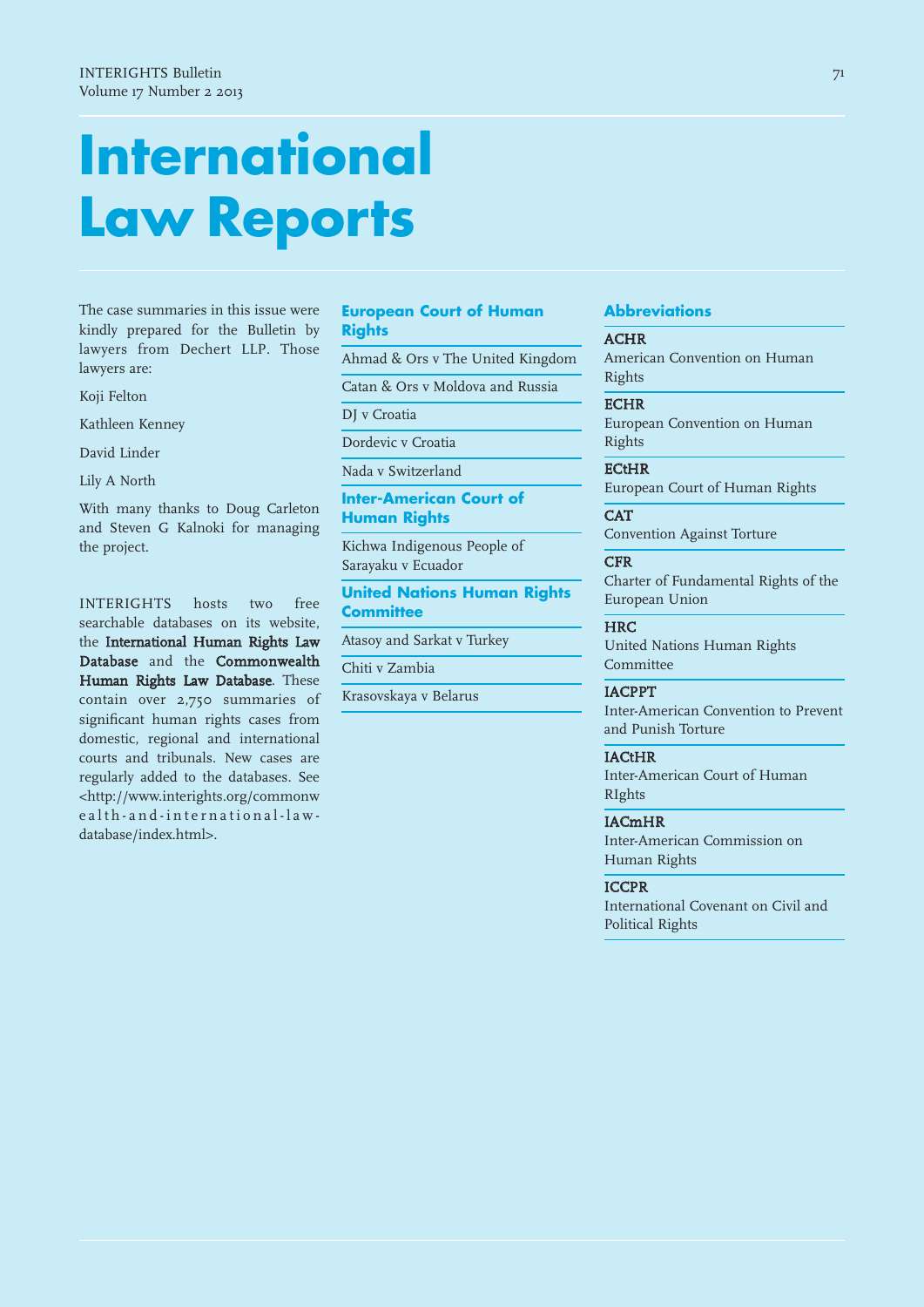# International Law Reports

The case summaries in this issue were kindly prepared for the Bulletin by lawyers from Dechert LLP. Those lawyers are:

Koji Felton

Kathleen Kenney

David Linder

Lily A North

With many thanks to Doug Carleton and Steven G Kalnoki for managing the project.

INTERIGHTS hosts two free searchable databases on its website, the **International Human Rights Law Database** and the **Commonwealth Human Rights Law Database**. These contain over 2,750 summaries of significant human rights cases from domestic, regional and international courts and tribunals. New cases are regularly added to the databases. See <http://www.interights.org/commonwealth-and-international-law-database/index.html>.

## European Court of Human Rights

- Ahmad & Ors v The United Kingdom
- Catan & Ors v Moldova and Russia
- DJ v Croatia
- Dordevic v Croatia
- Nada v Switzerland

## Inter-American Court of Human Rights

- Kichwa Indigenous People of Sarayaku v Ecuador

## United Nations Human Rights Committee

- Atasoy and Sarkat v Turkey
- Chiti v Zambia
- Krasovskaya v Belarus

## Abbreviations

**ACHR**
American Convention on Human Rights

**ECHR**
European Convention on Human Rights

**ECtHR**
European Court of Human Rights

**CAT**
Convention Against Torture

**CFR**
Charter of Fundamental Rights of the European Union

**HRC**
United Nations Human Rights Committee

**IACPPT**
Inter-American Convention to Prevent and Punish Torture

**IACtHR**
Inter-American Court of Human RIghts

**IACmHR**
Inter-American Commission on Human Rights

**ICCPR**
International Covenant on Civil and Political Rights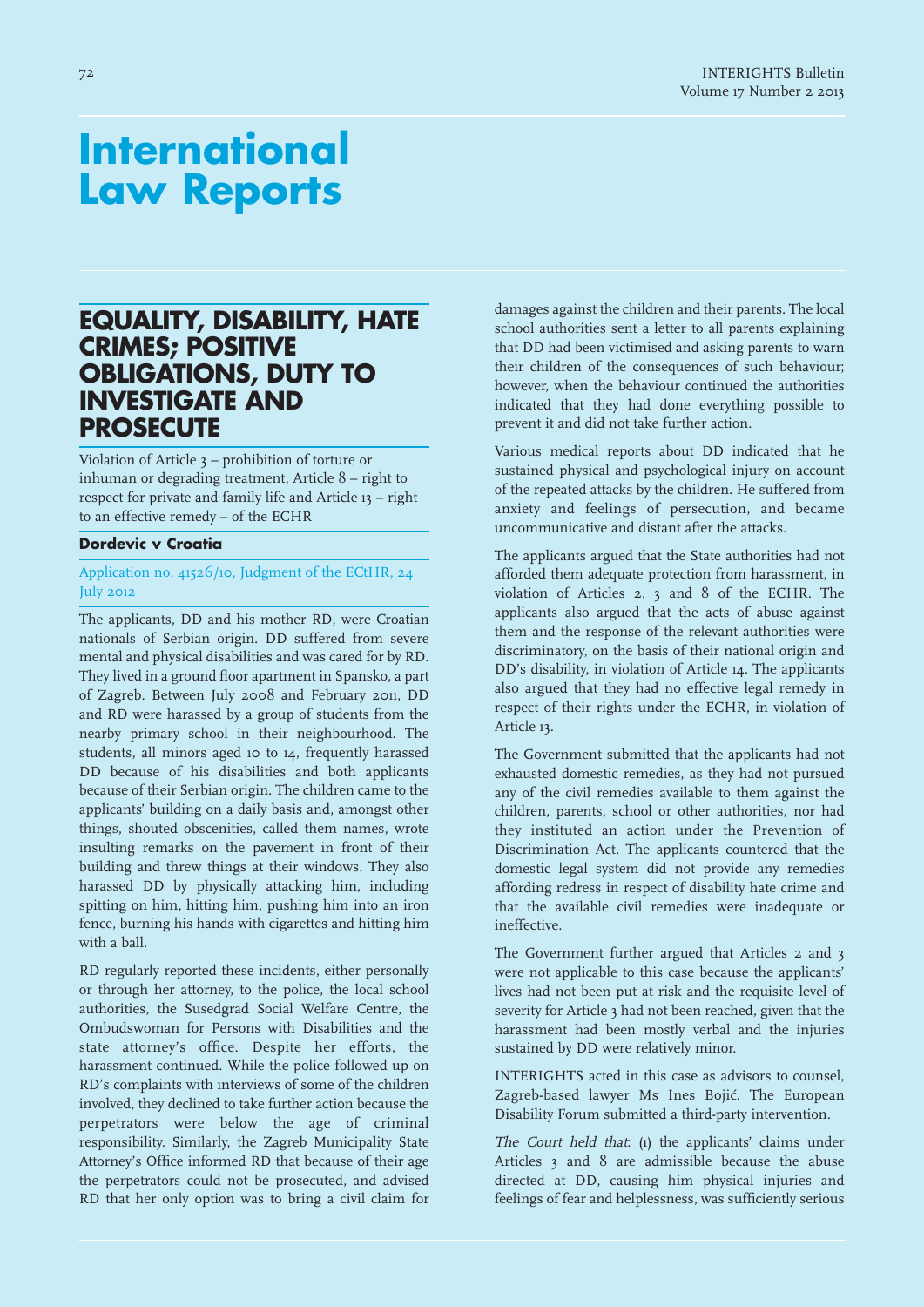# International Law Reports

## EQUALITY, DISABILITY, HATE CRIMES; POSITIVE OBLIGATIONS, DUTY TO INVESTIGATE AND PROSECUTE

Violation of Article 3 – prohibition of torture or inhuman or degrading treatment, Article 8 – right to respect for private and family life and Article 13 – right to an effective remedy – of the ECHR

### Dordevic v Croatia

Application no. 41526/10, Judgment of the ECtHR, 24 July 2012

The applicants, DD and his mother RD, were Croatian nationals of Serbian origin. DD suffered from severe mental and physical disabilities and was cared for by RD. They lived in a ground floor apartment in Spansko, a part of Zagreb. Between July 2008 and February 2011, DD and RD were harassed by a group of students from the nearby primary school in their neighbourhood. The students, all minors aged 10 to 14, frequently harassed DD because of his disabilities and both applicants because of their Serbian origin. The children came to the applicants' building on a daily basis and, amongst other things, shouted obscenities, called them names, wrote insulting remarks on the pavement in front of their building and threw things at their windows. They also harassed DD by physically attacking him, including spitting on him, hitting him, pushing him into an iron fence, burning his hands with cigarettes and hitting him with a ball.

RD regularly reported these incidents, either personally or through her attorney, to the police, the local school authorities, the Susedgrad Social Welfare Centre, the Ombudswoman for Persons with Disabilities and the state attorney's office. Despite her efforts, the harassment continued. While the police followed up on RD's complaints with interviews of some of the children involved, they declined to take further action because the perpetrators were below the age of criminal responsibility. Similarly, the Zagreb Municipality State Attorney's Office informed RD that because of their age the perpetrators could not be prosecuted, and advised RD that her only option was to bring a civil claim for damages against the children and their parents. The local school authorities sent a letter to all parents explaining that DD had been victimised and asking parents to warn their children of the consequences of such behaviour; however, when the behaviour continued the authorities indicated that they had done everything possible to prevent it and did not take further action.

Various medical reports about DD indicated that he sustained physical and psychological injury on account of the repeated attacks by the children. He suffered from anxiety and feelings of persecution, and became uncommunicative and distant after the attacks.

The applicants argued that the State authorities had not afforded them adequate protection from harassment, in violation of Articles 2, 3 and 8 of the ECHR. The applicants also argued that the acts of abuse against them and the response of the relevant authorities were discriminatory, on the basis of their national origin and DD's disability, in violation of Article 14. The applicants also argued that they had no effective legal remedy in respect of their rights under the ECHR, in violation of Article 13.

The Government submitted that the applicants had not exhausted domestic remedies, as they had not pursued any of the civil remedies available to them against the children, parents, school or other authorities, nor had they instituted an action under the Prevention of Discrimination Act. The applicants countered that the domestic legal system did not provide any remedies affording redress in respect of disability hate crime and that the available civil remedies were inadequate or ineffective.

The Government further argued that Articles 2 and 3 were not applicable to this case because the applicants' lives had not been put at risk and the requisite level of severity for Article 3 had not been reached, given that the harassment had been mostly verbal and the injuries sustained by DD were relatively minor.

INTERIGHTS acted in this case as advisors to counsel, Zagreb-based lawyer Ms Ines Bojić. The European Disability Forum submitted a third-party intervention.

*The Court held that*: (1) the applicants' claims under Articles 3 and 8 are admissible because the abuse directed at DD, causing him physical injuries and feelings of fear and helplessness, was sufficiently serious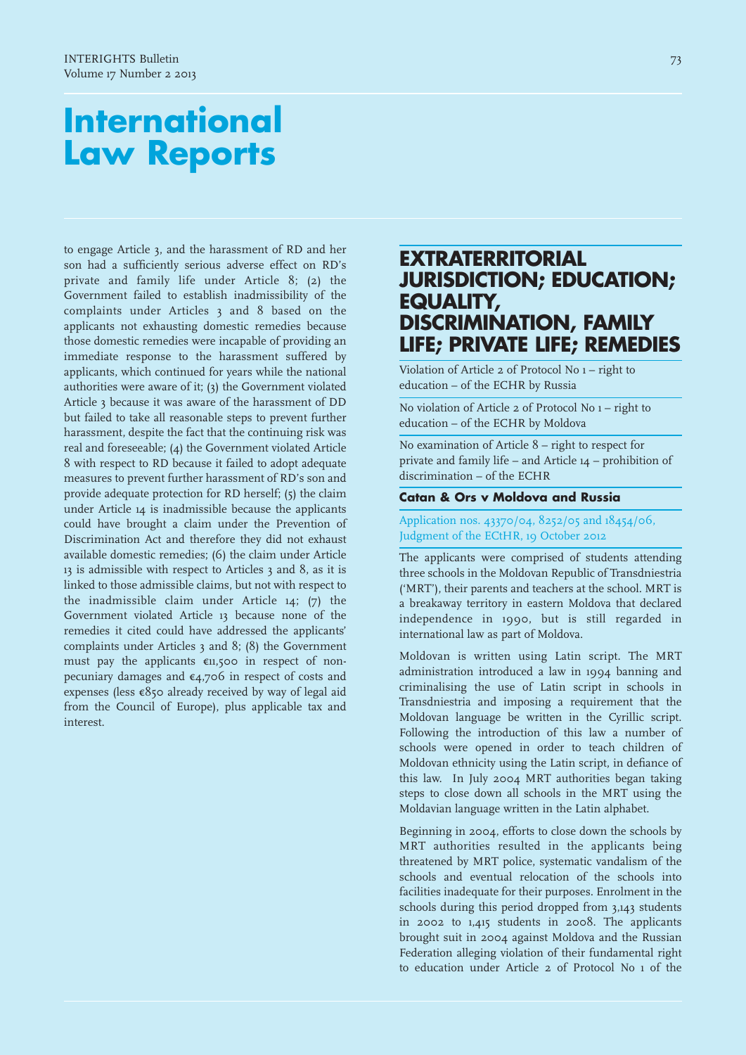# International Law Reports

to engage Article 3, and the harassment of RD and her son had a sufficiently serious adverse effect on RD's private and family life under Article 8; (2) the Government failed to establish inadmissibility of the complaints under Articles 3 and 8 based on the applicants not exhausting domestic remedies because those domestic remedies were incapable of providing an immediate response to the harassment suffered by applicants, which continued for years while the national authorities were aware of it; (3) the Government violated Article 3 because it was aware of the harassment of DD but failed to take all reasonable steps to prevent further harassment, despite the fact that the continuing risk was real and foreseeable; (4) the Government violated Article 8 with respect to RD because it failed to adopt adequate measures to prevent further harassment of RD's son and provide adequate protection for RD herself; (5) the claim under Article 14 is inadmissible because the applicants could have brought a claim under the Prevention of Discrimination Act and therefore they did not exhaust available domestic remedies; (6) the claim under Article 13 is admissible with respect to Articles 3 and 8, as it is linked to those admissible claims, but not with respect to the inadmissible claim under Article 14; (7) the Government violated Article 13 because none of the remedies it cited could have addressed the applicants' complaints under Articles 3 and 8; (8) the Government must pay the applicants €11,500 in respect of non-pecuniary damages and €4,706 in respect of costs and expenses (less €850 already received by way of legal aid from the Council of Europe), plus applicable tax and interest.

## EXTRATERRITORIAL JURISDICTION; EDUCATION; EQUALITY, DISCRIMINATION, FAMILY LIFE; PRIVATE LIFE; REMEDIES

Violation of Article 2 of Protocol No 1 – right to education – of the ECHR by Russia

No violation of Article 2 of Protocol No 1 – right to education – of the ECHR by Moldova

No examination of Article 8 – right to respect for private and family life – and Article 14 – prohibition of discrimination – of the ECHR

### Catan & Ors v Moldova and Russia

Application nos. 43370/04, 8252/05 and 18454/06, Judgment of the ECtHR, 19 October 2012

The applicants were comprised of students attending three schools in the Moldovan Republic of Transdniestria ('MRT'), their parents and teachers at the school. MRT is a breakaway territory in eastern Moldova that declared independence in 1990, but is still regarded in international law as part of Moldova.

Moldovan is written using Latin script. The MRT administration introduced a law in 1994 banning and criminalising the use of Latin script in schools in Transdniestria and imposing a requirement that the Moldovan language be written in the Cyrillic script. Following the introduction of this law a number of schools were opened in order to teach children of Moldovan ethnicity using the Latin script, in defiance of this law. In July 2004 MRT authorities began taking steps to close down all schools in the MRT using the Moldavian language written in the Latin alphabet.

Beginning in 2004, efforts to close down the schools by MRT authorities resulted in the applicants being threatened by MRT police, systematic vandalism of the schools and eventual relocation of the schools into facilities inadequate for their purposes. Enrolment in the schools during this period dropped from 3,143 students in 2002 to 1,415 students in 2008. The applicants brought suit in 2004 against Moldova and the Russian Federation alleging violation of their fundamental right to education under Article 2 of Protocol No 1 of the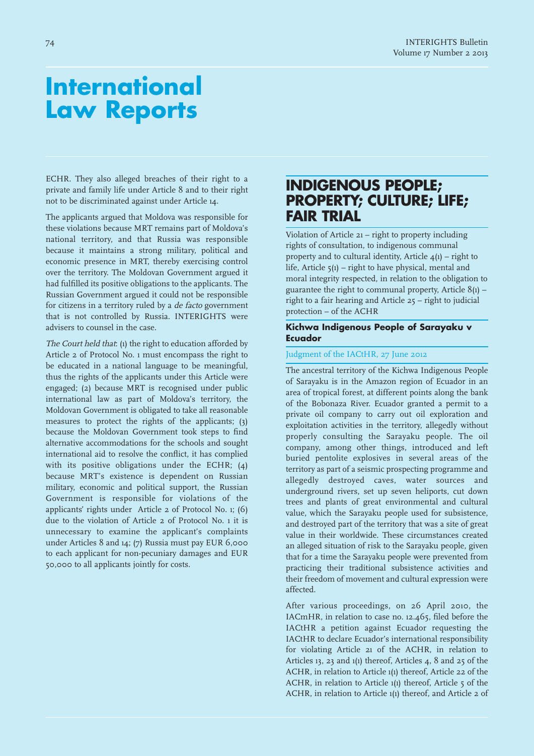# International Law Reports

ECHR. They also alleged breaches of their right to a private and family life under Article 8 and to their right not to be discriminated against under Article 14.

The applicants argued that Moldova was responsible for these violations because MRT remains part of Moldova's national territory, and that Russia was responsible because it maintains a strong military, political and economic presence in MRT, thereby exercising control over the territory. The Moldovan Government argued it had fulfilled its positive obligations to the applicants. The Russian Government argued it could not be responsible for citizens in a territory ruled by a *de facto* government that is not controlled by Russia. INTERIGHTS were advisers to counsel in the case.

*The Court held that*: (1) the right to education afforded by Article 2 of Protocol No. 1 must encompass the right to be educated in a national language to be meaningful, thus the rights of the applicants under this Article were engaged; (2) because MRT is recognised under public international law as part of Moldova's territory, the Moldovan Government is obligated to take all reasonable measures to protect the rights of the applicants; (3) because the Moldovan Government took steps to find alternative accommodations for the schools and sought international aid to resolve the conflict, it has complied with its positive obligations under the ECHR; (4) because MRT's existence is dependent on Russian military, economic and political support, the Russian Government is responsible for violations of the applicants' rights under Article 2 of Protocol No. 1; (6) due to the violation of Article 2 of Protocol No. 1 it is unnecessary to examine the applicant's complaints under Articles 8 and 14; (7) Russia must pay EUR 6,000 to each applicant for non-pecuniary damages and EUR 50,000 to all applicants jointly for costs.

## INDIGENOUS PEOPLE; PROPERTY; CULTURE; LIFE; FAIR TRIAL

Violation of Article 21 – right to property including rights of consultation, to indigenous communal property and to cultural identity, Article 4(1) – right to life, Article 5(1) – right to have physical, mental and moral integrity respected, in relation to the obligation to guarantee the right to communal property, Article 8(1) – right to a fair hearing and Article 25 – right to judicial protection – of the ACHR

### Kichwa Indigenous People of Sarayaku v Ecuador

Judgment of the IACtHR, 27 June 2012

The ancestral territory of the Kichwa Indigenous People of Sarayaku is in the Amazon region of Ecuador in an area of tropical forest, at different points along the bank of the Bobonaza River. Ecuador granted a permit to a private oil company to carry out oil exploration and exploitation activities in the territory, allegedly without properly consulting the Sarayaku people. The oil company, among other things, introduced and left buried pentolite explosives in several areas of the territory as part of a seismic prospecting programme and allegedly destroyed caves, water sources and underground rivers, set up seven heliports, cut down trees and plants of great environmental and cultural value, which the Sarayaku people used for subsistence, and destroyed part of the territory that was a site of great value in their worldwide. These circumstances created an alleged situation of risk to the Sarayaku people, given that for a time the Sarayaku people were prevented from practicing their traditional subsistence activities and their freedom of movement and cultural expression were affected.

After various proceedings, on 26 April 2010, the IACmHR, in relation to case no. 12.465, filed before the IACtHR a petition against Ecuador requesting the IACtHR to declare Ecuador's international responsibility for violating Article 21 of the ACHR, in relation to Articles 13, 23 and 1(1) thereof, Articles 4, 8 and 25 of the ACHR, in relation to Article 1(1) thereof, Article 22 of the ACHR, in relation to Article 1(1) thereof, Article 5 of the ACHR, in relation to Article 1(1) thereof, and Article 2 of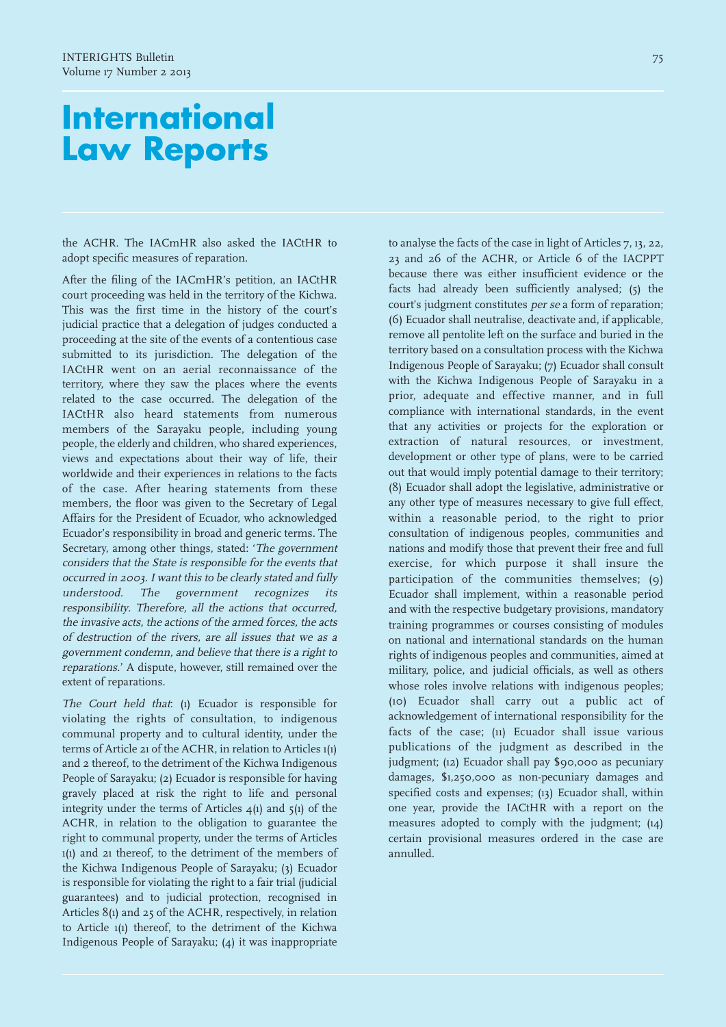# International Law Reports

the ACHR. The IACmHR also asked the IACtHR to adopt specific measures of reparation.

After the filing of the IACmHR's petition, an IACtHR court proceeding was held in the territory of the Kichwa. This was the first time in the history of the court's judicial practice that a delegation of judges conducted a proceeding at the site of the events of a contentious case submitted to its jurisdiction. The delegation of the IACtHR went on an aerial reconnaissance of the territory, where they saw the places where the events related to the case occurred. The delegation of the IACtHR also heard statements from numerous members of the Sarayaku people, including young people, the elderly and children, who shared experiences, views and expectations about their way of life, their worldwide and their experiences in relations to the facts of the case. After hearing statements from these members, the floor was given to the Secretary of Legal Affairs for the President of Ecuador, who acknowledged Ecuador's responsibility in broad and generic terms. The Secretary, among other things, stated: '*The government considers that the State is responsible for the events that occurred in 2003. I want this to be clearly stated and fully understood. The government recognizes its responsibility. Therefore, all the actions that occurred, the invasive acts, the actions of the armed forces, the acts of destruction of the rivers, are all issues that we as a government condemn, and believe that there is a right to reparations*.' A dispute, however, still remained over the extent of reparations.

*The Court held that*: (1) Ecuador is responsible for violating the rights of consultation, to indigenous communal property and to cultural identity, under the terms of Article 21 of the ACHR, in relation to Articles 1(1) and 2 thereof, to the detriment of the Kichwa Indigenous People of Sarayaku; (2) Ecuador is responsible for having gravely placed at risk the right to life and personal integrity under the terms of Articles 4(1) and 5(1) of the ACHR, in relation to the obligation to guarantee the right to communal property, under the terms of Articles 1(1) and 21 thereof, to the detriment of the members of the Kichwa Indigenous People of Sarayaku; (3) Ecuador is responsible for violating the right to a fair trial (judicial guarantees) and to judicial protection, recognised in Articles 8(1) and 25 of the ACHR, respectively, in relation to Article 1(1) thereof, to the detriment of the Kichwa Indigenous People of Sarayaku; (4) it was inappropriate to analyse the facts of the case in light of Articles 7, 13, 22, 23 and 26 of the ACHR, or Article 6 of the IACPPT because there was either insufficient evidence or the facts had already been sufficiently analysed; (5) the court's judgment constitutes *per se* a form of reparation; (6) Ecuador shall neutralise, deactivate and, if applicable, remove all pentolite left on the surface and buried in the territory based on a consultation process with the Kichwa Indigenous People of Sarayaku; (7) Ecuador shall consult with the Kichwa Indigenous People of Sarayaku in a prior, adequate and effective manner, and in full compliance with international standards, in the event that any activities or projects for the exploration or extraction of natural resources, or investment, development or other type of plans, were to be carried out that would imply potential damage to their territory; (8) Ecuador shall adopt the legislative, administrative or any other type of measures necessary to give full effect, within a reasonable period, to the right to prior consultation of indigenous peoples, communities and nations and modify those that prevent their free and full exercise, for which purpose it shall insure the participation of the communities themselves; (9) Ecuador shall implement, within a reasonable period and with the respective budgetary provisions, mandatory training programmes or courses consisting of modules on national and international standards on the human rights of indigenous peoples and communities, aimed at military, police, and judicial officials, as well as others whose roles involve relations with indigenous peoples; (10) Ecuador shall carry out a public act of acknowledgement of international responsibility for the facts of the case; (11) Ecuador shall issue various publications of the judgment as described in the judgment; (12) Ecuador shall pay $90,000 as pecuniary damages, $1,250,000 as non-pecuniary damages and specified costs and expenses; (13) Ecuador shall, within one year, provide the IACtHR with a report on the measures adopted to comply with the judgment; (14) certain provisional measures ordered in the case are annulled.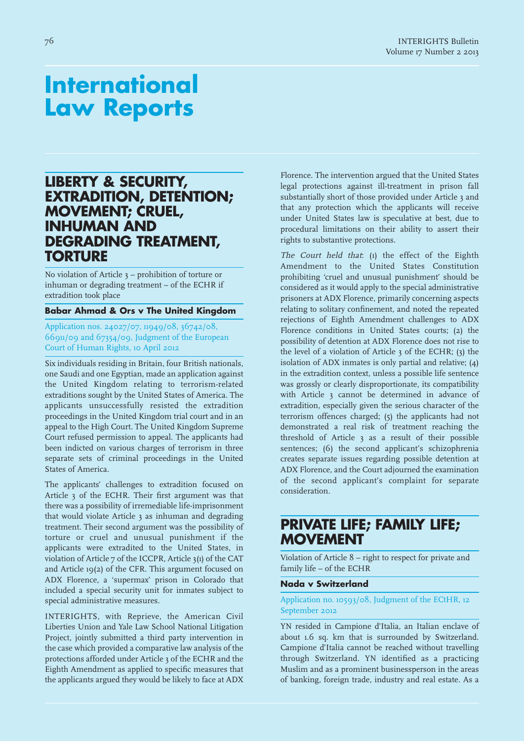# International Law Reports

## LIBERTY & SECURITY, EXTRADITION, DETENTION; MOVEMENT; CRUEL, INHUMAN AND DEGRADING TREATMENT, TORTURE

No violation of Article 3 – prohibition of torture or inhuman or degrading treatment – of the ECHR if extradition took place

### Babar Ahmad & Ors v The United Kingdom

Application nos. 24027/07, 11949/08, 36742/08, 66911/09 and 67354/09, Judgment of the European Court of Human Rights, 10 April 2012

Six individuals residing in Britain, four British nationals, one Saudi and one Egyptian, made an application against the United Kingdom relating to terrorism-related extraditions sought by the United States of America. The applicants unsuccessfully resisted the extradition proceedings in the United Kingdom trial court and in an appeal to the High Court. The United Kingdom Supreme Court refused permission to appeal. The applicants had been indicted on various charges of terrorism in three separate sets of criminal proceedings in the United States of America.

The applicants' challenges to extradition focused on Article 3 of the ECHR. Their first argument was that there was a possibility of irremediable life-imprisonment that would violate Article 3 as inhuman and degrading treatment. Their second argument was the possibility of torture or cruel and unusual punishment if the applicants were extradited to the United States, in violation of Article 7 of the ICCPR, Article 3(1) of the CAT and Article 19(2) of the CFR. This argument focused on ADX Florence, a 'supermax' prison in Colorado that included a special security unit for inmates subject to special administrative measures.

INTERIGHTS, with Reprieve, the American Civil Liberties Union and Yale Law School National Litigation Project, jointly submitted a third party intervention in the case which provided a comparative law analysis of the protections afforded under Article 3 of the ECHR and the Eighth Amendment as applied to specific measures that the applicants argued they would be likely to face at ADX Florence. The intervention argued that the United States legal protections against ill-treatment in prison fall substantially short of those provided under Article 3 and that any protection which the applicants will receive under United States law is speculative at best, due to procedural limitations on their ability to assert their rights to substantive protections.

*The Court held that*: (1) the effect of the Eighth Amendment to the United States Constitution prohibiting 'cruel and unusual punishment' should be considered as it would apply to the special administrative prisoners at ADX Florence, primarily concerning aspects relating to solitary confinement, and noted the repeated rejections of Eighth Amendment challenges to ADX Florence conditions in United States courts; (2) the possibility of detention at ADX Florence does not rise to the level of a violation of Article 3 of the ECHR; (3) the isolation of ADX inmates is only partial and relative; (4) in the extradition context, unless a possible life sentence was grossly or clearly disproportionate, its compatibility with Article 3 cannot be determined in advance of extradition, especially given the serious character of the terrorism offences charged; (5) the applicants had not demonstrated a real risk of treatment reaching the threshold of Article 3 as a result of their possible sentences; (6) the second applicant's schizophrenia creates separate issues regarding possible detention at ADX Florence, and the Court adjourned the examination of the second applicant's complaint for separate consideration.

## PRIVATE LIFE; FAMILY LIFE; MOVEMENT

Violation of Article 8 – right to respect for private and family life – of the ECHR

### Nada v Switzerland

Application no. 10593/08, Judgment of the ECtHR, 12 September 2012

YN resided in Campione d'Italia, an Italian enclave of about 1.6 sq. km that is surrounded by Switzerland. Campione d'Italia cannot be reached without travelling through Switzerland. YN identified as a practicing Muslim and as a prominent businessperson in the areas of banking, foreign trade, industry and real estate. As a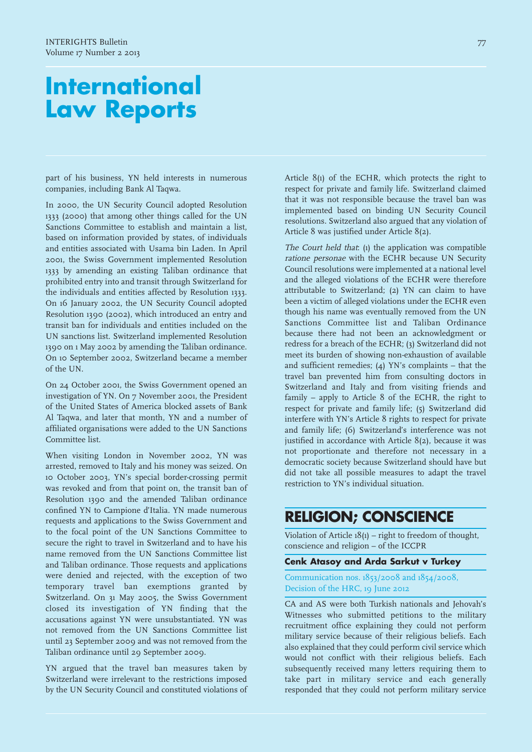part of his business, YN held interests in numerous companies, including Bank Al Taqwa.

In 2000, the UN Security Council adopted Resolution 1333 (2000) that among other things called for the UN Sanctions Committee to establish and maintain a list, based on information provided by states, of individuals and entities associated with Usama bin Laden. In April 2001, the Swiss Government implemented Resolution 1333 by amending an existing Taliban ordinance that prohibited entry into and transit through Switzerland for the individuals and entities affected by Resolution 1333. On 16 January 2002, the UN Security Council adopted Resolution 1390 (2002), which introduced an entry and transit ban for individuals and entities included on the UN sanctions list. Switzerland implemented Resolution 1390 on 1 May 2002 by amending the Taliban ordinance. On 10 September 2002, Switzerland became a member of the UN.

On 24 October 2001, the Swiss Government opened an investigation of YN. On 7 November 2001, the President of the United States of America blocked assets of Bank Al Taqwa, and later that month, YN and a number of affiliated organisations were added to the UN Sanctions Committee list.

When visiting London in November 2002, YN was arrested, removed to Italy and his money was seized. On 10 October 2003, YN's special border-crossing permit was revoked and from that point on, the transit ban of Resolution 1390 and the amended Taliban ordinance confined YN to Campione d'Italia. YN made numerous requests and applications to the Swiss Government and to the focal point of the UN Sanctions Committee to secure the right to travel in Switzerland and to have his name removed from the UN Sanctions Committee list and Taliban ordinance. Those requests and applications were denied and rejected, with the exception of two temporary travel ban exemptions granted by Switzerland. On 31 May 2005, the Swiss Government closed its investigation of YN finding that the accusations against YN were unsubstantiated. YN was not removed from the UN Sanctions Committee list until 23 September 2009 and was not removed from the Taliban ordinance until 29 September 2009.

YN argued that the travel ban measures taken by Switzerland were irrelevant to the restrictions imposed by the UN Security Council and constituted violations of Article 8(1) of the ECHR, which protects the right to respect for private and family life. Switzerland claimed that it was not responsible because the travel ban was implemented based on binding UN Security Council resolutions. Switzerland also argued that any violation of Article 8 was justified under Article 8(2).

*The Court held that*: (1) the application was compatible *ratione personae* with the ECHR because UN Security Council resolutions were implemented at a national level and the alleged violations of the ECHR were therefore attributable to Switzerland; (2) YN can claim to have been a victim of alleged violations under the ECHR even though his name was eventually removed from the UN Sanctions Committee list and Taliban Ordinance because there had not been an acknowledgment or redress for a breach of the ECHR; (3) Switzerland did not meet its burden of showing non-exhaustion of available and sufficient remedies; (4) YN's complaints – that the travel ban prevented him from consulting doctors in Switzerland and Italy and from visiting friends and family – apply to Article 8 of the ECHR, the right to respect for private and family life; (5) Switzerland did interfere with YN's Article 8 rights to respect for private and family life; (6) Switzerland's interference was not justified in accordance with Article 8(2), because it was not proportionate and therefore not necessary in a democratic society because Switzerland should have but did not take all possible measures to adapt the travel restriction to YN's individual situation.

## RELIGION; CONSCIENCE

Violation of Article 18(1) – right to freedom of thought, conscience and religion – of the ICCPR

### Cenk Atasoy and Arda Sarkut v Turkey

Communication nos. 1853/2008 and 1854/2008, Decision of the HRC, 19 June 2012

CA and AS were both Turkish nationals and Jehovah's Witnesses who submitted petitions to the military recruitment office explaining they could not perform military service because of their religious beliefs. Each also explained that they could perform civil service which would not conflict with their religious beliefs. Each subsequently received many letters requiring them to take part in military service and each generally responded that they could not perform military service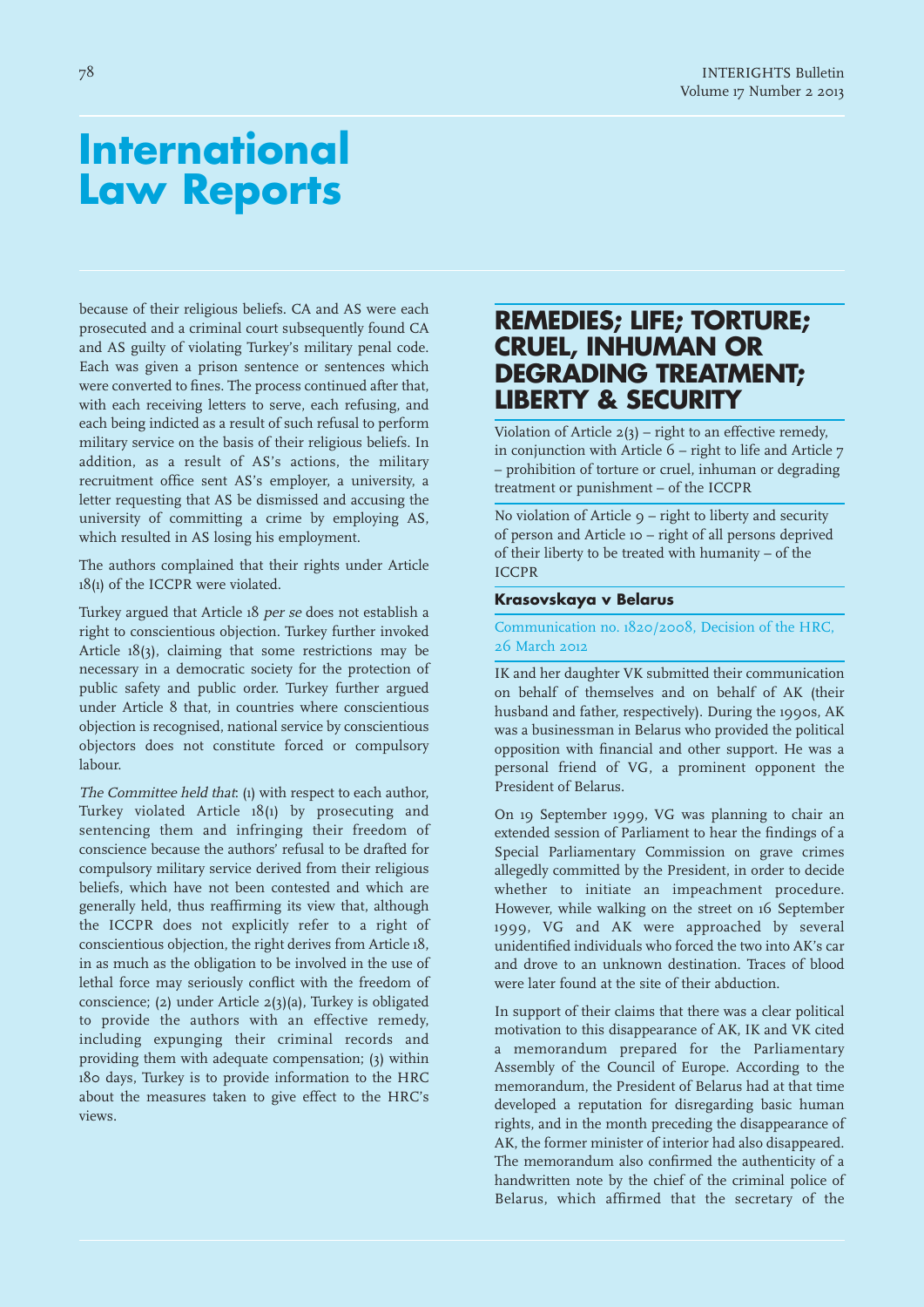because of their religious beliefs. CA and AS were each prosecuted and a criminal court subsequently found CA and AS guilty of violating Turkey's military penal code. Each was given a prison sentence or sentences which were converted to fines. The process continued after that, with each receiving letters to serve, each refusing, and each being indicted as a result of such refusal to perform military service on the basis of their religious beliefs. In addition, as a result of AS's actions, the military recruitment office sent AS's employer, a university, a letter requesting that AS be dismissed and accusing the university of committing a crime by employing AS, which resulted in AS losing his employment.

The authors complained that their rights under Article 18(1) of the ICCPR were violated.

Turkey argued that Article 18 *per se* does not establish a right to conscientious objection. Turkey further invoked Article 18(3), claiming that some restrictions may be necessary in a democratic society for the protection of public safety and public order. Turkey further argued under Article 8 that, in countries where conscientious objection is recognised, national service by conscientious objectors does not constitute forced or compulsory labour.

*The Committee held that*: (1) with respect to each author, Turkey violated Article 18(1) by prosecuting and sentencing them and infringing their freedom of conscience because the authors' refusal to be drafted for compulsory military service derived from their religious beliefs, which have not been contested and which are generally held, thus reaffirming its view that, although the ICCPR does not explicitly refer to a right of conscientious objection, the right derives from Article 18, in as much as the obligation to be involved in the use of lethal force may seriously conflict with the freedom of conscience; (2) under Article 2(3)(a), Turkey is obligated to provide the authors with an effective remedy, including expunging their criminal records and providing them with adequate compensation; (3) within 180 days, Turkey is to provide information to the HRC about the measures taken to give effect to the HRC's views.

## REMEDIES; LIFE; TORTURE; CRUEL, INHUMAN OR DEGRADING TREATMENT; LIBERTY & SECURITY

Violation of Article 2(3) – right to an effective remedy, in conjunction with Article 6 – right to life and Article 7 – prohibition of torture or cruel, inhuman or degrading treatment or punishment – of the ICCPR

No violation of Article 9 – right to liberty and security of person and Article 10 – right of all persons deprived of their liberty to be treated with humanity – of the ICCPR

### Krasovskaya v Belarus

Communication no. 1820/2008, Decision of the HRC, 26 March 2012

IK and her daughter VK submitted their communication on behalf of themselves and on behalf of AK (their husband and father, respectively). During the 1990s, AK was a businessman in Belarus who provided the political opposition with financial and other support. He was a personal friend of VG, a prominent opponent the President of Belarus.

On 19 September 1999, VG was planning to chair an extended session of Parliament to hear the findings of a Special Parliamentary Commission on grave crimes allegedly committed by the President, in order to decide whether to initiate an impeachment procedure. However, while walking on the street on 16 September 1999, VG and AK were approached by several unidentified individuals who forced the two into AK's car and drove to an unknown destination. Traces of blood were later found at the site of their abduction.

In support of their claims that there was a clear political motivation to this disappearance of AK, IK and VK cited a memorandum prepared for the Parliamentary Assembly of the Council of Europe. According to the memorandum, the President of Belarus had at that time developed a reputation for disregarding basic human rights, and in the month preceding the disappearance of AK, the former minister of interior had also disappeared. The memorandum also confirmed the authenticity of a handwritten note by the chief of the criminal police of Belarus, which affirmed that the secretary of the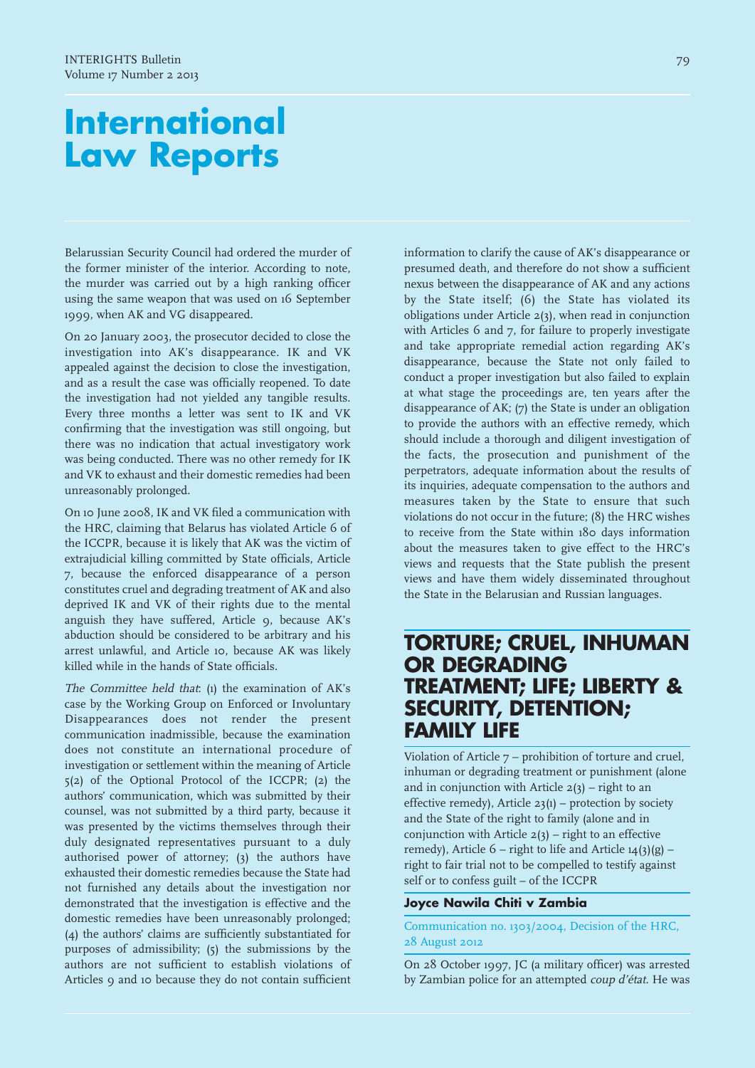# International Law Reports

Belarussian Security Council had ordered the murder of the former minister of the interior. According to note, the murder was carried out by a high ranking officer using the same weapon that was used on 16 September 1999, when AK and VG disappeared.

On 20 January 2003, the prosecutor decided to close the investigation into AK's disappearance. IK and VK appealed against the decision to close the investigation, and as a result the case was officially reopened. To date the investigation had not yielded any tangible results. Every three months a letter was sent to IK and VK confirming that the investigation was still ongoing, but there was no indication that actual investigatory work was being conducted. There was no other remedy for IK and VK to exhaust and their domestic remedies had been unreasonably prolonged.

On 10 June 2008, IK and VK filed a communication with the HRC, claiming that Belarus has violated Article 6 of the ICCPR, because it is likely that AK was the victim of extrajudicial killing committed by State officials, Article 7, because the enforced disappearance of a person constitutes cruel and degrading treatment of AK and also deprived IK and VK of their rights due to the mental anguish they have suffered, Article 9, because AK's abduction should be considered to be arbitrary and his arrest unlawful, and Article 10, because AK was likely killed while in the hands of State officials.

*The Committee held that*: (1) the examination of AK's case by the Working Group on Enforced or Involuntary Disappearances does not render the present communication inadmissible, because the examination does not constitute an international procedure of investigation or settlement within the meaning of Article 5(2) of the Optional Protocol of the ICCPR; (2) the authors' communication, which was submitted by their counsel, was not submitted by a third party, because it was presented by the victims themselves through their duly designated representatives pursuant to a duly authorised power of attorney; (3) the authors have exhausted their domestic remedies because the State had not furnished any details about the investigation nor demonstrated that the investigation is effective and the domestic remedies have been unreasonably prolonged; (4) the authors' claims are sufficiently substantiated for purposes of admissibility; (5) the submissions by the authors are not sufficient to establish violations of Articles 9 and 10 because they do not contain sufficient information to clarify the cause of AK's disappearance or presumed death, and therefore do not show a sufficient nexus between the disappearance of AK and any actions by the State itself; (6) the State has violated its obligations under Article 2(3), when read in conjunction with Articles 6 and 7, for failure to properly investigate and take appropriate remedial action regarding AK's disappearance, because the State not only failed to conduct a proper investigation but also failed to explain at what stage the proceedings are, ten years after the disappearance of AK; (7) the State is under an obligation to provide the authors with an effective remedy, which should include a thorough and diligent investigation of the facts, the prosecution and punishment of the perpetrators, adequate information about the results of its inquiries, adequate compensation to the authors and measures taken by the State to ensure that such violations do not occur in the future; (8) the HRC wishes to receive from the State within 180 days information about the measures taken to give effect to the HRC's views and requests that the State publish the present views and have them widely disseminated throughout the State in the Belarusian and Russian languages.

## TORTURE; CRUEL, INHUMAN OR DEGRADING TREATMENT; LIFE; LIBERTY & SECURITY, DETENTION; FAMILY LIFE

Violation of Article 7 – prohibition of torture and cruel, inhuman or degrading treatment or punishment (alone and in conjunction with Article 2(3) – right to an effective remedy), Article 23(1) – protection by society and the State of the right to family (alone and in conjunction with Article 2(3) – right to an effective remedy), Article 6 – right to life and Article 14(3)(g) – right to fair trial not to be compelled to testify against self or to confess guilt – of the ICCPR

### Joyce Nawila Chiti v Zambia

Communication no. 1303/2004, Decision of the HRC, 28 August 2012

On 28 October 1997, JC (a military officer) was arrested by Zambian police for an attempted *coup d'état*. He was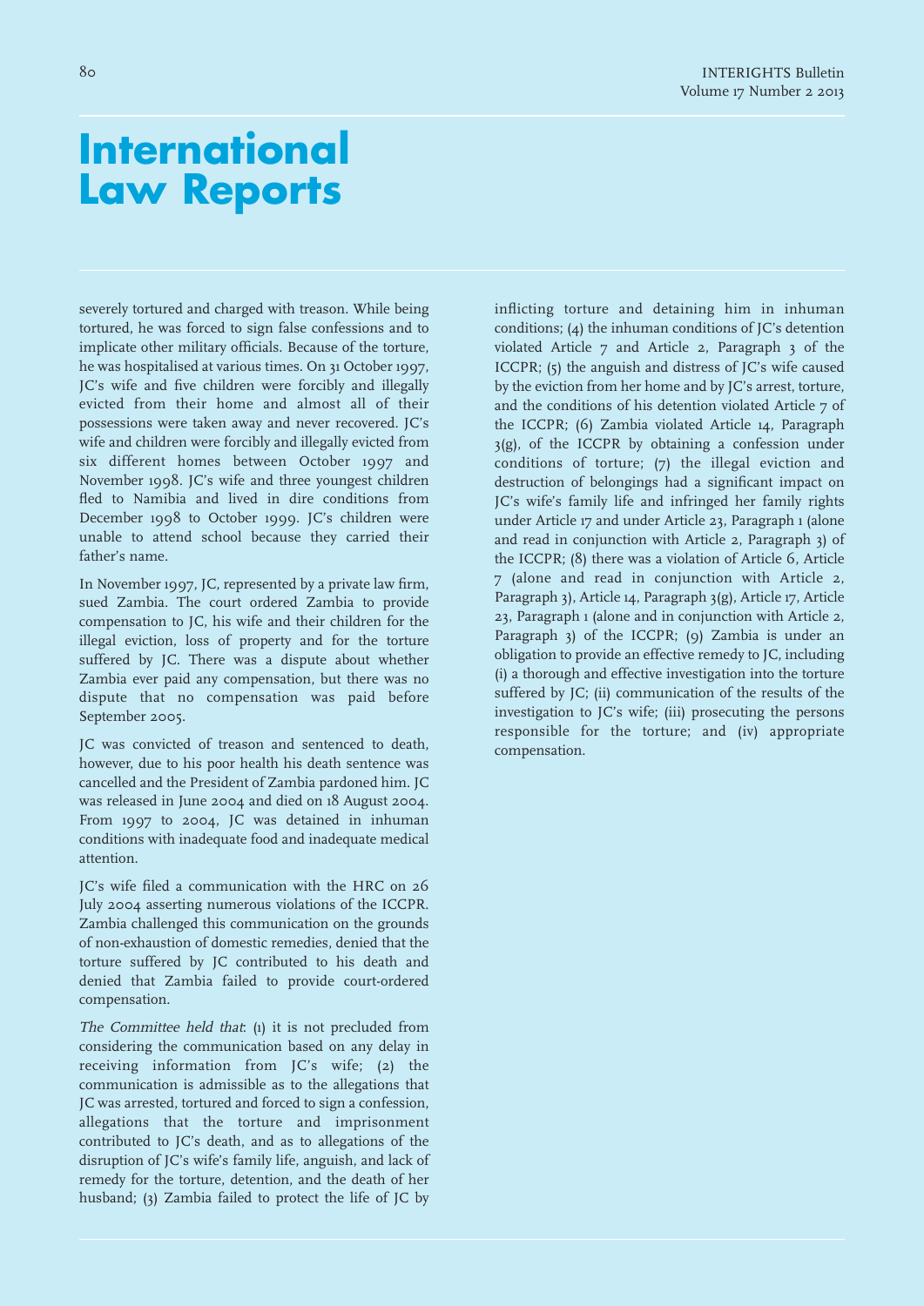# International Law Reports

severely tortured and charged with treason. While being tortured, he was forced to sign false confessions and to implicate other military officials. Because of the torture, he was hospitalised at various times. On 31 October 1997, JC's wife and five children were forcibly and illegally evicted from their home and almost all of their possessions were taken away and never recovered. JC's wife and children were forcibly and illegally evicted from six different homes between October 1997 and November 1998. JC's wife and three youngest children fled to Namibia and lived in dire conditions from December 1998 to October 1999. JC's children were unable to attend school because they carried their father's name.

In November 1997, JC, represented by a private law firm, sued Zambia. The court ordered Zambia to provide compensation to JC, his wife and their children for the illegal eviction, loss of property and for the torture suffered by JC. There was a dispute about whether Zambia ever paid any compensation, but there was no dispute that no compensation was paid before September 2005.

JC was convicted of treason and sentenced to death, however, due to his poor health his death sentence was cancelled and the President of Zambia pardoned him. JC was released in June 2004 and died on 18 August 2004. From 1997 to 2004, JC was detained in inhuman conditions with inadequate food and inadequate medical attention.

JC's wife filed a communication with the HRC on 26 July 2004 asserting numerous violations of the ICCPR. Zambia challenged this communication on the grounds of non-exhaustion of domestic remedies, denied that the torture suffered by JC contributed to his death and denied that Zambia failed to provide court-ordered compensation.

*The Committee held that*: (1) it is not precluded from considering the communication based on any delay in receiving information from JC's wife; (2) the communication is admissible as to the allegations that JC was arrested, tortured and forced to sign a confession, allegations that the torture and imprisonment contributed to JC's death, and as to allegations of the disruption of JC's wife's family life, anguish, and lack of remedy for the torture, detention, and the death of her husband; (3) Zambia failed to protect the life of JC by inflicting torture and detaining him in inhuman conditions; (4) the inhuman conditions of JC's detention violated Article 7 and Article 2, Paragraph 3 of the ICCPR; (5) the anguish and distress of JC's wife caused by the eviction from her home and by JC's arrest, torture, and the conditions of his detention violated Article 7 of the ICCPR; (6) Zambia violated Article 14, Paragraph 3(g), of the ICCPR by obtaining a confession under conditions of torture; (7) the illegal eviction and destruction of belongings had a significant impact on JC's wife's family life and infringed her family rights under Article 17 and under Article 23, Paragraph 1 (alone and read in conjunction with Article 2, Paragraph 3) of the ICCPR; (8) there was a violation of Article 6, Article 7 (alone and read in conjunction with Article 2, Paragraph 3), Article 14, Paragraph 3(g), Article 17, Article 23, Paragraph 1 (alone and in conjunction with Article 2, Paragraph 3) of the ICCPR; (9) Zambia is under an obligation to provide an effective remedy to JC, including (i) a thorough and effective investigation into the torture suffered by JC; (ii) communication of the results of the investigation to JC's wife; (iii) prosecuting the persons responsible for the torture; and (iv) appropriate compensation.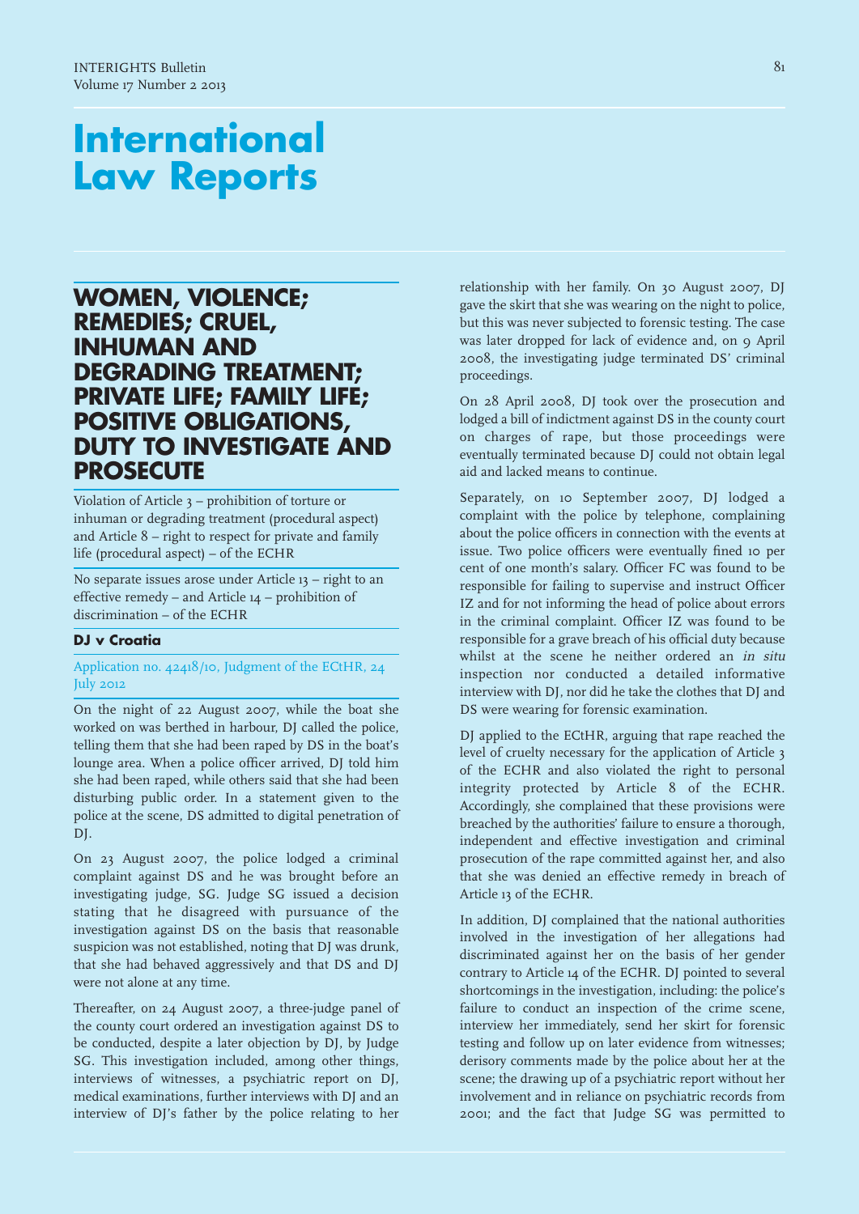# International Law Reports

## WOMEN, VIOLENCE; REMEDIES; CRUEL, INHUMAN AND DEGRADING TREATMENT; PRIVATE LIFE; FAMILY LIFE; POSITIVE OBLIGATIONS, DUTY TO INVESTIGATE AND PROSECUTE

Violation of Article 3 – prohibition of torture or inhuman or degrading treatment (procedural aspect) and Article 8 – right to respect for private and family life (procedural aspect) – of the ECHR

No separate issues arose under Article 13 – right to an effective remedy – and Article 14 – prohibition of discrimination – of the ECHR

### DJ v Croatia

Application no. 42418/10, Judgment of the ECtHR, 24 July 2012

On the night of 22 August 2007, while the boat she worked on was berthed in harbour, DJ called the police, telling them that she had been raped by DS in the boat's lounge area. When a police officer arrived, DJ told him she had been raped, while others said that she had been disturbing public order. In a statement given to the police at the scene, DS admitted to digital penetration of DJ.

On 23 August 2007, the police lodged a criminal complaint against DS and he was brought before an investigating judge, SG. Judge SG issued a decision stating that he disagreed with pursuance of the investigation against DS on the basis that reasonable suspicion was not established, noting that DJ was drunk, that she had behaved aggressively and that DS and DJ were not alone at any time.

Thereafter, on 24 August 2007, a three-judge panel of the county court ordered an investigation against DS to be conducted, despite a later objection by DJ, by Judge SG. This investigation included, among other things, interviews of witnesses, a psychiatric report on DJ, medical examinations, further interviews with DJ and an interview of DJ's father by the police relating to her relationship with her family. On 30 August 2007, DJ gave the skirt that she was wearing on the night to police, but this was never subjected to forensic testing. The case was later dropped for lack of evidence and, on 9 April 2008, the investigating judge terminated DS' criminal proceedings.

On 28 April 2008, DJ took over the prosecution and lodged a bill of indictment against DS in the county court on charges of rape, but those proceedings were eventually terminated because DJ could not obtain legal aid and lacked means to continue.

Separately, on 10 September 2007, DJ lodged a complaint with the police by telephone, complaining about the police officers in connection with the events at issue. Two police officers were eventually fined 10 per cent of one month's salary. Officer FC was found to be responsible for failing to supervise and instruct Officer IZ and for not informing the head of police about errors in the criminal complaint. Officer IZ was found to be responsible for a grave breach of his official duty because whilst at the scene he neither ordered an *in situ* inspection nor conducted a detailed informative interview with DJ, nor did he take the clothes that DJ and DS were wearing for forensic examination.

DJ applied to the ECtHR, arguing that rape reached the level of cruelty necessary for the application of Article 3 of the ECHR and also violated the right to personal integrity protected by Article 8 of the ECHR. Accordingly, she complained that these provisions were breached by the authorities' failure to ensure a thorough, independent and effective investigation and criminal prosecution of the rape committed against her, and also that she was denied an effective remedy in breach of Article 13 of the ECHR.

In addition, DJ complained that the national authorities involved in the investigation of her allegations had discriminated against her on the basis of her gender contrary to Article 14 of the ECHR. DJ pointed to several shortcomings in the investigation, including: the police's failure to conduct an inspection of the crime scene, interview her immediately, send her skirt for forensic testing and follow up on later evidence from witnesses; derisory comments made by the police about her at the scene; the drawing up of a psychiatric report without her involvement and in reliance on psychiatric records from 2001; and the fact that Judge SG was permitted to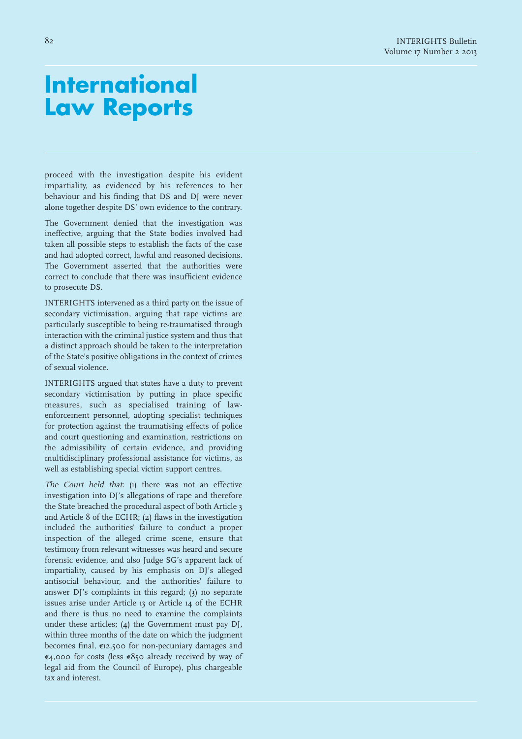# International Law Reports

proceed with the investigation despite his evident impartiality, as evidenced by his references to her behaviour and his finding that DS and DJ were never alone together despite DS' own evidence to the contrary.

The Government denied that the investigation was ineffective, arguing that the State bodies involved had taken all possible steps to establish the facts of the case and had adopted correct, lawful and reasoned decisions. The Government asserted that the authorities were correct to conclude that there was insufficient evidence to prosecute DS.

INTERIGHTS intervened as a third party on the issue of secondary victimisation, arguing that rape victims are particularly susceptible to being re-traumatised through interaction with the criminal justice system and thus that a distinct approach should be taken to the interpretation of the State's positive obligations in the context of crimes of sexual violence.

INTERIGHTS argued that states have a duty to prevent secondary victimisation by putting in place specific measures, such as specialised training of law-enforcement personnel, adopting specialist techniques for protection against the traumatising effects of police and court questioning and examination, restrictions on the admissibility of certain evidence, and providing multidisciplinary professional assistance for victims, as well as establishing special victim support centres.

*The Court held that*: (1) there was not an effective investigation into DJ's allegations of rape and therefore the State breached the procedural aspect of both Article 3 and Article 8 of the ECHR; (2) flaws in the investigation included the authorities' failure to conduct a proper inspection of the alleged crime scene, ensure that testimony from relevant witnesses was heard and secure forensic evidence, and also Judge SG's apparent lack of impartiality, caused by his emphasis on DJ's alleged antisocial behaviour, and the authorities' failure to answer DJ's complaints in this regard; (3) no separate issues arise under Article 13 or Article 14 of the ECHR and there is thus no need to examine the complaints under these articles; (4) the Government must pay DJ, within three months of the date on which the judgment becomes final, €12,500 for non-pecuniary damages and €4,000 for costs (less €850 already received by way of legal aid from the Council of Europe), plus chargeable tax and interest.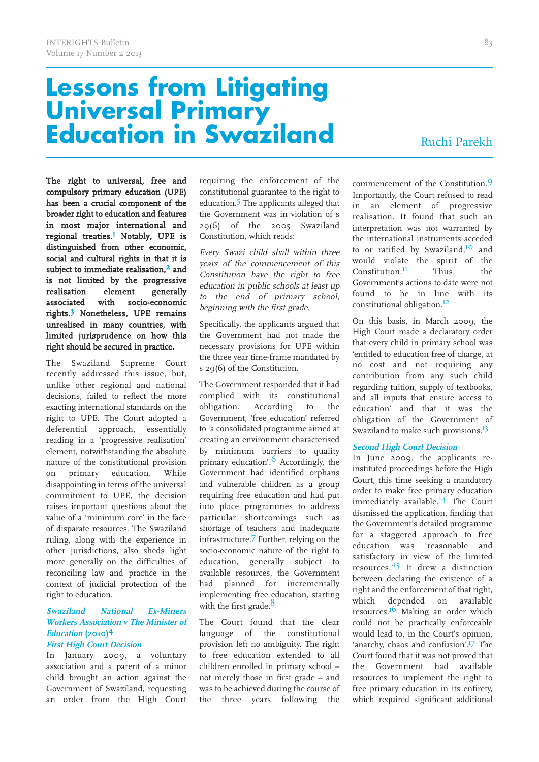# Lessons from Litigating Universal Primary Education in Swaziland

Ruchi Parekh

**The right to universal, free and compulsory primary education (UPE) has been a crucial component of the broader right to education and features in most major international and regional treaties.[1] Notably, UPE is distinguished from other economic, social and cultural rights in that it is subject to immediate realisation,[2] and is not limited by the progressive realisation element generally associated with socio-economic rights.[3] Nonetheless, UPE remains unrealised in many countries, with limited jurisprudence on how this right should be secured in practice.**

The Swaziland Supreme Court recently addressed this issue, but, unlike other regional and national decisions, failed to reflect the more exacting international standards on the right to UPE. The Court adopted a deferential approach, essentially reading in a 'progressive realisation' element, notwithstanding the absolute nature of the constitutional provision on primary education. While disappointing in terms of the universal commitment to UPE, the decision raises important questions about the value of a 'minimum core' in the face of disparate resources. The Swaziland ruling, along with the experience in other jurisdictions, also sheds light more generally on the difficulties of reconciling law and practice in the context of judicial protection of the right to education.

## *Swaziland National Ex-Miners Workers Association v The Minister of Education* (2010)[4]

### *First High Court Decision*

In January 2009, a voluntary association and a parent of a minor child brought an action against the Government of Swaziland, requesting an order from the High Court requiring the enforcement of the constitutional guarantee to the right to education.[5] The applicants alleged that the Government was in violation of s 29(6) of the 2005 Swaziland Constitution, which reads:

> *Every Swazi child shall within three years of the commencement of this Constitution have the right to free education in public schools at least up to the end of primary school, beginning with the first grade.*

Specifically, the applicants argued that the Government had not made the necessary provisions for UPE within the three year time-frame mandated by s 29(6) of the Constitution.

The Government responded that it had complied with its constitutional obligation. According to the Government, 'free education' referred to 'a consolidated programme aimed at creating an environment characterised by minimum barriers to quality primary education'.[6] Accordingly, the Government had identified orphans and vulnerable children as a group requiring free education and had put into place programmes to address particular shortcomings such as shortage of teachers and inadequate infrastructure.[7] Further, relying on the socio-economic nature of the right to education, generally subject to available resources, the Government had planned for incrementally implementing free education, starting with the first grade.[8]

The Court found that the clear language of the constitutional provision left no ambiguity. The right to free education extended to all children enrolled in primary school – not merely those in first grade – and was to be achieved during the course of the three years following the commencement of the Constitution.[9] Importantly, the Court refused to read in an element of progressive realisation. It found that such an interpretation was not warranted by the international instruments acceded to or ratified by Swaziland,[10] and would violate the spirit of the Constitution.[11] Thus, the Government's actions to date were not found to be in line with its constitutional obligation.[12]

On this basis, in March 2009, the High Court made a declaratory order that every child in primary school was 'entitled to education free of charge, at no cost and not requiring any contribution from any such child regarding tuition, supply of textbooks, and all inputs that ensure access to education' and that it was the obligation of the Government of Swaziland to make such provisions.[13]

### *Second High Court Decision*

In June 2009, the applicants re-instituted proceedings before the High Court, this time seeking a mandatory order to make free primary education immediately available.[14] The Court dismissed the application, finding that the Government's detailed programme for a staggered approach to free education was 'reasonable and satisfactory in view of the limited resources.'[15] It drew a distinction between declaring the existence of a right and the enforcement of that right, which depended on available resources.[16] Making an order which could not be practically enforceable would lead to, in the Court's opinion, 'anarchy, chaos and confusion'.[17] The Court found that it was not proved that the Government had available resources to implement the right to free primary education in its entirety, which required significant additional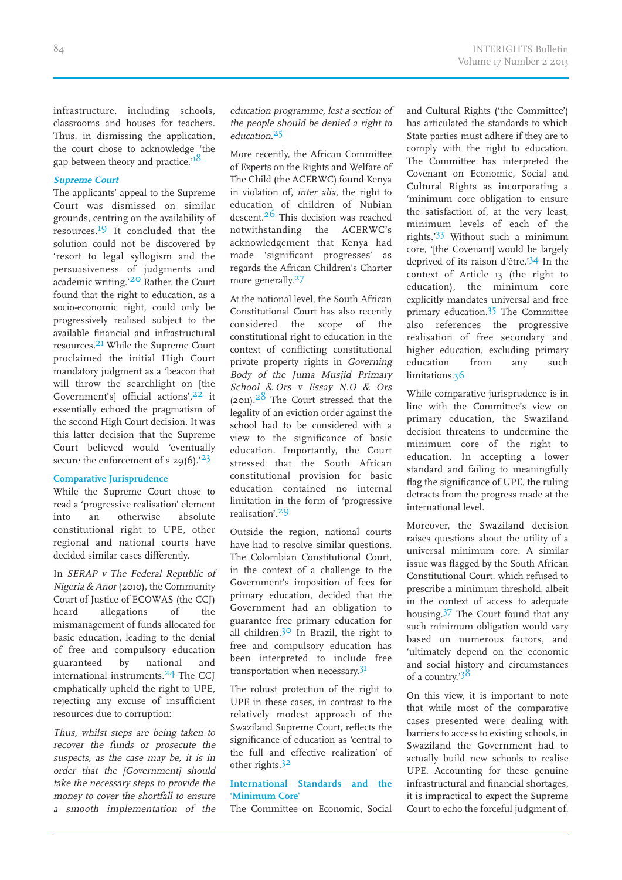infrastructure, including schools, classrooms and houses for teachers. Thus, in dismissing the application, the court chose to acknowledge 'the gap between theory and practice.'[18]

### *Supreme Court*

The applicants' appeal to the Supreme Court was dismissed on similar grounds, centring on the availability of resources.[19] It concluded that the solution could not be discovered by 'resort to legal syllogism and the persuasiveness of judgments and academic writing.'[20] Rather, the Court found that the right to education, as a socio-economic right, could only be progressively realised subject to the available financial and infrastructural resources.[21] While the Supreme Court proclaimed the initial High Court mandatory judgment as a 'beacon that will throw the searchlight on [the Government's] official actions',[22] it essentially echoed the pragmatism of the second High Court decision. It was this latter decision that the Supreme Court believed would 'eventually secure the enforcement of s 29(6).'[23]

### Comparative Jurisprudence

While the Supreme Court chose to read a 'progressive realisation' element into an otherwise absolute constitutional right to UPE, other regional and national courts have decided similar cases differently.

In *SERAP v The Federal Republic of Nigeria & Anor* (2010), the Community Court of Justice of ECOWAS (the CCJ) heard allegations of the mismanagement of funds allocated for basic education, leading to the denial of free and compulsory education guaranteed by national and international instruments.[24] The CCJ emphatically upheld the right to UPE, rejecting any excuse of insufficient resources due to corruption:

*Thus, whilst steps are being taken to recover the funds or prosecute the suspects, as the case may be, it is in order that the [Government] should take the necessary steps to provide the money to cover the shortfall to ensure a smooth implementation of the education programme, lest a section of the people should be denied a right to education.*[25]

More recently, the African Committee of Experts on the Rights and Welfare of The Child (the ACERWC) found Kenya in violation of, *inter alia*, the right to education of children of Nubian descent.[26] This decision was reached notwithstanding the ACERWC's acknowledgement that Kenya had made 'significant progresses' as regards the African Children's Charter more generally.[27]

At the national level, the South African Constitutional Court has also recently considered the scope of the constitutional right to education in the context of conflicting constitutional private property rights in *Governing Body of the Juma Musjid Primary School & Ors v Essay N.O & Ors* (2011).[28] The Court stressed that the legality of an eviction order against the school had to be considered with a view to the significance of basic education. Importantly, the Court stressed that the South African constitutional provision for basic education contained no internal limitation in the form of 'progressive realisation'.[29]

Outside the region, national courts have had to resolve similar questions. The Colombian Constitutional Court, in the context of a challenge to the Government's imposition of fees for primary education, decided that the Government had an obligation to guarantee free primary education for all children.[30] In Brazil, the right to free and compulsory education has been interpreted to include free transportation when necessary.[31]

The robust protection of the right to UPE in these cases, in contrast to the relatively modest approach of the Swaziland Supreme Court, reflects the significance of education as 'central to the full and effective realization' of other rights.[32]

### International Standards and the 'Minimum Core'

The Committee on Economic, Social and Cultural Rights ('the Committee') has articulated the standards to which State parties must adhere if they are to comply with the right to education. The Committee has interpreted the Covenant on Economic, Social and Cultural Rights as incorporating a 'minimum core obligation to ensure the satisfaction of, at the very least, minimum levels of each of the rights.'[33] Without such a minimum core, '[the Covenant] would be largely deprived of its raison d'être.'[34] In the context of Article 13 (the right to education), the minimum core explicitly mandates universal and free primary education.[35] The Committee also references the progressive realisation of free secondary and higher education, excluding primary education from any such limitations.[36]

While comparative jurisprudence is in line with the Committee's view on primary education, the Swaziland decision threatens to undermine the minimum core of the right to education. In accepting a lower standard and failing to meaningfully flag the significance of UPE, the ruling detracts from the progress made at the international level.

Moreover, the Swaziland decision raises questions about the utility of a universal minimum core. A similar issue was flagged by the South African Constitutional Court, which refused to prescribe a minimum threshold, albeit in the context of access to adequate housing.[37] The Court found that any such minimum obligation would vary based on numerous factors, and 'ultimately depend on the economic and social history and circumstances of a country.'[38]

On this view, it is important to note that while most of the comparative cases presented were dealing with barriers to access to existing schools, in Swaziland the Government had to actually build new schools to realise UPE. Accounting for these genuine infrastructural and financial shortages, it is impractical to expect the Supreme Court to echo the forceful judgment of,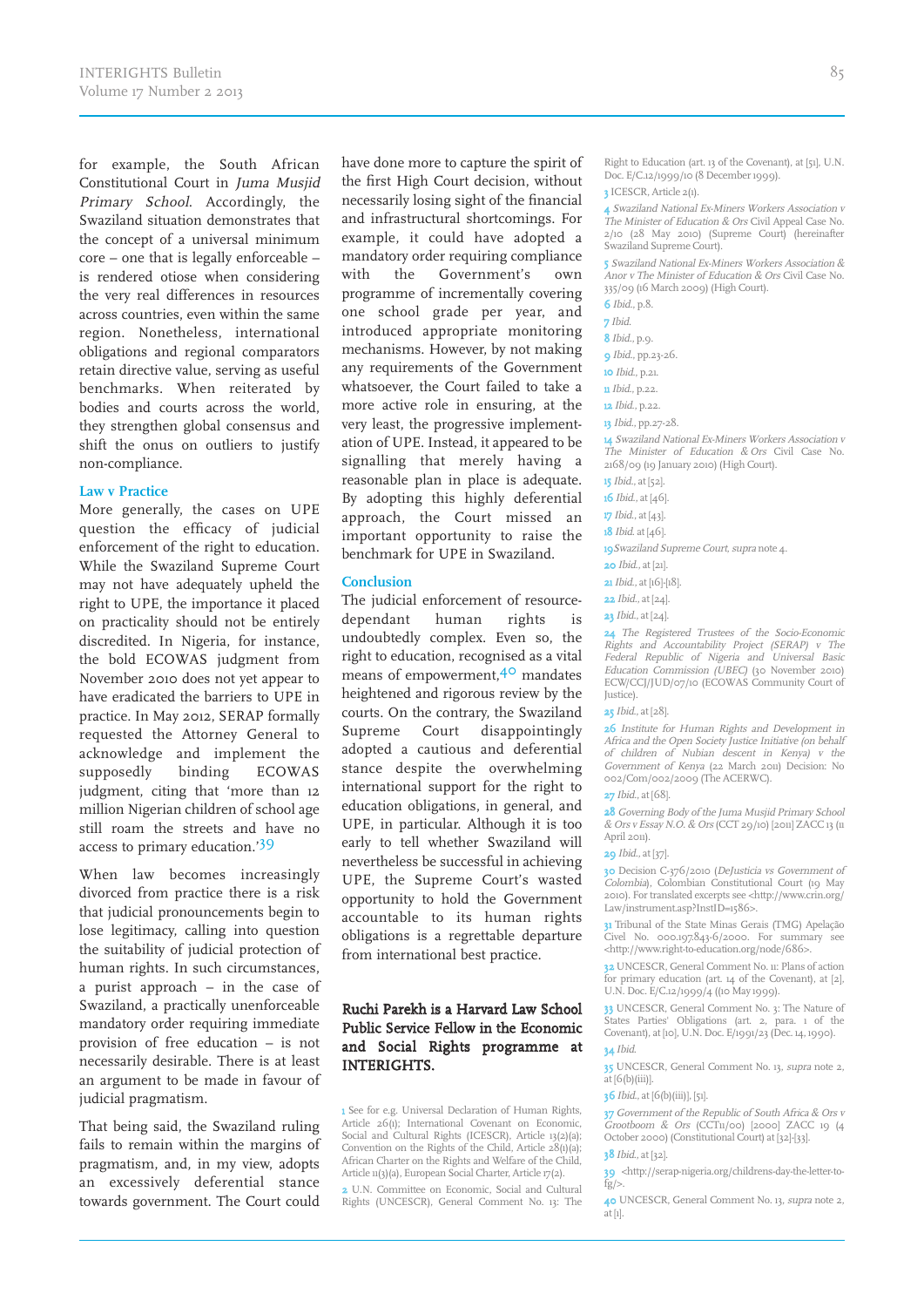for example, the South African Constitutional Court in *Juma Musjid Primary School*. Accordingly, the Swaziland situation demonstrates that the concept of a universal minimum core – one that is legally enforceable – is rendered otiose when considering the very real differences in resources across countries, even within the same region. Nonetheless, international obligations and regional comparators retain directive value, serving as useful benchmarks. When reiterated by bodies and courts across the world, they strengthen global consensus and shift the onus on outliers to justify non-compliance.

### Law v Practice

More generally, the cases on UPE question the efficacy of judicial enforcement of the right to education. While the Swaziland Supreme Court may not have adequately upheld the right to UPE, the importance it placed on practicality should not be entirely discredited. In Nigeria, for instance, the bold ECOWAS judgment from November 2010 does not yet appear to have eradicated the barriers to UPE in practice. In May 2012, SERAP formally requested the Attorney General to acknowledge and implement the supposedly binding ECOWAS judgment, citing that 'more than 12 million Nigerian children of school age still roam the streets and have no access to primary education.'[39]

When law becomes increasingly divorced from practice there is a risk that judicial pronouncements begin to lose legitimacy, calling into question the suitability of judicial protection of human rights. In such circumstances, a purist approach – in the case of Swaziland, a practically unenforceable mandatory order requiring immediate provision of free education – is not necessarily desirable. There is at least an argument to be made in favour of judicial pragmatism.

That being said, the Swaziland ruling fails to remain within the margins of pragmatism, and, in my view, adopts an excessively deferential stance towards government. The Court could have done more to capture the spirit of the first High Court decision, without necessarily losing sight of the financial and infrastructural shortcomings. For example, it could have adopted a mandatory order requiring compliance with the Government's own programme of incrementally covering one school grade per year, and introduced appropriate monitoring mechanisms. However, by not making any requirements of the Government whatsoever, the Court failed to take a more active role in ensuring, at the very least, the progressive implementation of UPE. Instead, it appeared to be signalling that merely having a reasonable plan in place is adequate. By adopting this highly deferential approach, the Court missed an important opportunity to raise the benchmark for UPE in Swaziland.

### Conclusion

The judicial enforcement of resource-dependant human rights is undoubtedly complex. Even so, the right to education, recognised as a vital means of empowerment,[40] mandates heightened and rigorous review by the courts. On the contrary, the Swaziland Supreme Court disappointingly adopted a cautious and deferential stance despite the overwhelming international support for the right to education obligations, in general, and UPE, in particular. Although it is too early to tell whether Swaziland will nevertheless be successful in achieving UPE, the Supreme Court's wasted opportunity to hold the Government accountable to its human rights obligations is a regrettable departure from international best practice.

**Ruchi Parekh is a Harvard Law School Public Service Fellow in the Economic and Social Rights programme at INTERIGHTS.**

---

1 See for e.g. Universal Declaration of Human Rights, Article 26(1); International Covenant on Economic, Social and Cultural Rights (ICESCR), Article 13(2)(a); Convention on the Rights of the Child, Article 28(1)(a); African Charter on the Rights and Welfare of the Child, Article 11(3)(a), European Social Charter, Article 17(2).

2 U.N. Committee on Economic, Social and Cultural Rights (UNCESCR), General Comment No. 13: The Right to Education (art. 13 of the Covenant), at [51], U.N. Doc. E/C.12/1999/10 (8 December 1999).

3 ICESCR, Article 2(1).

4 *Swaziland National Ex-Miners Workers Association v The Minister of Education & Ors* Civil Appeal Case No. 2/10 (28 May 2010) (Supreme Court) (hereinafter Swaziland Supreme Court).

5 *Swaziland National Ex-Miners Workers Association & Anor v The Minister of Education & Ors* Civil Case No. 335/09 (16 March 2009) (High Court).

6 *Ibid.*, p.8.

7 *Ibid.*

8 *Ibid.*, p.9.

9 *Ibid.*, pp.23-26.

10 *Ibid.*, p.21.

11 *Ibid.*, p.22.

12 *Ibid.*, p.22.

13 *Ibid.*, pp.27-28.

14 *Swaziland National Ex-Miners Workers Association v The Minister of Education & Ors* Civil Case No. 2168/09 (19 January 2010) (High Court).

15 *Ibid.*, at [52].

16 *Ibid.*, at [46].

17 *Ibid.*, at [43].

18 *Ibid.* at [46].

19 *Swaziland Supreme Court, supra* note 4.

20 *Ibid.*, at [21].

21 *Ibid.*, at [16]-[18].

22 *Ibid.*, at [24].

23 *Ibid.*, at [24].

24 *The Registered Trustees of the Socio-Economic Rights and Accountability Project (SERAP) v The Federal Republic of Nigeria and Universal Basic Education Commission (UBEC)* (30 November 2010) ECW/CCJ/JUD/07/10 (ECOWAS Community Court of Justice).

25 *Ibid.*, at [28].

26 *Institute for Human Rights and Development in Africa and the Open Society Justice Initiative (on behalf of children of Nubian descent in Kenya) v the Government of Kenya* (22 March 2011) Decision: No 002/Com/002/2009 (The ACERWC).

27 *Ibid.*, at [68].

28 *Governing Body of the Juma Musjid Primary School & Ors v Essay N.O. & Ors* (CCT 29/10) [2011] ZACC 13 (11 April 2011).

29 *Ibid.*, at [37].

30 Decision C-376/2010 (*DeJusticia vs Government of Colombia*), Colombian Constitutional Court (19 May 2010). For translated excerpts see <http://www.crin.org/Law/instrument.asp?InstID=1586>.

31 Tribunal of the State Minas Gerais (TMG) Apelação Civel No. 000.197.843-6/2000. For summary see <http://www.right-to-education.org/node/686>.

32 UNCESCR, General Comment No. 11: Plans of action for primary education (art. 14 of the Covenant), at [2], U.N. Doc. E/C.12/1999/4 (10 May 1999).

33 UNCESCR, General Comment No. 3: The Nature of States Parties' Obligations (art. 2, para. 1 of the Covenant), at [10], U.N. Doc. E/1991/23 (Dec. 14, 1990).

34 *Ibid.*

35 UNCESCR, General Comment No. 13, *supra* note 2, at [6(b)(iii)].

36 *Ibid.*, at [6(b)(iii)], [51].

37 *Government of the Republic of South Africa & Ors v Grootboom & Ors* (CCT11/00) [2000] ZACC 19 (4 October 2000) (Constitutional Court) at [32]-[33].

38 *Ibid.*, at [32].

39 <http://serap-nigeria.org/childrens-day-the-letter-to-fg/>.

40 UNCESCR, General Comment No. 13, *supra* note 2, at [1].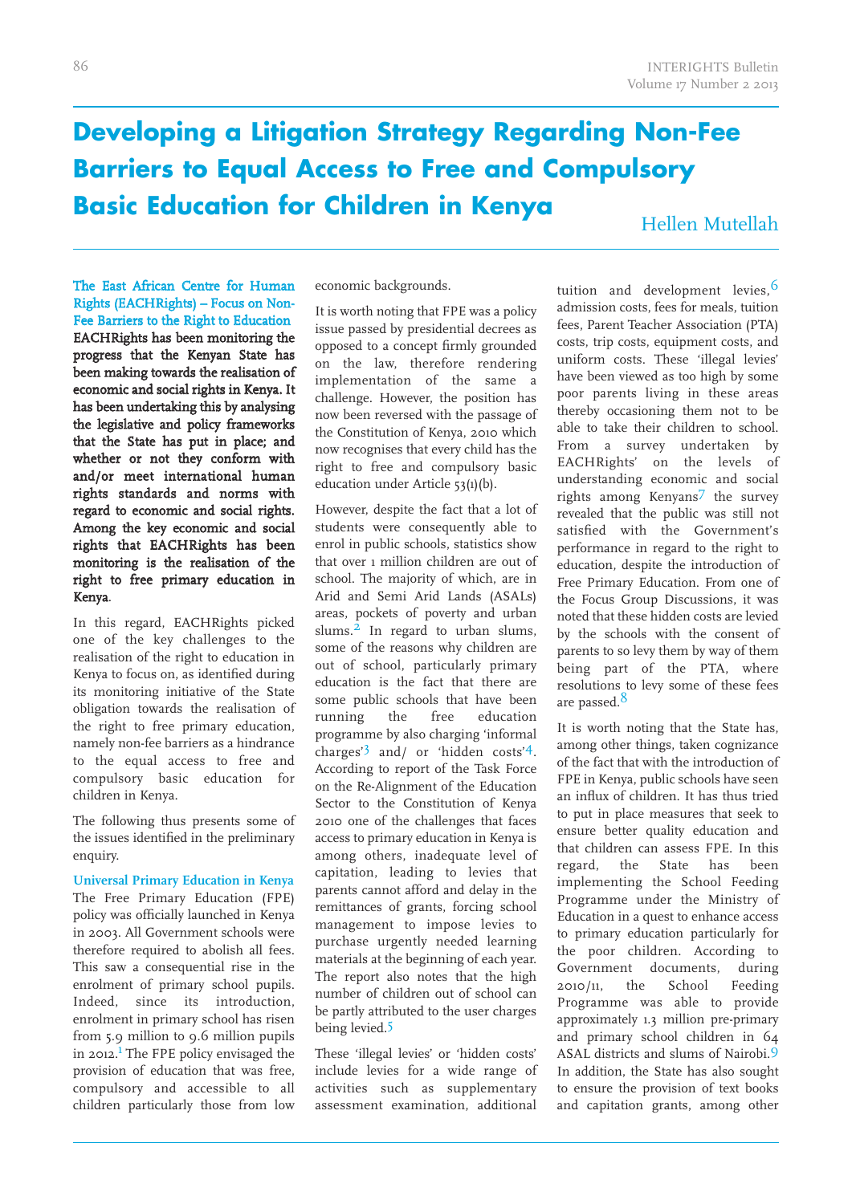# Developing a Litigation Strategy Regarding Non-Fee Barriers to Equal Access to Free and Compulsory Basic Education for Children in Kenya

Hellen Mutellah

**The East African Centre for Human Rights (EACHRights) – Focus on Non-Fee Barriers to the Right to Education**

**EACHRights has been monitoring the progress that the Kenyan State has been making towards the realisation of economic and social rights in Kenya. It has been undertaking this by analysing the legislative and policy frameworks that the State has put in place; and whether or not they conform with and/or meet international human rights standards and norms with regard to economic and social rights. Among the key economic and social rights that EACHRights has been monitoring is the realisation of the right to free primary education in Kenya.**

In this regard, EACHRights picked one of the key challenges to the realisation of the right to education in Kenya to focus on, as identified during its monitoring initiative of the State obligation towards the realisation of the right to free primary education, namely non-fee barriers as a hindrance to the equal access to free and compulsory basic education for children in Kenya.

The following thus presents some of the issues identified in the preliminary enquiry.

**Universal Primary Education in Kenya**

The Free Primary Education (FPE) policy was officially launched in Kenya in 2003. All Government schools were therefore required to abolish all fees. This saw a consequential rise in the enrolment of primary school pupils. Indeed, since its introduction, enrolment in primary school has risen from 5.9 million to 9.6 million pupils in 2012.[1] The FPE policy envisaged the provision of education that was free, compulsory and accessible to all children particularly those from low economic backgrounds.

It is worth noting that FPE was a policy issue passed by presidential decrees as opposed to a concept firmly grounded on the law, therefore rendering implementation of the same a challenge. However, the position has now been reversed with the passage of the Constitution of Kenya, 2010 which now recognises that every child has the right to free and compulsory basic education under Article 53(1)(b).

However, despite the fact that a lot of students were consequently able to enrol in public schools, statistics show that over 1 million children are out of school. The majority of which, are in Arid and Semi Arid Lands (ASALs) areas, pockets of poverty and urban slums.[2] In regard to urban slums, some of the reasons why children are out of school, particularly primary education is the fact that there are some public schools that have been running the free education programme by also charging 'informal charges'[3] and/ or 'hidden costs'[4]. According to report of the Task Force on the Re-Alignment of the Education Sector to the Constitution of Kenya 2010 one of the challenges that faces access to primary education in Kenya is among others, inadequate level of capitation, leading to levies that parents cannot afford and delay in the remittances of grants, forcing school management to impose levies to purchase urgently needed learning materials at the beginning of each year. The report also notes that the high number of children out of school can be partly attributed to the user charges being levied.[5]

These 'illegal levies' or 'hidden costs' include levies for a wide range of activities such as supplementary assessment examination, additional tuition and development levies,[6] admission costs, fees for meals, tuition fees, Parent Teacher Association (PTA) costs, trip costs, equipment costs, and uniform costs. These 'illegal levies' have been viewed as too high by some poor parents living in these areas thereby occasioning them not to be able to take their children to school. From a survey undertaken by EACHRights' on the levels of understanding economic and social rights among Kenyans[7] the survey revealed that the public was still not satisfied with the Government's performance in regard to the right to education, despite the introduction of Free Primary Education. From one of the Focus Group Discussions, it was noted that these hidden costs are levied by the schools with the consent of parents to so levy them by way of them being part of the PTA, where resolutions to levy some of these fees are passed.[8]

It is worth noting that the State has, among other things, taken cognizance of the fact that with the introduction of FPE in Kenya, public schools have seen an influx of children. It has thus tried to put in place measures that seek to ensure better quality education and that children can assess FPE. In this regard, the State has been implementing the School Feeding Programme under the Ministry of Education in a quest to enhance access to primary education particularly for the poor children. According to Government documents, during 2010/11, the School Feeding Programme was able to provide approximately 1.3 million pre-primary and primary school children in 64 ASAL districts and slums of Nairobi.[9] In addition, the State has also sought to ensure the provision of text books and capitation grants, among other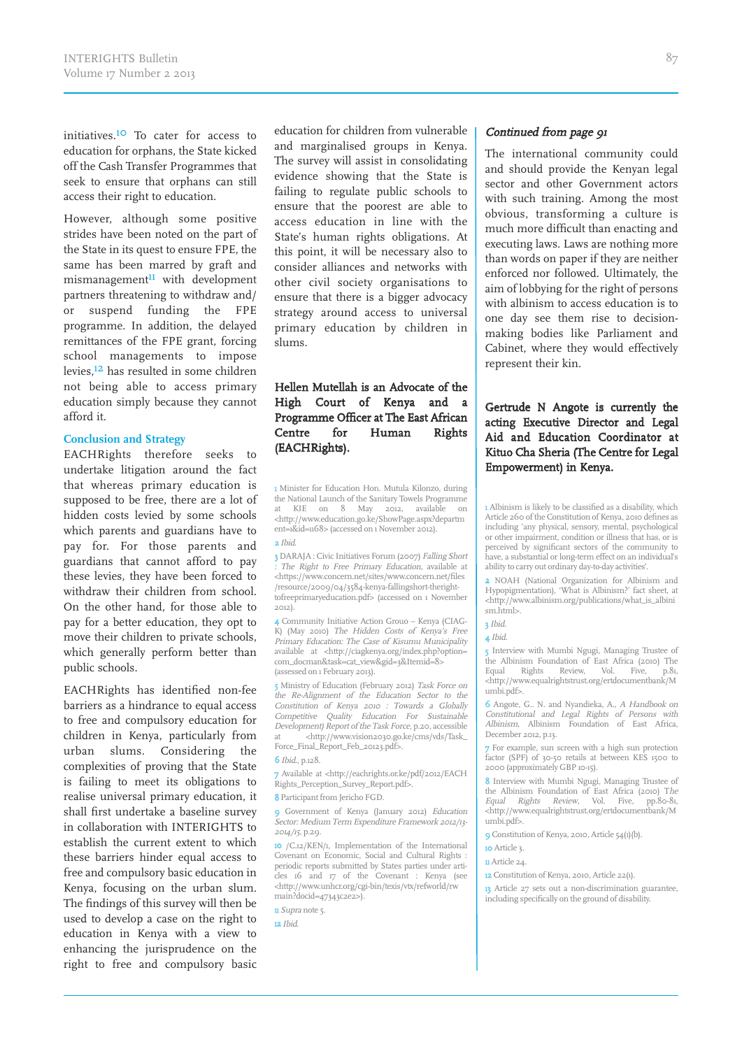initiatives.[10] To cater for access to education for orphans, the State kicked off the Cash Transfer Programmes that seek to ensure that orphans can still access their right to education.

However, although some positive strides have been noted on the part of the State in its quest to ensure FPE, the same has been marred by graft and mismanagement[11] with development partners threatening to withdraw and/or suspend funding the FPE programme. In addition, the delayed remittances of the FPE grant, forcing school managements to impose levies,[12] has resulted in some children not being able to access primary education simply because they cannot afford it.

### Conclusion and Strategy

EACHRights therefore seeks to undertake litigation around the fact that whereas primary education is supposed to be free, there are a lot of hidden costs levied by some schools which parents and guardians have to pay for. For those parents and guardians that cannot afford to pay these levies, they have been forced to withdraw their children from school. On the other hand, for those able to pay for a better education, they opt to move their children to private schools, which generally perform better than public schools.

EACHRights has identified non-fee barriers as a hindrance to equal access to free and compulsory education for children in Kenya, particularly from urban slums. Considering the complexities of proving that the State is failing to meet its obligations to realise universal primary education, it shall first undertake a baseline survey in collaboration with INTERIGHTS to establish the current extent to which these barriers hinder equal access to free and compulsory basic education in Kenya, focusing on the urban slum. The findings of this survey will then be used to develop a case on the right to education in Kenya with a view to enhancing the jurisprudence on the right to free and compulsory basic education for children from vulnerable and marginalised groups in Kenya. The survey will assist in consolidating evidence showing that the State is failing to regulate public schools to ensure that the poorest are able to access education in line with the State's human rights obligations. At this point, it will be necessary also to consider alliances and networks with other civil society organisations to ensure that there is a bigger advocacy strategy around access to universal primary education by children in slums.

**Hellen Mutellah is an Advocate of the High Court of Kenya and a Programme Officer at The East African Centre for Human Rights (EACHRights).**

1 Minister for Education Hon. Mutula Kilonzo, during the National Launch of the Sanitary Towels Programme at KIE on 8 May 2012, available on <http://www.education.go.ke/ShowPage.aspx?department=1&id=1168> (accessed on 1 November 2012).

2 *Ibid.*

3 DARAJA : Civic Initiatives Forum (2007) *Falling Short : The Right to Free Primary Education*, available at <https://www.concern.net/sites/www.concern.net/files/resource/2009/04/3584-kenya-fallingshort-theright-tofreeprimaryeducation.pdf> (accessed on 1 November 2012).

4 Community Initiative Action Grouo – Kenya (CIAG-K) (May 2010) *The Hidden Costs of Kenya's Free Primary Education: The Case of Kisumu Municipality* available at <http://ciagkenya.org/index.php?option=com_docman&task=cat_view&gid=3&Itemid=8> (assessed on 1 February 2013).

5 Ministry of Education (February 2012) *Task Force on the Re-Alignment of the Education Sector to the Constitution of Kenya 2010 : Towards a Globally Competitive Quality Education For Sustainable Development) Report of the Task Force*, p.20, accessible at <http://www.vision2030.go.ke/cms/vds/Task_Force_Final_Report_Feb_20123.pdf>.

6 *Ibid.*, p.128.

7 Available at <http://eachrights.or.ke/pdf/2012/EACHRights_Perception_Survey_Report.pdf>.

8 Participant from Jericho FGD.

9 Government of Kenya (January 2012) *Education Sector: Medium Term Expenditure Framework 2012/13-2014/15*, p.29.

10 /C.12/KEN/1, Implementation of the International Covenant on Economic, Social and Cultural Rights : periodic reports submitted by States parties under articles 16 and 17 of the Covenant : Kenya (see <http://www.unhcr.org/cgi-bin/texis/vtx/refworld/rwmain?docid=47343c2e2>).

11 *Supra* note 5.

12 *Ibid.*

*Continued from page 91*

The international community could and should provide the Kenyan legal sector and other Government actors with such training. Among the most obvious, transforming a culture is much more difficult than enacting and executing laws. Laws are nothing more than words on paper if they are neither enforced nor followed. Ultimately, the aim of lobbying for the right of persons with albinism to access education is to one day see them rise to decision-making bodies like Parliament and Cabinet, where they would effectively represent their kin.

**Gertrude N Angote is currently the acting Executive Director and Legal Aid and Education Coordinator at Kituo Cha Sheria (The Centre for Legal Empowerment) in Kenya.**

1 Albinism is likely to be classified as a disability, which Article 260 of the Constitution of Kenya, 2010 defines as including 'any physical, sensory, mental, psychological or other impairment, condition or illness that has, or is perceived by significant sectors of the community to have, a substantial or long-term effect on an individual's ability to carry out ordinary day-to-day activities'.

2 NOAH (National Organization for Albinism and Hypopigmentation), 'What is Albinism?' fact sheet, at <http://www.albinism.org/publications/what_is_albinism.html>.

3 *Ibid.*

4 *Ibid.*

5 Interview with Mumbi Ngugi, Managing Trustee of the Albinism Foundation of East Africa (2010) The Equal Rights Review, Vol. Five, p.81, <http://www.equalrightstrust.org/ertdocumentbank/Mumbi.pdf>.

6 Angote, G.. N. and Nyandieka, A., *A Handbook on Constitutional and Legal Rights of Persons with Albinism*, Albinism Foundation of East Africa, December 2012, p.13.

7 For example, sun screen with a high sun protection factor (SPF) of 30-50 retails at between KES 1500 to 2000 (approximately GBP 10-15).

8 Interview with Mumbi Ngugi, Managing Trustee of the Albinism Foundation of East Africa (2010) *The Equal Rights Review*, Vol. Five, pp.80-81, <http://www.equalrightstrust.org/ertdocumentbank/Mumbi.pdf>.

9 Constitution of Kenya, 2010, Article 54(1)(b).

10 Article 3.

11 Article 24.

12 Constitution of Kenya, 2010, Article 22(1).

13 Article 27 sets out a non-discrimination guarantee, including specifically on the ground of disability.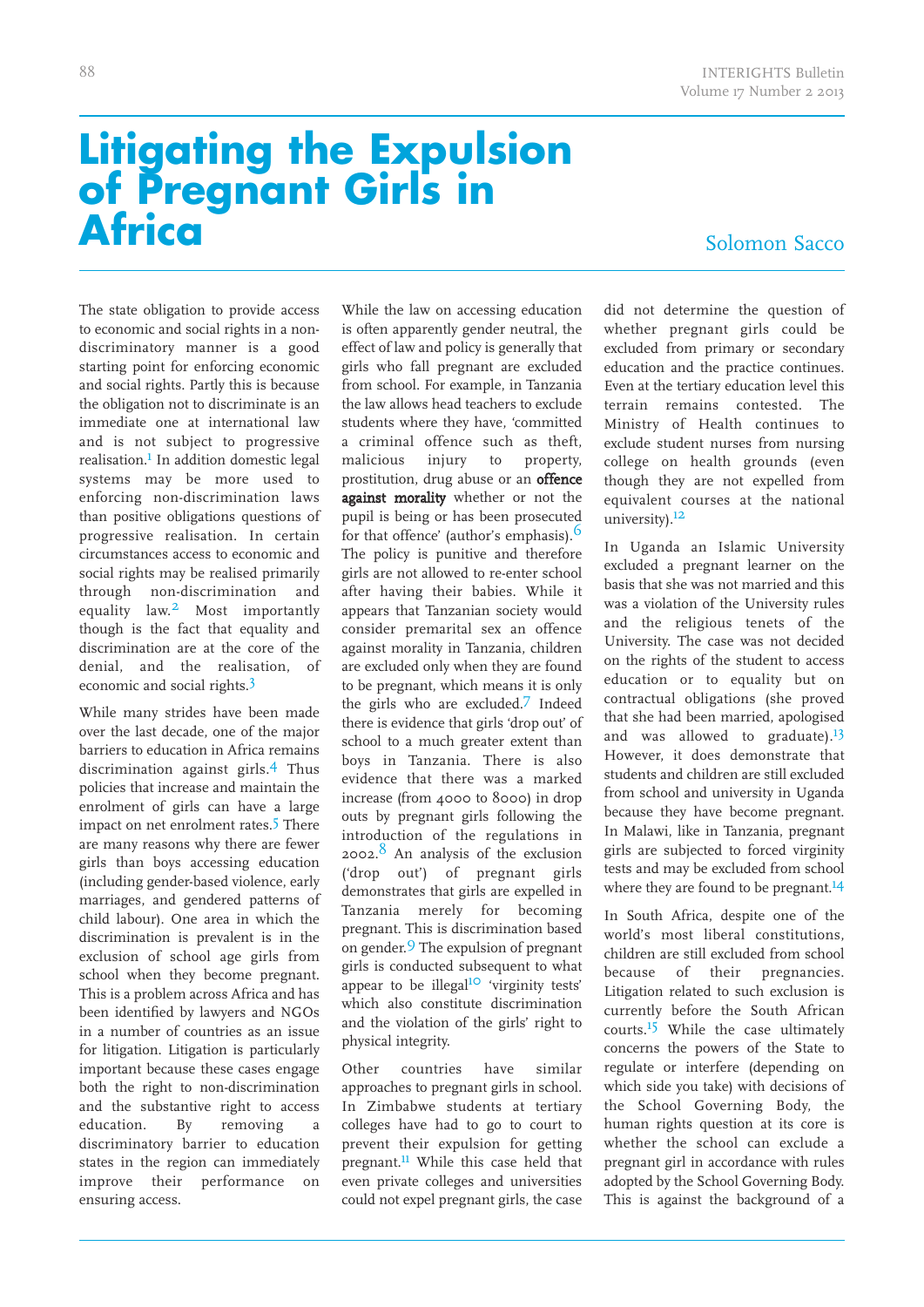# Litigating the Expulsion of Pregnant Girls in Africa

Solomon Sacco

The state obligation to provide access to economic and social rights in a non-discriminatory manner is a good starting point for enforcing economic and social rights. Partly this is because the obligation not to discriminate is an immediate one at international law and is not subject to progressive realisation.[1] In addition domestic legal systems may be more used to enforcing non-discrimination laws than positive obligations questions of progressive realisation. In certain circumstances access to economic and social rights may be realised primarily through non-discrimination and equality law.[2] Most importantly though is the fact that equality and discrimination are at the core of the denial, and the realisation, of economic and social rights.[3]

While many strides have been made over the last decade, one of the major barriers to education in Africa remains discrimination against girls.[4] Thus policies that increase and maintain the enrolment of girls can have a large impact on net enrolment rates.[5] There are many reasons why there are fewer girls than boys accessing education (including gender-based violence, early marriages, and gendered patterns of child labour). One area in which the discrimination is prevalent is in the exclusion of school age girls from school when they become pregnant. This is a problem across Africa and has been identified by lawyers and NGOs in a number of countries as an issue for litigation. Litigation is particularly important because these cases engage both the right to non-discrimination and the substantive right to access education. By removing a discriminatory barrier to education states in the region can immediately improve their performance on ensuring access.

While the law on accessing education is often apparently gender neutral, the effect of law and policy is generally that girls who fall pregnant are excluded from school. For example, in Tanzania the law allows head teachers to exclude students where they have, 'committed a criminal offence such as theft, malicious injury to property, prostitution, drug abuse or an **offence against morality** whether or not the pupil is being or has been prosecuted for that offence' (author's emphasis).[6] The policy is punitive and therefore girls are not allowed to re-enter school after having their babies. While it appears that Tanzanian society would consider premarital sex an offence against morality in Tanzania, children are excluded only when they are found to be pregnant, which means it is only the girls who are excluded.[7] Indeed there is evidence that girls 'drop out' of school to a much greater extent than boys in Tanzania. There is also evidence that there was a marked increase (from 4000 to 8000) in drop outs by pregnant girls following the introduction of the regulations in 2002.[8] An analysis of the exclusion ('drop out') of pregnant girls demonstrates that girls are expelled in Tanzania merely for becoming pregnant. This is discrimination based on gender.[9] The expulsion of pregnant girls is conducted subsequent to what appear to be illegal[10] 'virginity tests' which also constitute discrimination and the violation of the girls' right to physical integrity.

Other countries have similar approaches to pregnant girls in school. In Zimbabwe students at tertiary colleges have had to go to court to prevent their expulsion for getting pregnant.[11] While this case held that even private colleges and universities could not expel pregnant girls, the case did not determine the question of whether pregnant girls could be excluded from primary or secondary education and the practice continues. Even at the tertiary education level this terrain remains contested. The Ministry of Health continues to exclude student nurses from nursing college on health grounds (even though they are not expelled from equivalent courses at the national university).[12]

In Uganda an Islamic University excluded a pregnant learner on the basis that she was not married and this was a violation of the University rules and the religious tenets of the University. The case was not decided on the rights of the student to access education or to equality but on contractual obligations (she proved that she had been married, apologised and was allowed to graduate).[13] However, it does demonstrate that students and children are still excluded from school and university in Uganda because they have become pregnant. In Malawi, like in Tanzania, pregnant girls are subjected to forced virginity tests and may be excluded from school where they are found to be pregnant.[14]

In South Africa, despite one of the world's most liberal constitutions, children are still excluded from school because of their pregnancies. Litigation related to such exclusion is currently before the South African courts.[15] While the case ultimately concerns the powers of the State to regulate or interfere (depending on which side you take) with decisions of the School Governing Body, the human rights question at its core is whether the school can exclude a pregnant girl in accordance with rules adopted by the School Governing Body. This is against the background of a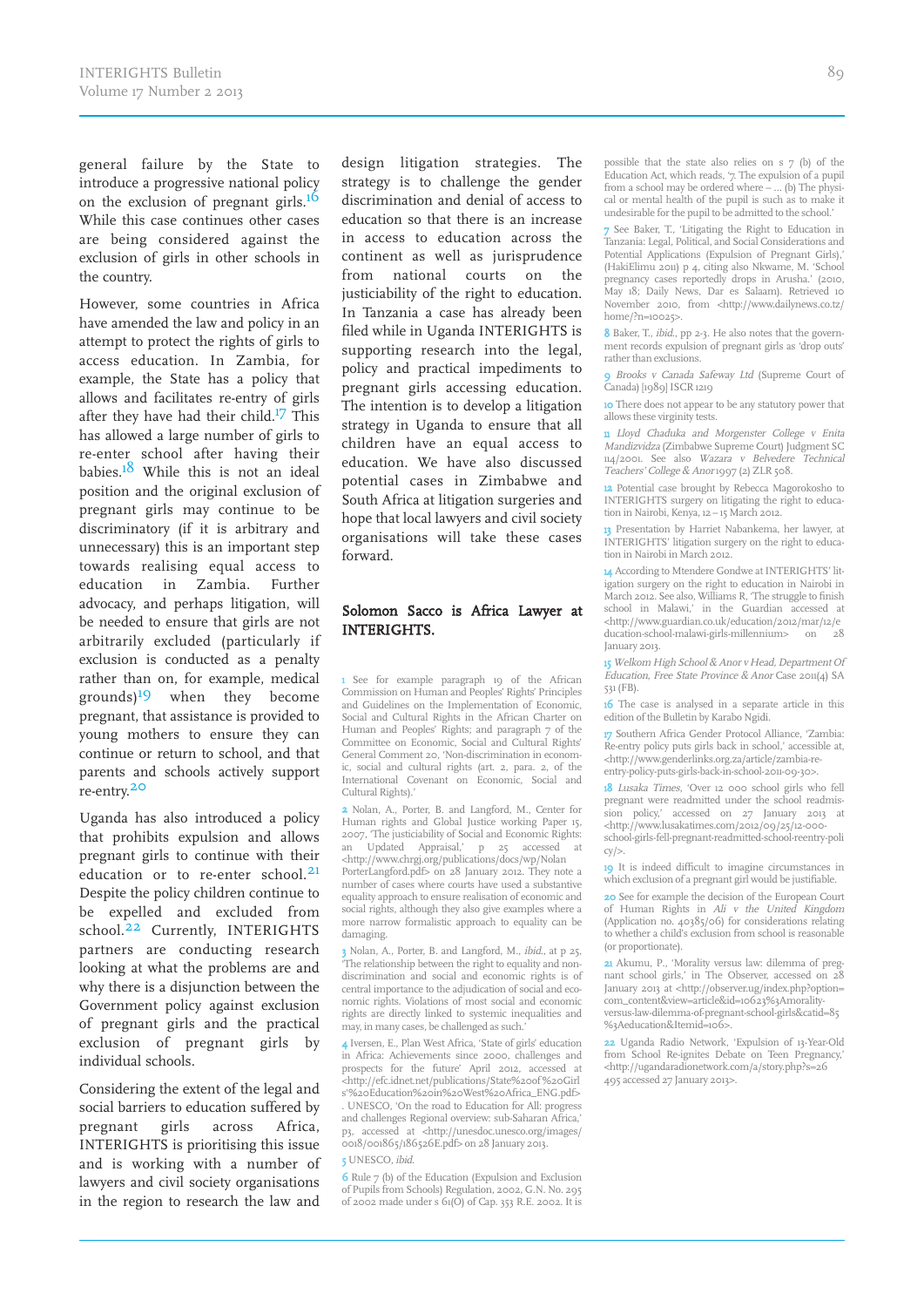general failure by the State to introduce a progressive national policy on the exclusion of pregnant girls.[16] While this case continues other cases are being considered against the exclusion of girls in other schools in the country.

However, some countries in Africa have amended the law and policy in an attempt to protect the rights of girls to access education. In Zambia, for example, the State has a policy that allows and facilitates re-entry of girls after they have had their child.[17] This has allowed a large number of girls to re-enter school after having their babies.[18] While this is not an ideal position and the original exclusion of pregnant girls may continue to be discriminatory (if it is arbitrary and unnecessary) this is an important step towards realising equal access to education in Zambia. Further advocacy, and perhaps litigation, will be needed to ensure that girls are not arbitrarily excluded (particularly if exclusion is conducted as a penalty rather than on, for example, medical grounds)[19] when they become pregnant, that assistance is provided to young mothers to ensure they can continue or return to school, and that parents and schools actively support re-entry.[20]

Uganda has also introduced a policy that prohibits expulsion and allows pregnant girls to continue with their education or to re-enter school.[21] Despite the policy children continue to be expelled and excluded from school.[22] Currently, INTERIGHTS partners are conducting research looking at what the problems are and why there is a disjunction between the Government policy against exclusion of pregnant girls and the practical exclusion of pregnant girls by individual schools.

Considering the extent of the legal and social barriers to education suffered by pregnant girls across Africa, INTERIGHTS is prioritising this issue and is working with a number of lawyers and civil society organisations in the region to research the law and design litigation strategies. The strategy is to challenge the gender discrimination and denial of access to education so that there is an increase in access to education across the continent as well as jurisprudence from national courts on the justiciability of the right to education. In Tanzania a case has already been filed while in Uganda INTERIGHTS is supporting research into the legal, policy and practical impediments to pregnant girls accessing education. The intention is to develop a litigation strategy in Uganda to ensure that all children have an equal access to education. We have also discussed potential cases in Zimbabwe and South Africa at litigation surgeries and hope that local lawyers and civil society organisations will take these cases forward.

**Solomon Sacco is Africa Lawyer at INTERIGHTS.**

---

1 See for example paragraph 19 of the African Commission on Human and Peoples' Rights' Principles and Guidelines on the Implementation of Economic, Social and Cultural Rights in the African Charter on Human and Peoples' Rights; and paragraph 7 of the Committee on Economic, Social and Cultural Rights' General Comment 20, 'Non-discrimination in economic, social and cultural rights (art. 2, para. 2, of the International Covenant on Economic, Social and Cultural Rights).'

2 Nolan, A., Porter, B. and Langford, M., Center for Human rights and Global Justice working Paper 15, 2007, 'The justiciability of Social and Economic Rights: an Updated Appraisal,' p 25 accessed at <http://www.chrgj.org/publications/docs/wp/NolanPorterLangford.pdf> on 28 January 2012. They note a number of cases where courts have used a substantive equality approach to ensure realisation of economic and social rights, although they also give examples where a more narrow formalistic approach to equality can be damaging.

3 Nolan, A., Porter, B. and Langford, M., *ibid.*, at p 25, 'The relationship between the right to equality and non-discrimination and social and economic rights is of central importance to the adjudication of social and economic rights. Violations of most social and economic rights are directly linked to systemic inequalities and may, in many cases, be challenged as such.'

4 Iversen, E., Plan West Africa, 'State of girls' education in Africa: Achievements since 2000, challenges and prospects for the future' April 2012, accessed at <http://efc.idnet.net/publications/State%20of%20Girls'%20Education%20in%20West%20Africa_ENG.pdf>. UNESCO, 'On the road to Education for All: progress and challenges Regional overview: sub-Saharan Africa,' p3, accessed at <http://unesdoc.unesco.org/images/0018/001865/186526E.pdf> on 28 January 2013.

5 UNESCO, *ibid.*

6 Rule 7 (b) of the Education (Expulsion and Exclusion of Pupils from Schools) Regulation, 2002, G.N. No. 295 of 2002 made under s 61(O) of Cap. 353 R.E. 2002. It is possible that the state also relies on s 7 (b) of the Education Act, which reads, '7. The expulsion of a pupil from a school may be ordered where – … (b) The physical or mental health of the pupil is such as to make it undesirable for the pupil to be admitted to the school.'

7 See Baker, T., 'Litigating the Right to Education in Tanzania: Legal, Political, and Social Considerations and Potential Applications (Expulsion of Pregnant Girls),' (HakiElimu 2011) p 4, citing also Nkwame, M. 'School pregnancy cases reportedly drops in Arusha.' (2010, May 18; Daily News, Dar es Salaam). Retrieved 10 November 2010, from <http://www.dailynews.co.tz/home/?n=10025>.

8 Baker, T., *ibid.*, pp 2-3. He also notes that the government records expulsion of pregnant girls as 'drop outs' rather than exclusions.

9 *Brooks v Canada Safeway Ltd* (Supreme Court of Canada) [1989] ISCR 1219

10 There does not appear to be any statutory power that allows these virginity tests.

11 *Lloyd Chaduka and Morgenster College v Enita Mandizvidza* (Zimbabwe Supreme Court) Judgment SC 114/2001. See also *Wazara v Belvedere Technical Teachers' College & Anor* 1997 (2) ZLR 508.

12 Potential case brought by Rebecca Magorokosho to INTERIGHTS surgery on litigating the right to education in Nairobi, Kenya, 12 – 15 March 2012.

13 Presentation by Harriet Nabankema, her lawyer, at INTERIGHTS' litigation surgery on the right to education in Nairobi in March 2012.

14 According to Mtendere Gondwe at INTERIGHTS' litigation surgery on the right to education in Nairobi in March 2012. See also, Williams R, 'The struggle to finish school in Malawi,' in the Guardian accessed at <http://www.guardian.co.uk/education/2012/mar/12/education-school-malawi-girls-millennium> on 28 January 2013.

15 *Welkom High School & Anor v Head, Department Of Education, Free State Province & Anor* Case 2011(4) SA 531 (FB).

16 The case is analysed in a separate article in this edition of the Bulletin by Karabo Ngidi.

17 Southern Africa Gender Protocol Alliance, 'Zambia: Re-entry policy puts girls back in school,' accessible at, <http://www.genderlinks.org.za/article/zambia-re-entry-policy-puts-girls-back-in-school-2011-09-30>.

18 *Lusaka Times*, 'Over 12 000 school girls who fell pregnant were readmitted under the school readmission policy,' accessed on 27 January 2013 at <http://www.lusakatimes.com/2012/09/25/12-000-school-girls-fell-pregnant-readmitted-school-reentry-policy/>.

19 It is indeed difficult to imagine circumstances in which exclusion of a pregnant girl would be justifiable.

20 See for example the decision of the European Court of Human Rights in *Ali v the United Kingdom* (Application no. 40385/06) for considerations relating to whether a child's exclusion from school is reasonable (or proportionate).

21 Akumu, P., 'Morality versus law: dilemma of pregnant school girls,' in The Observer, accessed on 28 January 2013 at <http://observer.ug/index.php?option=com_content&view=article&id=10623%3Amorality-versus-law-dilemma-of-pregnant-school-girls&catid=85%3Aeducation&Itemid=106>.

22 Uganda Radio Network, 'Expulsion of 13-Year-Old from School Re-ignites Debate on Teen Pregnancy,' <http://ugandaradionetwork.com/a/story.php?s=26495 accessed 27 January 2013>.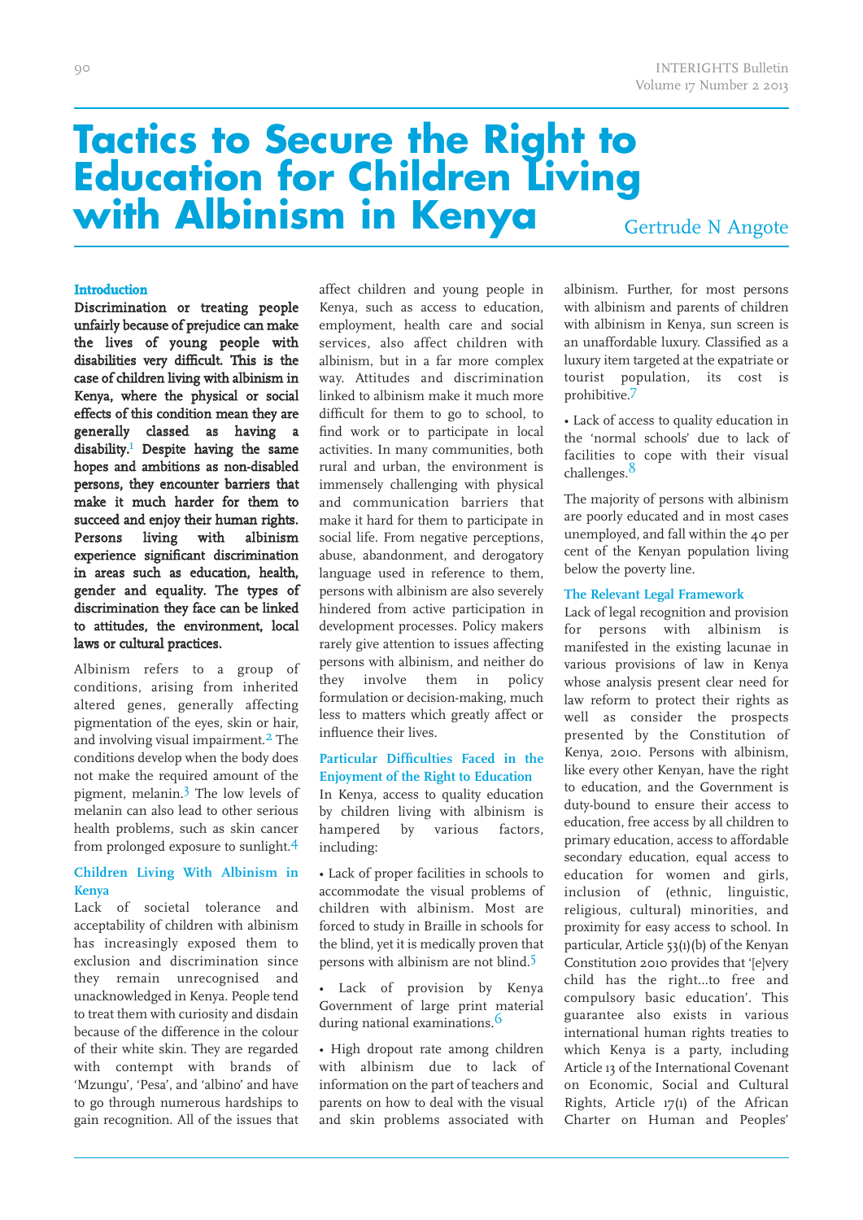# Tactics to Secure the Right to Education for Children Living with Albinism in Kenya

Gertrude N Angote

### Introduction

**Discrimination or treating people unfairly because of prejudice can make the lives of young people with disabilities very difficult. This is the case of children living with albinism in Kenya, where the physical or social effects of this condition mean they are generally classed as having a disability.[1] Despite having the same hopes and ambitions as non-disabled persons, they encounter barriers that make it much harder for them to succeed and enjoy their human rights. Persons living with albinism experience significant discrimination in areas such as education, health, gender and equality. The types of discrimination they face can be linked to attitudes, the environment, local laws or cultural practices.**

Albinism refers to a group of conditions, arising from inherited altered genes, generally affecting pigmentation of the eyes, skin or hair, and involving visual impairment.[2] The conditions develop when the body does not make the required amount of the pigment, melanin.[3] The low levels of melanin can also lead to other serious health problems, such as skin cancer from prolonged exposure to sunlight.[4]

### Children Living With Albinism in Kenya

Lack of societal tolerance and acceptability of children with albinism has increasingly exposed them to exclusion and discrimination since they remain unrecognised and unacknowledged in Kenya. People tend to treat them with curiosity and disdain because of the difference in the colour of their white skin. They are regarded with contempt with brands of 'Mzungu', 'Pesa', and 'albino' and have to go through numerous hardships to gain recognition. All of the issues that affect children and young people in Kenya, such as access to education, employment, health care and social services, also affect children with albinism, but in a far more complex way. Attitudes and discrimination linked to albinism make it much more difficult for them to go to school, to find work or to participate in local activities. In many communities, both rural and urban, the environment is immensely challenging with physical and communication barriers that make it hard for them to participate in social life. From negative perceptions, abuse, abandonment, and derogatory language used in reference to them, persons with albinism are also severely hindered from active participation in development processes. Policy makers rarely give attention to issues affecting persons with albinism, and neither do they involve them in policy formulation or decision-making, much less to matters which greatly affect or influence their lives.

### Particular Difficulties Faced in the Enjoyment of the Right to Education

In Kenya, access to quality education by children living with albinism is hampered by various factors, including:

- Lack of proper facilities in schools to accommodate the visual problems of children with albinism. Most are forced to study in Braille in schools for the blind, yet it is medically proven that persons with albinism are not blind.[5]
- Lack of provision by Kenya Government of large print material during national examinations.[6]
- High dropout rate among children with albinism due to lack of information on the part of teachers and parents on how to deal with the visual and skin problems associated with albinism. Further, for most persons with albinism and parents of children with albinism in Kenya, sun screen is an unaffordable luxury. Classified as a luxury item targeted at the expatriate or tourist population, its cost is prohibitive.[7]
- Lack of access to quality education in the 'normal schools' due to lack of facilities to cope with their visual challenges.[8]

The majority of persons with albinism are poorly educated and in most cases unemployed, and fall within the 40 per cent of the Kenyan population living below the poverty line.

### The Relevant Legal Framework

Lack of legal recognition and provision for persons with albinism is manifested in the existing lacunae in various provisions of law in Kenya whose analysis present clear need for law reform to protect their rights as well as consider the prospects presented by the Constitution of Kenya, 2010. Persons with albinism, like every other Kenyan, have the right to education, and the Government is duty-bound to ensure their access to education, free access by all children to primary education, access to affordable secondary education, equal access to education for women and girls, inclusion of (ethnic, linguistic, religious, cultural) minorities, and proximity for easy access to school. In particular, Article 53(1)(b) of the Kenyan Constitution 2010 provides that '[e]very child has the right...to free and compulsory basic education'. This guarantee also exists in various international human rights treaties to which Kenya is a party, including Article 13 of the International Covenant on Economic, Social and Cultural Rights, Article 17(1) of the African Charter on Human and Peoples'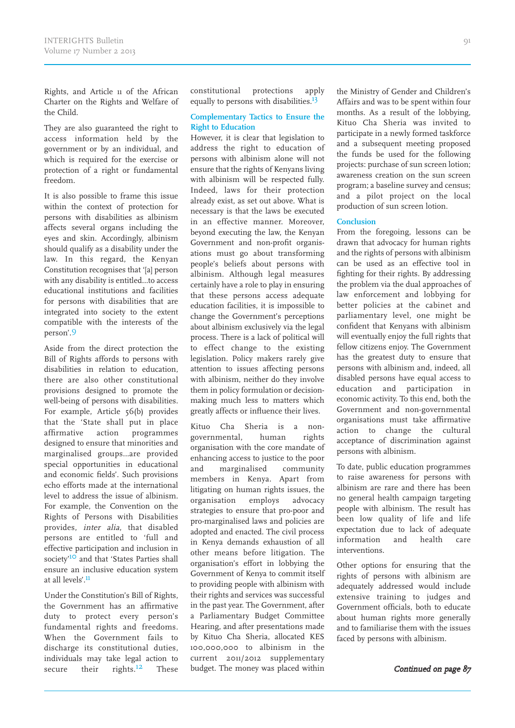Rights, and Article 11 of the African Charter on the Rights and Welfare of the Child.

They are also guaranteed the right to access information held by the government or by an individual, and which is required for the exercise or protection of a right or fundamental freedom.

It is also possible to frame this issue within the context of protection for persons with disabilities as albinism affects several organs including the eyes and skin. Accordingly, albinism should qualify as a disability under the law. In this regard, the Kenyan Constitution recognises that '[a] person with any disability is entitled...to access educational institutions and facilities for persons with disabilities that are integrated into society to the extent compatible with the interests of the person'.[9]

Aside from the direct protection the Bill of Rights affords to persons with disabilities in relation to education, there are also other constitutional provisions designed to promote the well-being of persons with disabilities. For example, Article 56(b) provides that the 'State shall put in place affirmative action programmes designed to ensure that minorities and marginalised groups...are provided special opportunities in educational and economic fields'. Such provisions echo efforts made at the international level to address the issue of albinism. For example, the Convention on the Rights of Persons with Disabilities provides, *inter alia*, that disabled persons are entitled to 'full and effective participation and inclusion in society'[10] and that 'States Parties shall ensure an inclusive education system at all levels'.[11]

Under the Constitution's Bill of Rights, the Government has an affirmative duty to protect every person's fundamental rights and freedoms. When the Government fails to discharge its constitutional duties, individuals may take legal action to secure their rights.[12] These constitutional protections apply equally to persons with disabilities.[13]

## Complementary Tactics to Ensure the Right to Education

However, it is clear that legislation to address the right to education of persons with albinism alone will not ensure that the rights of Kenyans living with albinism will be respected fully. Indeed, laws for their protection already exist, as set out above. What is necessary is that the laws be executed in an effective manner. Moreover, beyond executing the law, the Kenyan Government and non-profit organisations must go about transforming people's beliefs about persons with albinism. Although legal measures certainly have a role to play in ensuring that these persons access adequate education facilities, it is impossible to change the Government's perceptions about albinism exclusively via the legal process. There is a lack of political will to effect change to the existing legislation. Policy makers rarely give attention to issues affecting persons with albinism, neither do they involve them in policy formulation or decision-making much less to matters which greatly affects or influence their lives.

Kituo Cha Sheria is a non-governmental, human rights organisation with the core mandate of enhancing access to justice to the poor and marginalised community members in Kenya. Apart from litigating on human rights issues, the organisation employs advocacy strategies to ensure that pro-poor and pro-marginalised laws and policies are adopted and enacted. The civil process in Kenya demands exhaustion of all other means before litigation. The organisation's effort in lobbying the Government of Kenya to commit itself to providing people with albinism with their rights and services was successful in the past year. The Government, after a Parliamentary Budget Committee Hearing, and after presentations made by Kituo Cha Sheria, allocated KES 100,000,000 to albinism in the current 2011/2012 supplementary budget. The money was placed within the Ministry of Gender and Children's Affairs and was to be spent within four months. As a result of the lobbying, Kituo Cha Sheria was invited to participate in a newly formed taskforce and a subsequent meeting proposed the funds be used for the following projects: purchase of sun screen lotion; awareness creation on the sun screen program; a baseline survey and census; and a pilot project on the local production of sun screen lotion.

## Conclusion

From the foregoing, lessons can be drawn that advocacy for human rights and the rights of persons with albinism can be used as an effective tool in fighting for their rights. By addressing the problem via the dual approaches of law enforcement and lobbying for better policies at the cabinet and parliamentary level, one might be confident that Kenyans with albinism will eventually enjoy the full rights that fellow citizens enjoy. The Government has the greatest duty to ensure that persons with albinism and, indeed, all disabled persons have equal access to education and participation in economic activity. To this end, both the Government and non-governmental organisations must take affirmative action to change the cultural acceptance of discrimination against persons with albinism.

To date, public education programmes to raise awareness for persons with albinism are rare and there has been no general health campaign targeting people with albinism. The result has been low quality of life and life expectation due to lack of adequate information and health care interventions.

Other options for ensuring that the rights of persons with albinism are adequately addressed would include extensive training to judges and Government officials, both to educate about human rights more generally and to familiarise them with the issues faced by persons with albinism.

*Continued on page 87*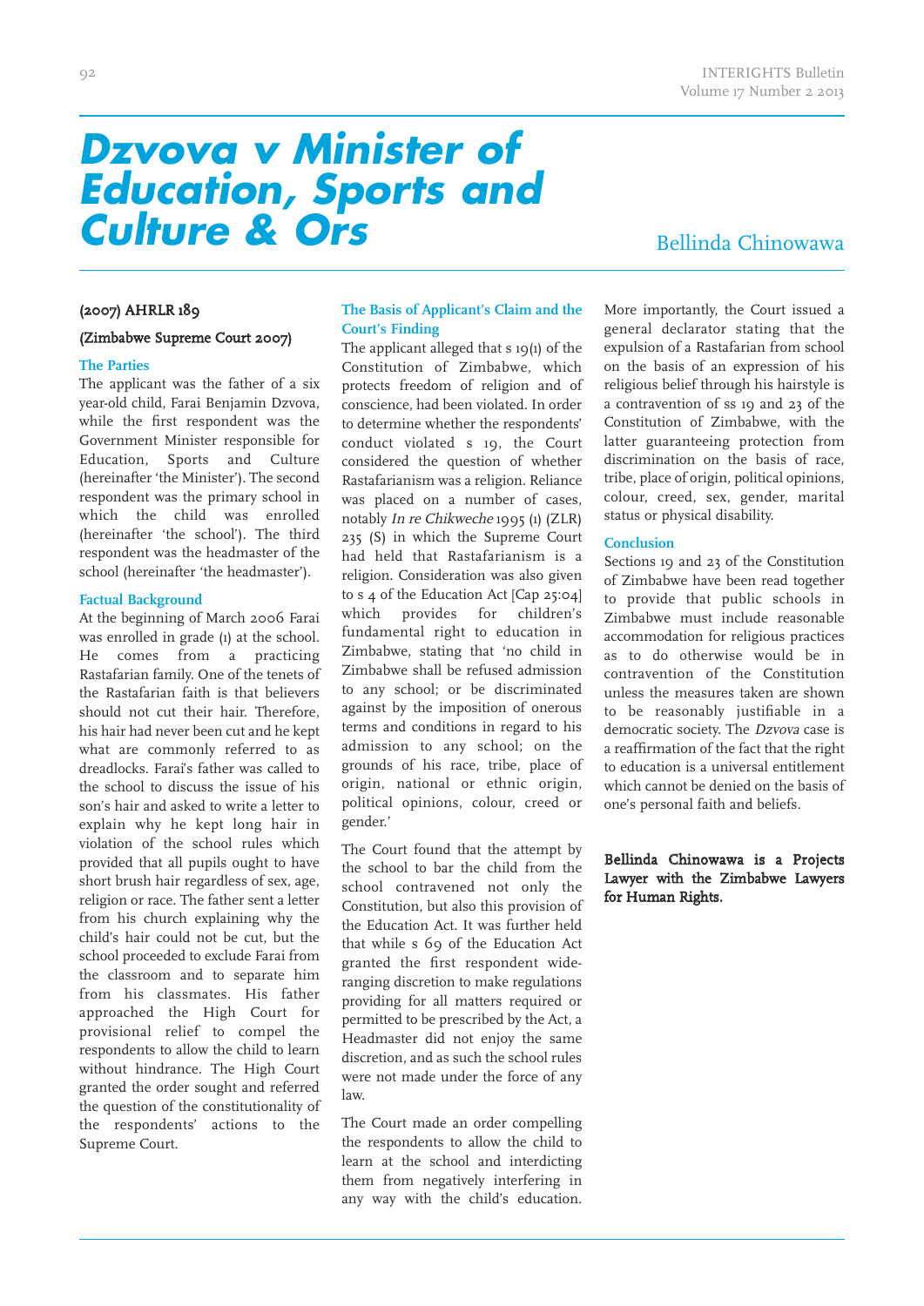# Dzvova v Minister of Education, Sports and Culture & Ors

Bellinda Chinowawa

**(2007) AHRLR 189**

**(Zimbabwe Supreme Court 2007)**

### The Parties

The applicant was the father of a six year-old child, Farai Benjamin Dzvova, while the first respondent was the Government Minister responsible for Education, Sports and Culture (hereinafter 'the Minister'). The second respondent was the primary school in which the child was enrolled (hereinafter 'the school'). The third respondent was the headmaster of the school (hereinafter 'the headmaster').

### Factual Background

At the beginning of March 2006 Farai was enrolled in grade (1) at the school. He comes from a practicing Rastafarian family. One of the tenets of the Rastafarian faith is that believers should not cut their hair. Therefore, his hair had never been cut and he kept what are commonly referred to as dreadlocks. Farai's father was called to the school to discuss the issue of his son's hair and asked to write a letter to explain why he kept long hair in violation of the school rules which provided that all pupils ought to have short brush hair regardless of sex, age, religion or race. The father sent a letter from his church explaining why the child's hair could not be cut, but the school proceeded to exclude Farai from the classroom and to separate him from his classmates. His father approached the High Court for provisional relief to compel the respondents to allow the child to learn without hindrance. The High Court granted the order sought and referred the question of the constitutionality of the respondents' actions to the Supreme Court.

### The Basis of Applicant's Claim and the Court's Finding

The applicant alleged that s 19(1) of the Constitution of Zimbabwe, which protects freedom of religion and of conscience, had been violated. In order to determine whether the respondents' conduct violated s 19, the Court considered the question of whether Rastafarianism was a religion. Reliance was placed on a number of cases, notably *In re Chikweche* 1995 (1) (ZLR) 235 (S) in which the Supreme Court had held that Rastafarianism is a religion. Consideration was also given to s 4 of the Education Act [Cap 25:04] which provides for children's fundamental right to education in Zimbabwe, stating that 'no child in Zimbabwe shall be refused admission to any school; or be discriminated against by the imposition of onerous terms and conditions in regard to his admission to any school; on the grounds of his race, tribe, place of origin, national or ethnic origin, political opinions, colour, creed or gender.'

The Court found that the attempt by the school to bar the child from the school contravened not only the Constitution, but also this provision of the Education Act. It was further held that while s 69 of the Education Act granted the first respondent wide-ranging discretion to make regulations providing for all matters required or permitted to be prescribed by the Act, a Headmaster did not enjoy the same discretion, and as such the school rules were not made under the force of any law.

The Court made an order compelling the respondents to allow the child to learn at the school and interdicting them from negatively interfering in any way with the child's education. More importantly, the Court issued a general declarator stating that the expulsion of a Rastafarian from school on the basis of an expression of his religious belief through his hairstyle is a contravention of ss 19 and 23 of the Constitution of Zimbabwe, with the latter guaranteeing protection from discrimination on the basis of race, tribe, place of origin, political opinions, colour, creed, sex, gender, marital status or physical disability.

### Conclusion

Sections 19 and 23 of the Constitution of Zimbabwe have been read together to provide that public schools in Zimbabwe must include reasonable accommodation for religious practices as to do otherwise would be in contravention of the Constitution unless the measures taken are shown to be reasonably justifiable in a democratic society. The *Dzvova* case is a reaffirmation of the fact that the right to education is a universal entitlement which cannot be denied on the basis of one's personal faith and beliefs.

**Bellinda Chinowawa is a Projects Lawyer with the Zimbabwe Lawyers for Human Rights.**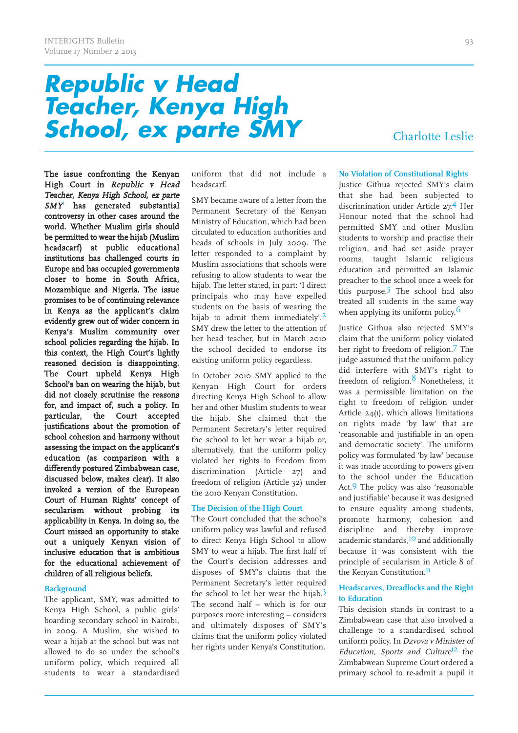# Republic v Head Teacher, Kenya High School, ex parte SMY

Charlotte Leslie

**The issue confronting the Kenyan High Court in *Republic v Head Teacher, Kenya High School, ex parte SMY*[1] has generated substantial controversy in other cases around the world. Whether Muslim girls should be permitted to wear the hijab (Muslim headscarf) at public educational institutions has challenged courts in Europe and has occupied governments closer to home in South Africa, Mozambique and Nigeria. The issue promises to be of continuing relevance in Kenya as the applicant's claim evidently grew out of wider concern in Kenya's Muslim community over school policies regarding the hijab. In this context, the High Court's lightly reasoned decision is disappointing. The Court upheld Kenya High School's ban on wearing the hijab, but did not closely scrutinise the reasons for, and impact of, such a policy. In particular, the Court accepted justifications about the promotion of school cohesion and harmony without assessing the impact on the applicant's education (as comparison with a differently postured Zimbabwean case, discussed below, makes clear). It also invoked a version of the European Court of Human Rights' concept of secularism without probing its applicability in Kenya. In doing so, the Court missed an opportunity to stake out a uniquely Kenyan vision of inclusive education that is ambitious for the educational achievement of children of all religious beliefs.**

## Background

The applicant, SMY, was admitted to Kenya High School, a public girls' boarding secondary school in Nairobi, in 2009. A Muslim, she wished to wear a hijab at the school but was not allowed to do so under the school's uniform policy, which required all students to wear a standardised uniform that did not include a headscarf.

SMY became aware of a letter from the Permanent Secretary of the Kenyan Ministry of Education, which had been circulated to education authorities and heads of schools in July 2009. The letter responded to a complaint by Muslim associations that schools were refusing to allow students to wear the hijab. The letter stated, in part: 'I direct principals who may have expelled students on the basis of wearing the hijab to admit them immediately'.[2] SMY drew the letter to the attention of her head teacher, but in March 2010 the school decided to endorse its existing uniform policy regardless.

In October 2010 SMY applied to the Kenyan High Court for orders directing Kenya High School to allow her and other Muslim students to wear the hijab. She claimed that the Permanent Secretary's letter required the school to let her wear a hijab or, alternatively, that the uniform policy violated her rights to freedom from discrimination (Article 27) and freedom of religion (Article 32) under the 2010 Kenyan Constitution.

## The Decision of the High Court

The Court concluded that the school's uniform policy was lawful and refused to direct Kenya High School to allow SMY to wear a hijab. The first half of the Court's decision addresses and disposes of SMY's claims that the Permanent Secretary's letter required the school to let her wear the hijab.[3] The second half – which is for our purposes more interesting – considers and ultimately disposes of SMY's claims that the uniform policy violated her rights under Kenya's Constitution.

## No Violation of Constitutional Rights

Justice Githua rejected SMY's claim that she had been subjected to discrimination under Article 27.[4] Her Honour noted that the school had permitted SMY and other Muslim students to worship and practise their religion, and had set aside prayer rooms, taught Islamic religious education and permitted an Islamic preacher to the school once a week for this purpose.[5] The school had also treated all students in the same way when applying its uniform policy.[6]

Justice Githua also rejected SMY's claim that the uniform policy violated her right to freedom of religion.[7] The judge assumed that the uniform policy did interfere with SMY's right to freedom of religion.[8] Nonetheless, it was a permissible limitation on the right to freedom of religion under Article 24(1), which allows limitations on rights made 'by law' that are 'reasonable and justifiable in an open and democratic society'. The uniform policy was formulated 'by law' because it was made according to powers given to the school under the Education Act.[9] The policy was also 'reasonable and justifiable' because it was designed to ensure equality among students, promote harmony, cohesion and discipline and thereby improve academic standards,[10] and additionally because it was consistent with the principle of secularism in Article 8 of the Kenyan Constitution.[11]

## Headscarves, Dreadlocks and the Right to Education

This decision stands in contrast to a Zimbabwean case that also involved a challenge to a standardised school uniform policy. In *Dzvova v Minister of Education, Sports and Culture*[12] the Zimbabwean Supreme Court ordered a primary school to re-admit a pupil it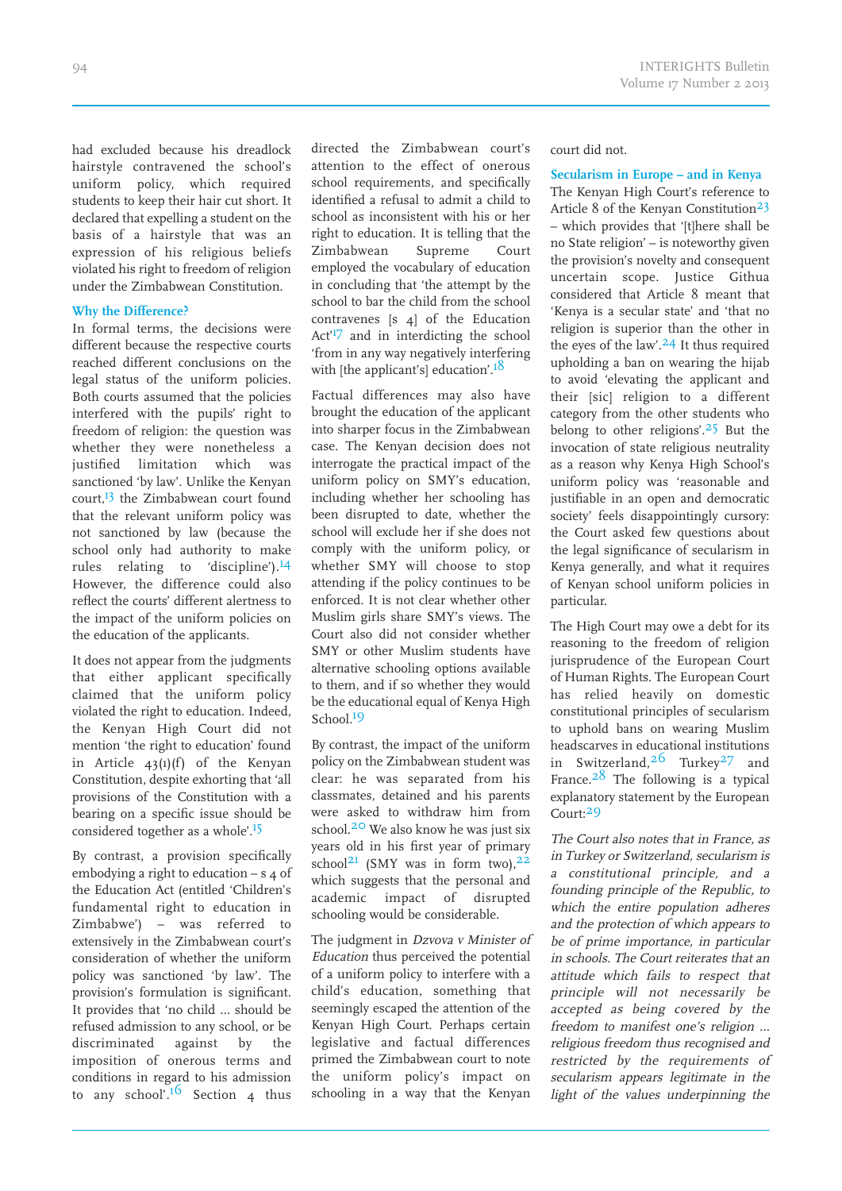had excluded because his dreadlock hairstyle contravened the school's uniform policy, which required students to keep their hair cut short. It declared that expelling a student on the basis of a hairstyle that was an expression of his religious beliefs violated his right to freedom of religion under the Zimbabwean Constitution.

## Why the Difference?

In formal terms, the decisions were different because the respective courts reached different conclusions on the legal status of the uniform policies. Both courts assumed that the policies interfered with the pupils' right to freedom of religion: the question was whether they were nonetheless a justified limitation which was sanctioned 'by law'. Unlike the Kenyan court,[13] the Zimbabwean court found that the relevant uniform policy was not sanctioned by law (because the school only had authority to make rules relating to 'discipline').[14] However, the difference could also reflect the courts' different alertness to the impact of the uniform policies on the education of the applicants.

It does not appear from the judgments that either applicant specifically claimed that the uniform policy violated the right to education. Indeed, the Kenyan High Court did not mention 'the right to education' found in Article 43(1)(f) of the Kenyan Constitution, despite exhorting that 'all provisions of the Constitution with a bearing on a specific issue should be considered together as a whole'.[15]

By contrast, a provision specifically embodying a right to education – s 4 of the Education Act (entitled 'Children's fundamental right to education in Zimbabwe') – was referred to extensively in the Zimbabwean court's consideration of whether the uniform policy was sanctioned 'by law'. The provision's formulation is significant. It provides that 'no child ... should be refused admission to any school, or be discriminated against by the imposition of onerous terms and conditions in regard to his admission to any school'.[16] Section 4 thus directed the Zimbabwean court's attention to the effect of onerous school requirements, and specifically identified a refusal to admit a child to school as inconsistent with his or her right to education. It is telling that the Zimbabwean Supreme Court employed the vocabulary of education in concluding that 'the attempt by the school to bar the child from the school contravenes [s 4] of the Education Act'[17] and in interdicting the school 'from in any way negatively interfering with [the applicant's] education'.[18]

Factual differences may also have brought the education of the applicant into sharper focus in the Zimbabwean case. The Kenyan decision does not interrogate the practical impact of the uniform policy on SMY's education, including whether her schooling has been disrupted to date, whether the school will exclude her if she does not comply with the uniform policy, or whether SMY will choose to stop attending if the policy continues to be enforced. It is not clear whether other Muslim girls share SMY's views. The Court also did not consider whether SMY or other Muslim students have alternative schooling options available to them, and if so whether they would be the educational equal of Kenya High School.[19]

By contrast, the impact of the uniform policy on the Zimbabwean student was clear: he was separated from his classmates, detained and his parents were asked to withdraw him from school.[20] We also know he was just six years old in his first year of primary school[21] (SMY was in form two),[22] which suggests that the personal and academic impact of disrupted schooling would be considerable.

The judgment in *Dzvova v Minister of Education* thus perceived the potential of a uniform policy to interfere with a child's education, something that seemingly escaped the attention of the Kenyan High Court. Perhaps certain legislative and factual differences primed the Zimbabwean court to note the uniform policy's impact on schooling in a way that the Kenyan court did not.

## Secularism in Europe – and in Kenya

The Kenyan High Court's reference to Article 8 of the Kenyan Constitution[23] – which provides that '[t]here shall be no State religion' – is noteworthy given the provision's novelty and consequent uncertain scope. Justice Githua considered that Article 8 meant that 'Kenya is a secular state' and 'that no religion is superior than the other in the eyes of the law'.[24] It thus required upholding a ban on wearing the hijab to avoid 'elevating the applicant and their [sic] religion to a different category from the other students who belong to other religions'.[25] But the invocation of state religious neutrality as a reason why Kenya High School's uniform policy was 'reasonable and justifiable in an open and democratic society' feels disappointingly cursory: the Court asked few questions about the legal significance of secularism in Kenya generally, and what it requires of Kenyan school uniform policies in particular.

The High Court may owe a debt for its reasoning to the freedom of religion jurisprudence of the European Court of Human Rights. The European Court has relied heavily on domestic constitutional principles of secularism to uphold bans on wearing Muslim headscarves in educational institutions in Switzerland,[26] Turkey[27] and France.[28] The following is a typical explanatory statement by the European Court:[29]

*The Court also notes that in France, as in Turkey or Switzerland, secularism is a constitutional principle, and a founding principle of the Republic, to which the entire population adheres and the protection of which appears to be of prime importance, in particular in schools. The Court reiterates that an attitude which fails to respect that principle will not necessarily be accepted as being covered by the freedom to manifest one's religion ... religious freedom thus recognised and restricted by the requirements of secularism appears legitimate in the light of the values underpinning the*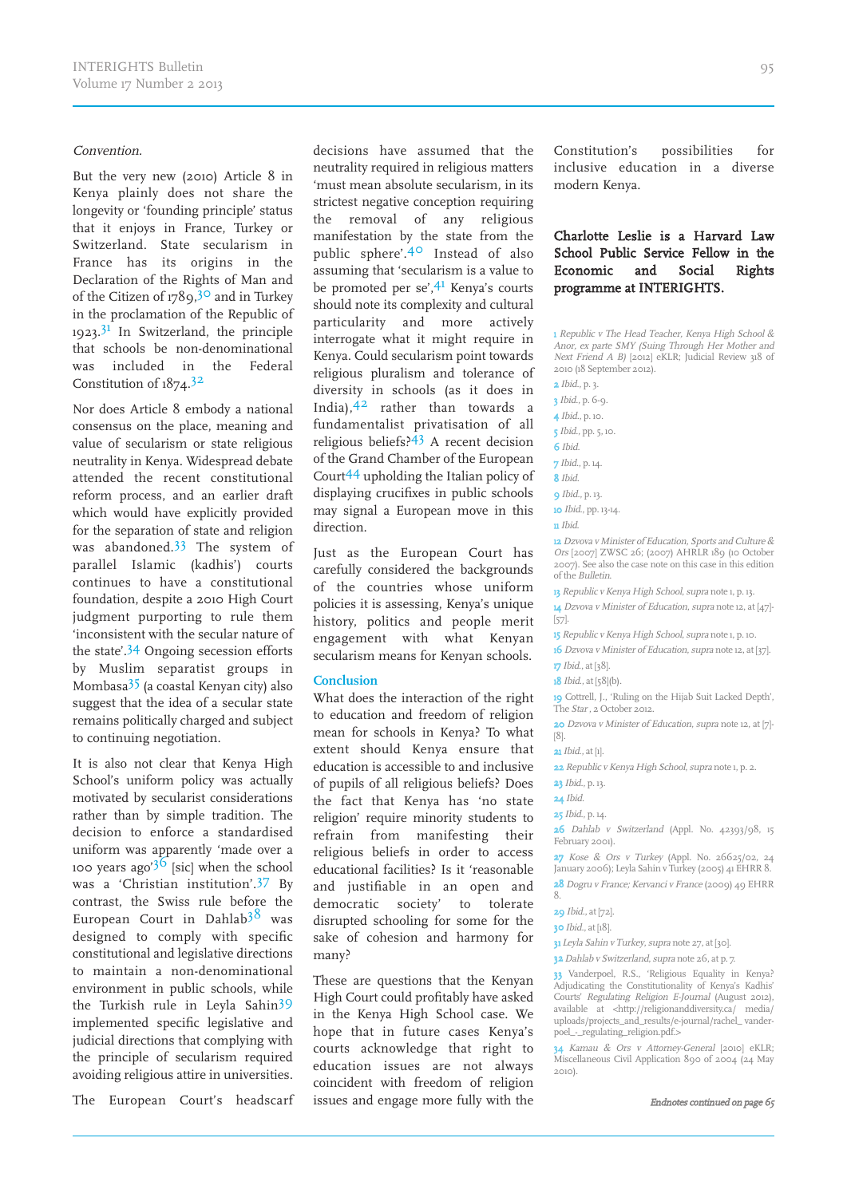*Convention*.

But the very new (2010) Article 8 in Kenya plainly does not share the longevity or 'founding principle' status that it enjoys in France, Turkey or Switzerland. State secularism in France has its origins in the Declaration of the Rights of Man and of the Citizen of 1789,[30] and in Turkey in the proclamation of the Republic of 1923.[31] In Switzerland, the principle that schools be non-denominational was included in the Federal Constitution of 1874.[32]

Nor does Article 8 embody a national consensus on the place, meaning and value of secularism or state religious neutrality in Kenya. Widespread debate attended the recent constitutional reform process, and an earlier draft which would have explicitly provided for the separation of state and religion was abandoned.[33] The system of parallel Islamic (kadhis') courts continues to have a constitutional foundation, despite a 2010 High Court judgment purporting to rule them 'inconsistent with the secular nature of the state'.[34] Ongoing secession efforts by Muslim separatist groups in Mombasa[35] (a coastal Kenyan city) also suggest that the idea of a secular state remains politically charged and subject to continuing negotiation.

It is also not clear that Kenya High School's uniform policy was actually motivated by secularist considerations rather than by simple tradition. The decision to enforce a standardised uniform was apparently 'made over a 100 years ago'[36] [sic] when the school was a 'Christian institution'.[37] By contrast, the Swiss rule before the European Court in Dahlab[38] was designed to comply with specific constitutional and legislative directions to maintain a non-denominational environment in public schools, while the Turkish rule in Leyla Sahin[39] implemented specific legislative and judicial directions that complying with the principle of secularism required avoiding religious attire in universities.

The European Court's headscarf decisions have assumed that the neutrality required in religious matters 'must mean absolute secularism, in its strictest negative conception requiring the removal of any religious manifestation by the state from the public sphere'.[40] Instead of also assuming that 'secularism is a value to be promoted per se',[41] Kenya's courts should note its complexity and cultural particularity and more actively interrogate what it might require in Kenya. Could secularism point towards religious pluralism and tolerance of diversity in schools (as it does in India),[42] rather than towards a fundamentalist privatisation of all religious beliefs?[43] A recent decision of the Grand Chamber of the European Court[44] upholding the Italian policy of displaying crucifixes in public schools may signal a European move in this direction.

Just as the European Court has carefully considered the backgrounds of the countries whose uniform policies it is assessing, Kenya's unique history, politics and people merit engagement with what Kenyan secularism means for Kenyan schools.

## Conclusion

What does the interaction of the right to education and freedom of religion mean for schools in Kenya? To what extent should Kenya ensure that education is accessible to and inclusive of pupils of all religious beliefs? Does the fact that Kenya has 'no state religion' require minority students to refrain from manifesting their religious beliefs in order to access educational facilities? Is it 'reasonable and justifiable in an open and democratic society' to tolerate disrupted schooling for some for the sake of cohesion and harmony for many?

These are questions that the Kenyan High Court could profitably have asked in the Kenya High School case. We hope that in future cases Kenya's courts acknowledge that right to education issues are not always coincident with freedom of religion issues and engage more fully with the Constitution's possibilities for inclusive education in a diverse modern Kenya.

**Charlotte Leslie is a Harvard Law School Public Service Fellow in the Economic and Social Rights programme at INTERIGHTS.**

1 *Republic v The Head Teacher, Kenya High School & Anor, ex parte SMY (Suing Through Her Mother and Next Friend A B)* [2012] eKLR; Judicial Review 318 of 2010 (18 September 2012).

2 *Ibid.*, p. 3.

3 *Ibid.*, p. 6-9.

4 *Ibid.*, p. 10.

5 *Ibid.*, pp. 5, 10.

6 *Ibid.*

7 *Ibid.*, p. 14.

8 *Ibid.*

9 *Ibid.*, p. 13.

10 *Ibid.*, pp. 13-14.

11 *Ibid.*

12 *Dzvova v Minister of Education, Sports and Culture & Ors* [2007] ZWSC 26; (2007) AHRLR 189 (10 October 2007). See also the case note on this case in this edition of the *Bulletin*.

13 *Republic v Kenya High School, supra* note 1, p. 13.

14 *Dzvova v Minister of Education, supra* note 12, at [47]-[57].

15 *Republic v Kenya High School, supra* note 1, p. 10.

16 *Dzvova v Minister of Education, supra* note 12, at [37].

17 *Ibid.*, at [38].

18 *Ibid.*, at [58](b).

19 Cottrell, J., 'Ruling on the Hijab Suit Lacked Depth', *The Star*, 2 October 2012.

20 *Dzvova v Minister of Education, supra* note 12, at [7]-[8].

21 *Ibid.*, at [1].

22 *Republic v Kenya High School, supra* note 1, p. 2.

23 *Ibid.*, p. 13.

24 *Ibid.*

25 *Ibid.*, p. 14.

26 *Dahlab v Switzerland* (Appl. No. 42393/98, 15 February 2001).

27 *Kose & Ors v Turkey* (Appl. No. 26625/02, 24 January 2006); Leyla Sahin v Turkey (2005) 41 EHRR 8.

28 *Dogru v France; Kervanci v France* (2009) 49 EHRR 8.

29 *Ibid.*, at [72].

30 *Ibid.*, at [18].

31 *Leyla Sahin v Turkey, supra* note 27, at [30].

32 *Dahlab v Switzerland, supra* note 26, at p. 7.

33 Vanderpoel, R.S., 'Religious Equality in Kenya? Adjudicating the Constitutionality of Kenya's Kadhis' Courts' *Regulating Religion E-Journal* (August 2012), available at <http://religionanddiversity.ca/ media/uploads/projects_and_results/e-journal/rachel_ vanderpoel_-_regulating_religion.pdf.>

34 *Kamau & Ors v Attorney-General* [2010] eKLR; Miscellaneous Civil Application 890 of 2004 (24 May 2010).

*Endnotes continued on page 65*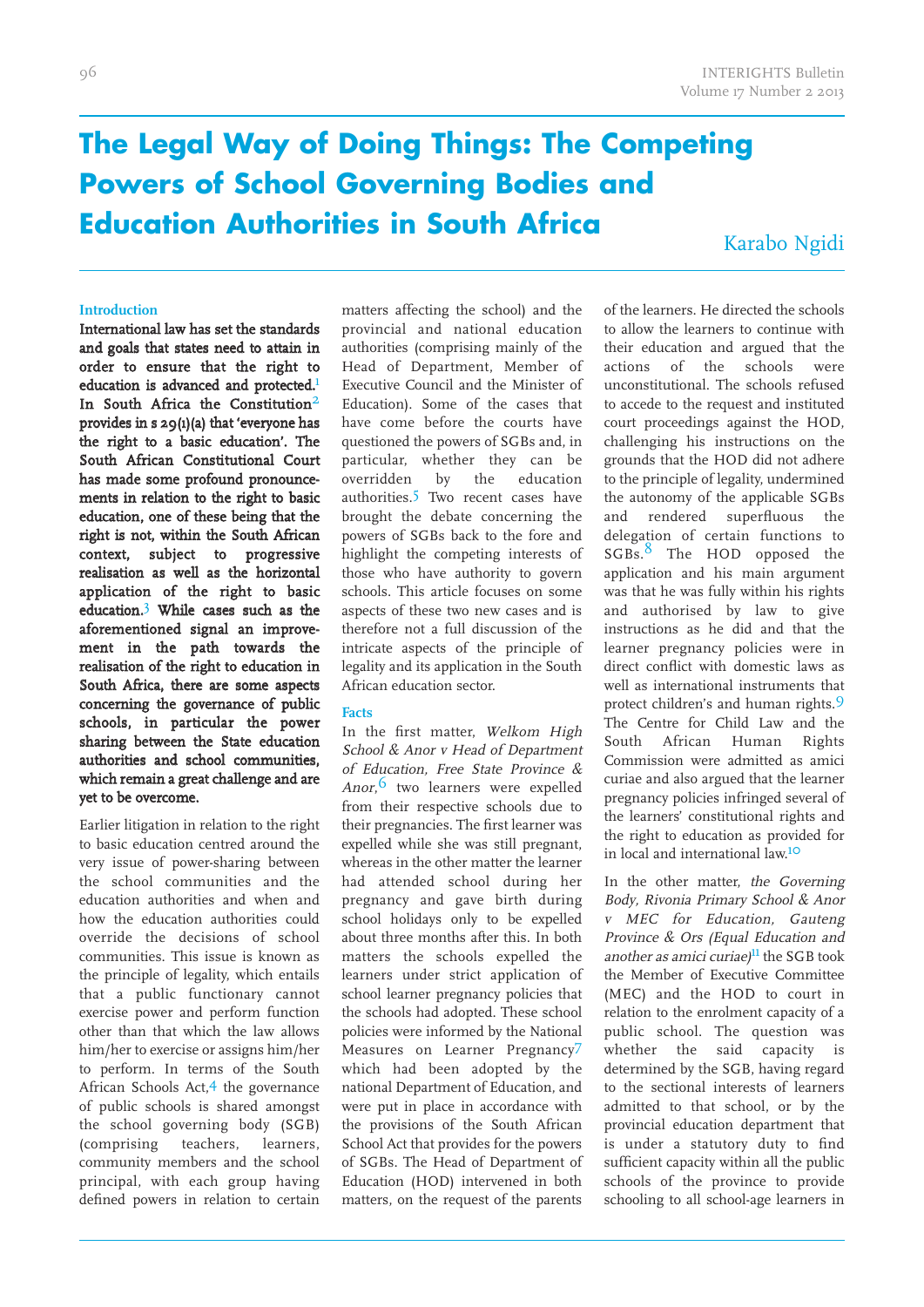# The Legal Way of Doing Things: The Competing Powers of School Governing Bodies and Education Authorities in South Africa

Karabo Ngidi

### Introduction

**International law has set the standards and goals that states need to attain in order to ensure that the right to education is advanced and protected.[1] In South Africa the Constitution[2] provides in s 29(1)(a) that 'everyone has the right to a basic education'. The South African Constitutional Court has made some profound pronouncements in relation to the right to basic education, one of these being that the right is not, within the South African context, subject to progressive realisation as well as the horizontal application of the right to basic education.[3] While cases such as the aforementioned signal an improvement in the path towards the realisation of the right to education in South Africa, there are some aspects concerning the governance of public schools, in particular the power sharing between the State education authorities and school communities, which remain a great challenge and are yet to be overcome.**

Earlier litigation in relation to the right to basic education centred around the very issue of power-sharing between the school communities and the education authorities and when and how the education authorities could override the decisions of school communities. This issue is known as the principle of legality, which entails that a public functionary cannot exercise power and perform function other than that which the law allows him/her to exercise or assigns him/her to perform. In terms of the South African Schools Act,[4] the governance of public schools is shared amongst the school governing body (SGB) (comprising teachers, learners, community members and the school principal, with each group having defined powers in relation to certain matters affecting the school) and the provincial and national education authorities (comprising mainly of the Head of Department, Member of Executive Council and the Minister of Education). Some of the cases that have come before the courts have questioned the powers of SGBs and, in particular, whether they can be overridden by the education authorities.[5] Two recent cases have brought the debate concerning the powers of SGBs back to the fore and highlight the competing interests of those who have authority to govern schools. This article focuses on some aspects of these two new cases and is therefore not a full discussion of the intricate aspects of the principle of legality and its application in the South African education sector.

### Facts

In the first matter, *Welkom High School & Anor v Head of Department of Education, Free State Province & Anor*,[6] two learners were expelled from their respective schools due to their pregnancies. The first learner was expelled while she was still pregnant, whereas in the other matter the learner had attended school during her pregnancy and gave birth during school holidays only to be expelled about three months after this. In both matters the schools expelled the learners under strict application of school learner pregnancy policies that the schools had adopted. These school policies were informed by the National Measures on Learner Pregnancy[7] which had been adopted by the national Department of Education, and were put in place in accordance with the provisions of the South African School Act that provides for the powers of SGBs. The Head of Department of Education (HOD) intervened in both matters, on the request of the parents of the learners. He directed the schools to allow the learners to continue with their education and argued that the actions of the schools were unconstitutional. The schools refused to accede to the request and instituted court proceedings against the HOD, challenging his instructions on the grounds that the HOD did not adhere to the principle of legality, undermined the autonomy of the applicable SGBs and rendered superfluous the delegation of certain functions to SGBs.[8] The HOD opposed the application and his main argument was that he was fully within his rights and authorised by law to give instructions as he did and that the learner pregnancy policies were in direct conflict with domestic laws as well as international instruments that protect children's and human rights.[9] The Centre for Child Law and the South African Human Rights Commission were admitted as amici curiae and also argued that the learner pregnancy policies infringed several of the learners' constitutional rights and the right to education as provided for in local and international law.[10]

In the other matter, *the Governing Body, Rivonia Primary School & Anor v MEC for Education, Gauteng Province & Ors (Equal Education and another as amici curiae)*[11] the SGB took the Member of Executive Committee (MEC) and the HOD to court in relation to the enrolment capacity of a public school. The question was whether the said capacity is determined by the SGB, having regard to the sectional interests of learners admitted to that school, or by the provincial education department that is under a statutory duty to find sufficient capacity within all the public schools of the province to provide schooling to all school-age learners in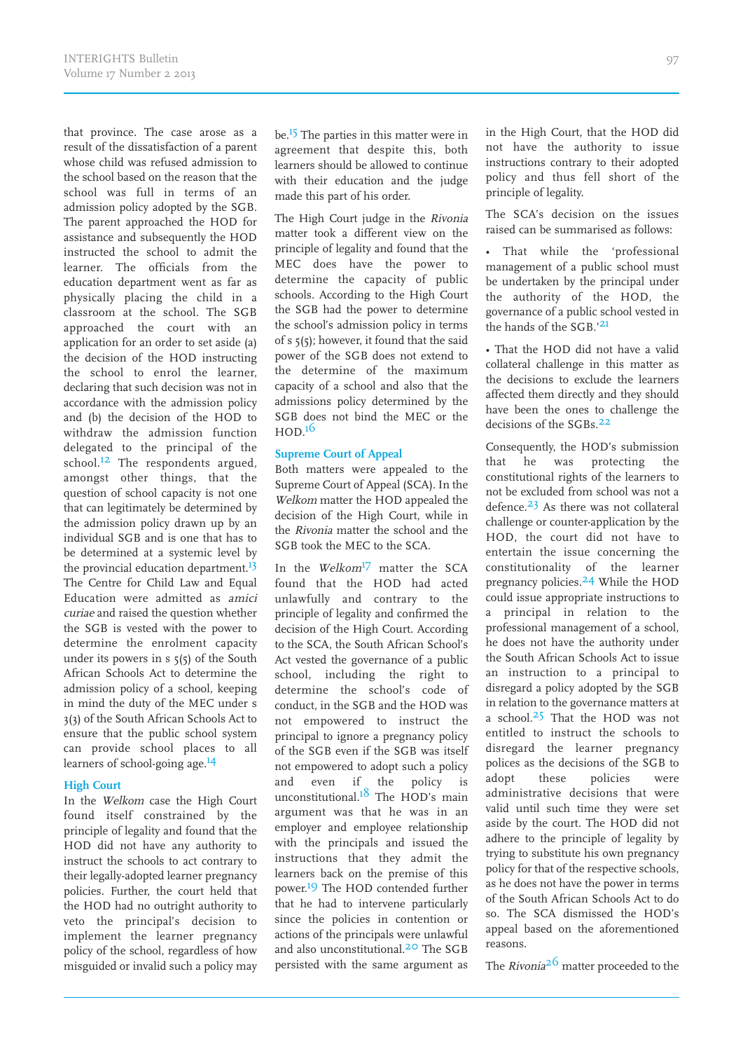that province. The case arose as a result of the dissatisfaction of a parent whose child was refused admission to the school based on the reason that the school was full in terms of an admission policy adopted by the SGB. The parent approached the HOD for assistance and subsequently the HOD instructed the school to admit the learner. The officials from the education department went as far as physically placing the child in a classroom at the school. The SGB approached the court with an application for an order to set aside (a) the decision of the HOD instructing the school to enrol the learner, declaring that such decision was not in accordance with the admission policy and (b) the decision of the HOD to withdraw the admission function delegated to the principal of the school.[12] The respondents argued, amongst other things, that the question of school capacity is not one that can legitimately be determined by the admission policy drawn up by an individual SGB and is one that has to be determined at a systemic level by the provincial education department.[13] The Centre for Child Law and Equal Education were admitted as *amici curiae* and raised the question whether the SGB is vested with the power to determine the enrolment capacity under its powers in s 5(5) of the South African Schools Act to determine the admission policy of a school, keeping in mind the duty of the MEC under s 3(3) of the South African Schools Act to ensure that the public school system can provide school places to all learners of school-going age.[14]

## High Court

In the *Welkom* case the High Court found itself constrained by the principle of legality and found that the HOD did not have any authority to instruct the schools to act contrary to their legally-adopted learner pregnancy policies. Further, the court held that the HOD had no outright authority to veto the principal's decision to implement the learner pregnancy policy of the school, regardless of how misguided or invalid such a policy may be.[15] The parties in this matter were in agreement that despite this, both learners should be allowed to continue with their education and the judge made this part of his order.

The High Court judge in the *Rivonia* matter took a different view on the principle of legality and found that the MEC does have the power to determine the capacity of public schools. According to the High Court the SGB had the power to determine the school's admission policy in terms of s 5(5); however, it found that the said power of the SGB does not extend to the determine of the maximum capacity of a school and also that the admissions policy determined by the SGB does not bind the MEC or the HOD.[16]

## Supreme Court of Appeal

Both matters were appealed to the Supreme Court of Appeal (SCA). In the *Welkom* matter the HOD appealed the decision of the High Court, while in the *Rivonia* matter the school and the SGB took the MEC to the SCA.

In the *Welkom*[17] matter the SCA found that the HOD had acted unlawfully and contrary to the principle of legality and confirmed the decision of the High Court. According to the SCA, the South African School's Act vested the governance of a public school, including the right to determine the school's code of conduct, in the SGB and the HOD was not empowered to instruct the principal to ignore a pregnancy policy of the SGB even if the SGB was itself not empowered to adopt such a policy and even if the policy is unconstitutional.[18] The HOD's main argument was that he was in an employer and employee relationship with the principals and issued the instructions that they admit the learners back on the premise of this power.[19] The HOD contended further that he had to intervene particularly since the policies in contention or actions of the principals were unlawful and also unconstitutional.[20] The SGB persisted with the same argument as in the High Court, that the HOD did not have the authority to issue instructions contrary to their adopted policy and thus fell short of the principle of legality.

The SCA's decision on the issues raised can be summarised as follows:

- That while the 'professional management of a public school must be undertaken by the principal under the authority of the HOD, the governance of a public school vested in the hands of the SGB.'[21]
- That the HOD did not have a valid collateral challenge in this matter as the decisions to exclude the learners affected them directly and they should have been the ones to challenge the decisions of the SGBs.[22]

Consequently, the HOD's submission that he was protecting the constitutional rights of the learners to not be excluded from school was not a defence.[23] As there was not collateral challenge or counter-application by the HOD, the court did not have to entertain the issue concerning the constitutionality of the learner pregnancy policies.[24] While the HOD could issue appropriate instructions to a principal in relation to the professional management of a school, he does not have the authority under the South African Schools Act to issue an instruction to a principal to disregard a policy adopted by the SGB in relation to the governance matters at a school.[25] That the HOD was not entitled to instruct the schools to disregard the learner pregnancy polices as the decisions of the SGB to adopt these policies were administrative decisions that were valid until such time they were set aside by the court. The HOD did not adhere to the principle of legality by trying to substitute his own pregnancy policy for that of the respective schools, as he does not have the power in terms of the South African Schools Act to do so. The SCA dismissed the HOD's appeal based on the aforementioned reasons.

The *Rivonia*[26] matter proceeded to the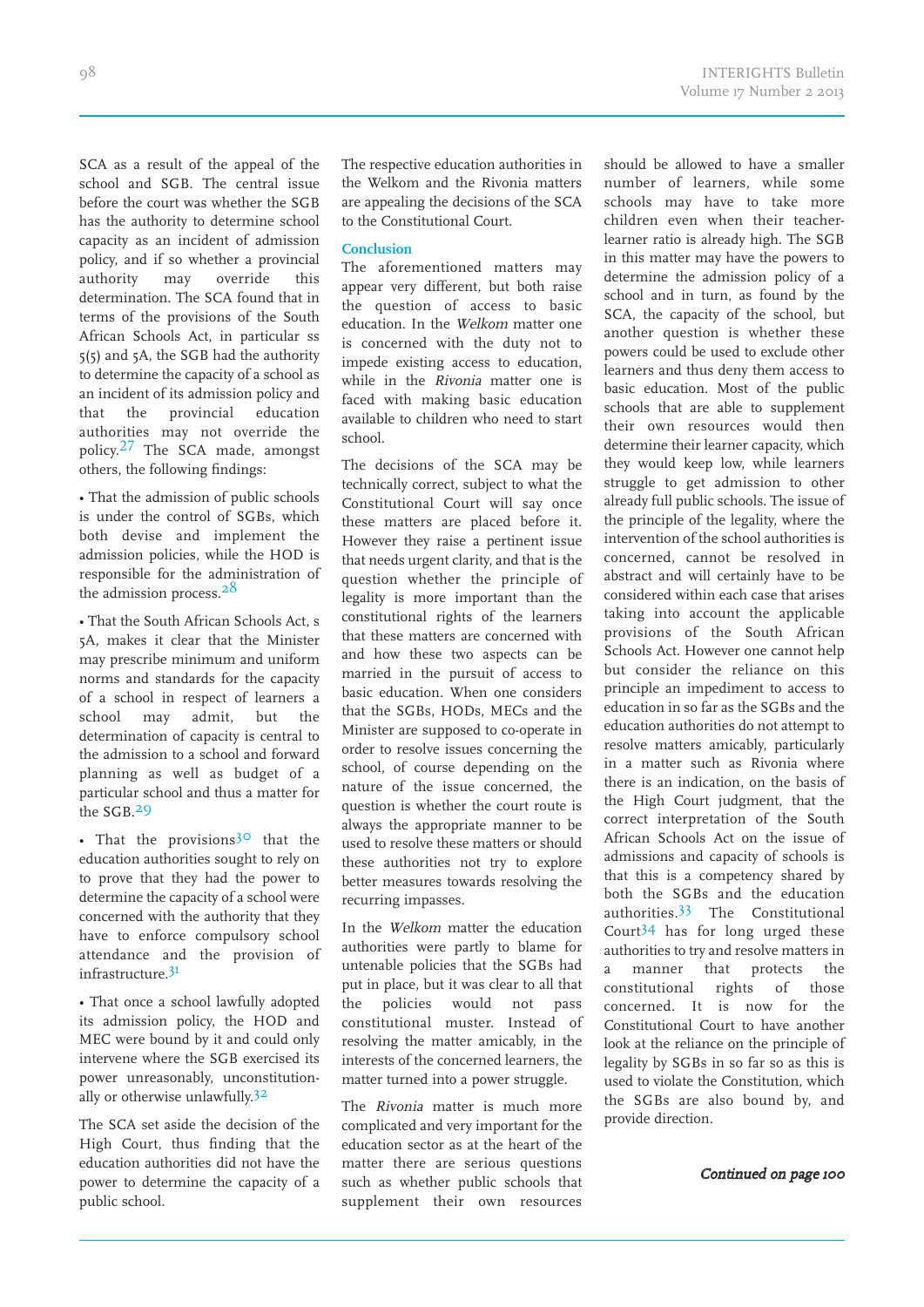SCA as a result of the appeal of the school and SGB. The central issue before the court was whether the SGB has the authority to determine school capacity as an incident of admission policy, and if so whether a provincial authority may override this determination. The SCA found that in terms of the provisions of the South African Schools Act, in particular ss 5(5) and 5A, the SGB had the authority to determine the capacity of a school as an incident of its admission policy and that the provincial education authorities may not override the policy.[27] The SCA made, amongst others, the following findings:

- That the admission of public schools is under the control of SGBs, which both devise and implement the admission policies, while the HOD is responsible for the administration of the admission process.[28]

- That the South African Schools Act, s 5A, makes it clear that the Minister may prescribe minimum and uniform norms and standards for the capacity of a school in respect of learners a school may admit, but the determination of capacity is central to the admission to a school and forward planning as well as budget of a particular school and thus a matter for the SGB.[29]

- That the provisions[30] that the education authorities sought to rely on to prove that they had the power to determine the capacity of a school were concerned with the authority that they have to enforce compulsory school attendance and the provision of infrastructure.[31]

- That once a school lawfully adopted its admission policy, the HOD and MEC were bound by it and could only intervene where the SGB exercised its power unreasonably, unconstitutionally or otherwise unlawfully.[32]

The SCA set aside the decision of the High Court, thus finding that the education authorities did not have the power to determine the capacity of a public school.

The respective education authorities in the Welkom and the Rivonia matters are appealing the decisions of the SCA to the Constitutional Court.

## Conclusion

The aforementioned matters may appear very different, but both raise the question of access to basic education. In the *Welkom* matter one is concerned with the duty not to impede existing access to education, while in the *Rivonia* matter one is faced with making basic education available to children who need to start school.

The decisions of the SCA may be technically correct, subject to what the Constitutional Court will say once these matters are placed before it. However they raise a pertinent issue that needs urgent clarity, and that is the question whether the principle of legality is more important than the constitutional rights of the learners that these matters are concerned with and how these two aspects can be married in the pursuit of access to basic education. When one considers that the SGBs, HODs, MECs and the Minister are supposed to co-operate in order to resolve issues concerning the school, of course depending on the nature of the issue concerned, the question is whether the court route is always the appropriate manner to be used to resolve these matters or should these authorities not try to explore better measures towards resolving the recurring impasses.

In the *Welkom* matter the education authorities were partly to blame for untenable policies that the SGBs had put in place, but it was clear to all that the policies would not pass constitutional muster. Instead of resolving the matter amicably, in the interests of the concerned learners, the matter turned into a power struggle.

The *Rivonia* matter is much more complicated and very important for the education sector as at the heart of the matter there are serious questions such as whether public schools that supplement their own resources should be allowed to have a smaller number of learners, while some schools may have to take more children even when their teacher-learner ratio is already high. The SGB in this matter may have the powers to determine the admission policy of a school and in turn, as found by the SCA, the capacity of the school, but another question is whether these powers could be used to exclude other learners and thus deny them access to basic education. Most of the public schools that are able to supplement their own resources would then determine their learner capacity, which they would keep low, while learners struggle to get admission to other already full public schools. The issue of the principle of the legality, where the intervention of the school authorities is concerned, cannot be resolved in abstract and will certainly have to be considered within each case that arises taking into account the applicable provisions of the South African Schools Act. However one cannot help but consider the reliance on this principle an impediment to access to education in so far as the SGBs and the education authorities do not attempt to resolve matters amicably, particularly in a matter such as Rivonia where there is an indication, on the basis of the High Court judgment, that the correct interpretation of the South African Schools Act on the issue of admissions and capacity of schools is that this is a competency shared by both the SGBs and the education authorities.[33] The Constitutional Court[34] has for long urged these authorities to try and resolve matters in a manner that protects the constitutional rights of those concerned. It is now for the Constitutional Court to have another look at the reliance on the principle of legality by SGBs in so far as this is used to violate the Constitution, which the SGBs are also bound by, and provide direction.

*Continued on page 100*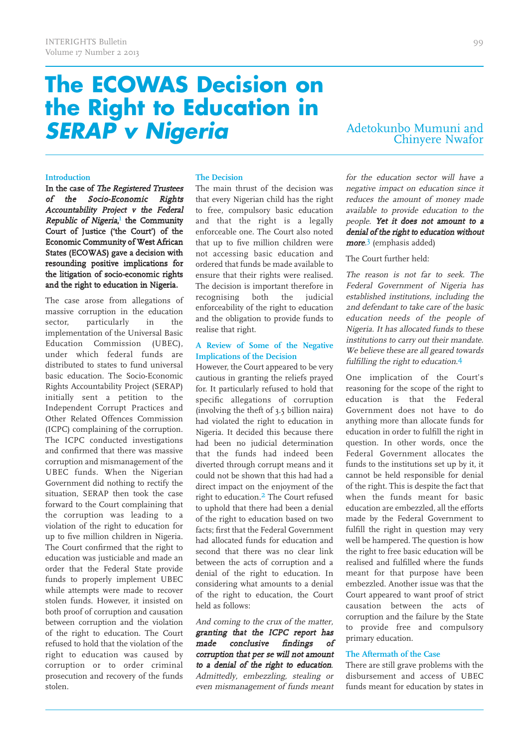# The ECOWAS Decision on the Right to Education in *SERAP v Nigeria*

Adetokunbo Mumuni and Chinyere Nwafor

### Introduction

**In the case of *The Registered Trustees of the Socio-Economic Rights Accountability Project v the Federal Republic of Nigeria*,[1] the Community Court of Justice ('the Court') of the Economic Community of West African States (ECOWAS) gave a decision with resounding positive implications for the litigation of socio-economic rights and the right to education in Nigeria.**

The case arose from allegations of massive corruption in the education sector, particularly in the implementation of the Universal Basic Education Commission (UBEC), under which federal funds are distributed to states to fund universal basic education. The Socio-Economic Rights Accountability Project (SERAP) initially sent a petition to the Independent Corrupt Practices and Other Related Offences Commission (ICPC) complaining of the corruption. The ICPC conducted investigations and confirmed that there was massive corruption and mismanagement of the UBEC funds. When the Nigerian Government did nothing to rectify the situation, SERAP then took the case forward to the Court complaining that the corruption was leading to a violation of the right to education for up to five million children in Nigeria. The Court confirmed that the right to education was justiciable and made an order that the Federal State provide funds to properly implement UBEC while attempts were made to recover stolen funds. However, it insisted on both proof of corruption and causation between corruption and the violation of the right to education. The Court refused to hold that the violation of the right to education was caused by corruption or to order criminal prosecution and recovery of the funds stolen.

### The Decision

The main thrust of the decision was that every Nigerian child has the right to free, compulsory basic education and that the right is a legally enforceable one. The Court also noted that up to five million children were not accessing basic education and ordered that funds be made available to ensure that their rights were realised. The decision is important therefore in recognising both the judicial enforceability of the right to education and the obligation to provide funds to realise that right.

### A Review of Some of the Negative Implications of the Decision

However, the Court appeared to be very cautious in granting the reliefs prayed for. It particularly refused to hold that specific allegations of corruption (involving the theft of 3.5 billion naira) had violated the right to education in Nigeria. It decided this because there had been no judicial determination that the funds had indeed been diverted through corrupt means and it could not be shown that this had had a direct impact on the enjoyment of the right to education.[2] The Court refused to uphold that there had been a denial of the right to education based on two facts; first that the Federal Government had allocated funds for education and second that there was no clear link between the acts of corruption and a denial of the right to education. In considering what amounts to a denial of the right to education, the Court held as follows:

> *And coming to the crux of the matter, **granting that the ICPC report has made conclusive findings of corruption that per se will not amount to a denial of the right to education**. Admittedly, embezzling, stealing or even mismanagement of funds meant for the education sector will have a negative impact on education since it reduces the amount of money made available to provide education to the people. **Yet it does not amount to a denial of the right to education without more**.*[3] (emphasis added)

The Court further held:

> *The reason is not far to seek. The Federal Government of Nigeria has established institutions, including the 2nd defendant to take care of the basic education needs of the people of Nigeria. It has allocated funds to these institutions to carry out their mandate. We believe these are all geared towards fulfilling the right to education.*[4]

One implication of the Court's reasoning for the scope of the right to education is that the Federal Government does not have to do anything more than allocate funds for education in order to fulfill the right in question. In other words, once the Federal Government allocates the funds to the institutions set up by it, it cannot be held responsible for denial of the right. This is despite the fact that when the funds meant for basic education are embezzled, all the efforts made by the Federal Government to fulfill the right in question may very well be hampered. The question is how the right to free basic education will be realised and fulfilled where the funds meant for that purpose have been embezzled. Another issue was that the Court appeared to want proof of strict causation between the acts of corruption and the failure by the State to provide free and compulsory primary education.

### The Aftermath of the Case

There are still grave problems with the disbursement and access of UBEC funds meant for education by states in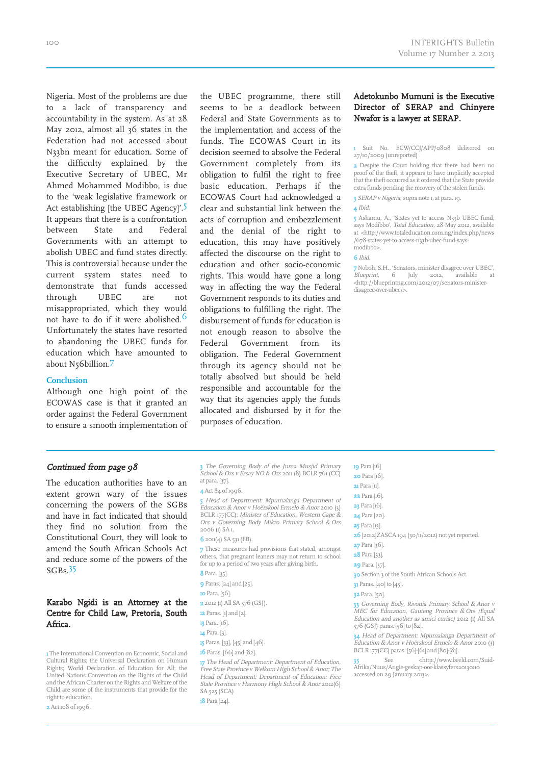Nigeria. Most of the problems are due to a lack of transparency and accountability in the system. As at 28 May 2012, almost all 36 states in the Federation had not accessed about N33bn meant for education. Some of the difficulty explained by the Executive Secretary of UBEC, Mr Ahmed Mohammed Modibbo, is due to the 'weak legislative framework or Act establishing [the UBEC Agency]'.[5] It appears that there is a confrontation between State and Federal Governments with an attempt to abolish UBEC and fund states directly. This is controversial because under the current system states need to demonstrate that funds accessed through UBEC are not misappropriated, which they would not have to do if it were abolished.[6] Unfortunately the states have resorted to abandoning the UBEC funds for education which have amounted to about N56billion.[7]

## Conclusion

Although one high point of the ECOWAS case is that it granted an order against the Federal Government to ensure a smooth implementation of the UBEC programme, there still seems to be a deadlock between Federal and State Governments as to the implementation and access of the funds. The ECOWAS Court in its decision seemed to absolve the Federal Government completely from its obligation to fulfil the right to free basic education. Perhaps if the ECOWAS Court had acknowledged a clear and substantial link between the acts of corruption and embezzlement and the denial of the right to education, this may have positively affected the discourse on the right to education and other socio-economic rights. This would have gone a long way in affecting the way the Federal Government responds to its duties and obligations to fulfilling the right. The disbursement of funds for education is not enough reason to absolve the Federal Government from its obligation. The Federal Government through its agency should not be totally absolved but should be held responsible and accountable for the way that its agencies apply the funds allocated and disbursed by it for the purposes of education.

**Adetokunbo Mumuni is the Executive Director of SERAP and Chinyere Nwafor is a lawyer at SERAP.**

1 Suit No. ECW/CCJ/APP/0808 delivered on 27/10/2009 (unreported)

2 Despite the Court holding that there had been no proof of the theft, it appears to have implicitly accepted that the theft occurred as it ordered that the State provide extra funds pending the recovery of the stolen funds.

3 *SERAP v Nigeria, supra* note 1, at para. 19.

4 *Ibid.*

5 Ashamu, A., 'States yet to access N33b UBEC fund, says Modibbo', *Total Education*, 28 May 2012, available at <http://www.totaleducation.com.ng/index.php/news/678-states-yet-to-access-n33b-ubec-fund-says-modibbo>.

6 *Ibid.*

7 Noboh, S.H., 'Senators, minister disagree over UBEC', *Blueprint*, 6 July 2012, available at <http://blueprintng.com/2012/07/senators-minister-disagree-over-ubec/>.

---

***Continued from page 98***

The education authorities have to an extent grown wary of the issues concerning the powers of the SGBs and have in fact indicated that should they find no solution from the Constitutional Court, they will look to amend the South African Schools Act and reduce some of the powers of the SGBs.[35]

**Karabo Ngidi is an Attorney at the Centre for Child Law, Pretoria, South Africa.**

1 The International Convention on Economic, Social and Cultural Rights; the Universal Declaration on Human Rights; World Declaration of Education for All; the United Nations Convention on the Rights of the Child and the African Charter on the Rights and Welfare of the Child are some of the instruments that provide for the right to education.

2 Act 108 of 1996.

3 *The Governing Body of the Juma Musjid Primary School & Ors v Essay NO & Ors* 2011 (8) BCLR 761 (CC) at para. [37].

4 Act 84 of 1996.

5 *Head of Department: Mpumalanga Department of Education & Anor v Hoërskool Ermelo & Anor* 2010 (3) BCLR 177(CC); *Minister of Education, Western Cape & Ors v Governing Body Mikro Primary School & Ors* 2006 (1) SA 1.

6 2011(4) SA 531 (FB).

7 These measures had provisions that stated, amongst others, that pregnant leaners may not return to school for up to a period of two years after giving birth.

8 Para. [35].

9 Paras. [24] and [25].

10 Para. [56].

11 2012 (1) All SA 576 (GSJ).

12 Paras. [1] and [2].

13 Para. [16].

14 Para. [3].

15 Paras. [33], [45] and [46].

16 Paras. [66] and [82].

17 *The Head of Department: Department of Education, Free State Province v Welkom High School & Anor; The Head of Department: Department of Education: Free State Province v Harmony High School & Anor* 2012(6) SA 525 (SCA)

18 Para [24].

19 Para [16]

20 Para [16].

21 Para [11].

22 Para [16].

23 Para [16].

24 Para [20].

25 Para [13].

26 [2012]ZASCA 194 (30/11/2012) not yet reported.

27 Para [36].

28 Para [33].

29 Para. [37].

30 Section 3 of the South African Schools Act.

31 Paras. [40] to [45].

32 Para. [50].

33 *Governing Body, Rivonia Primary School & Anor v MEC for Education, Gauteng Province & Ors (Equal Education and another as amici curiae)* 2012 (1) All SA 576 (GSJ) paras. [56] to [82].

34 *Head of Department: Mpumalanga Department of Education & Anor v Hoërskool Ermelo & Anor* 2010 (3) BCLR 177(CC) paras. [56]-[61] and [80]-[81].

35 See <http://www.beeld.com/Suid-Afrika/Nuus/Angie-geskap-oor-klassyfers20130110 accessed on 29 January 2013>.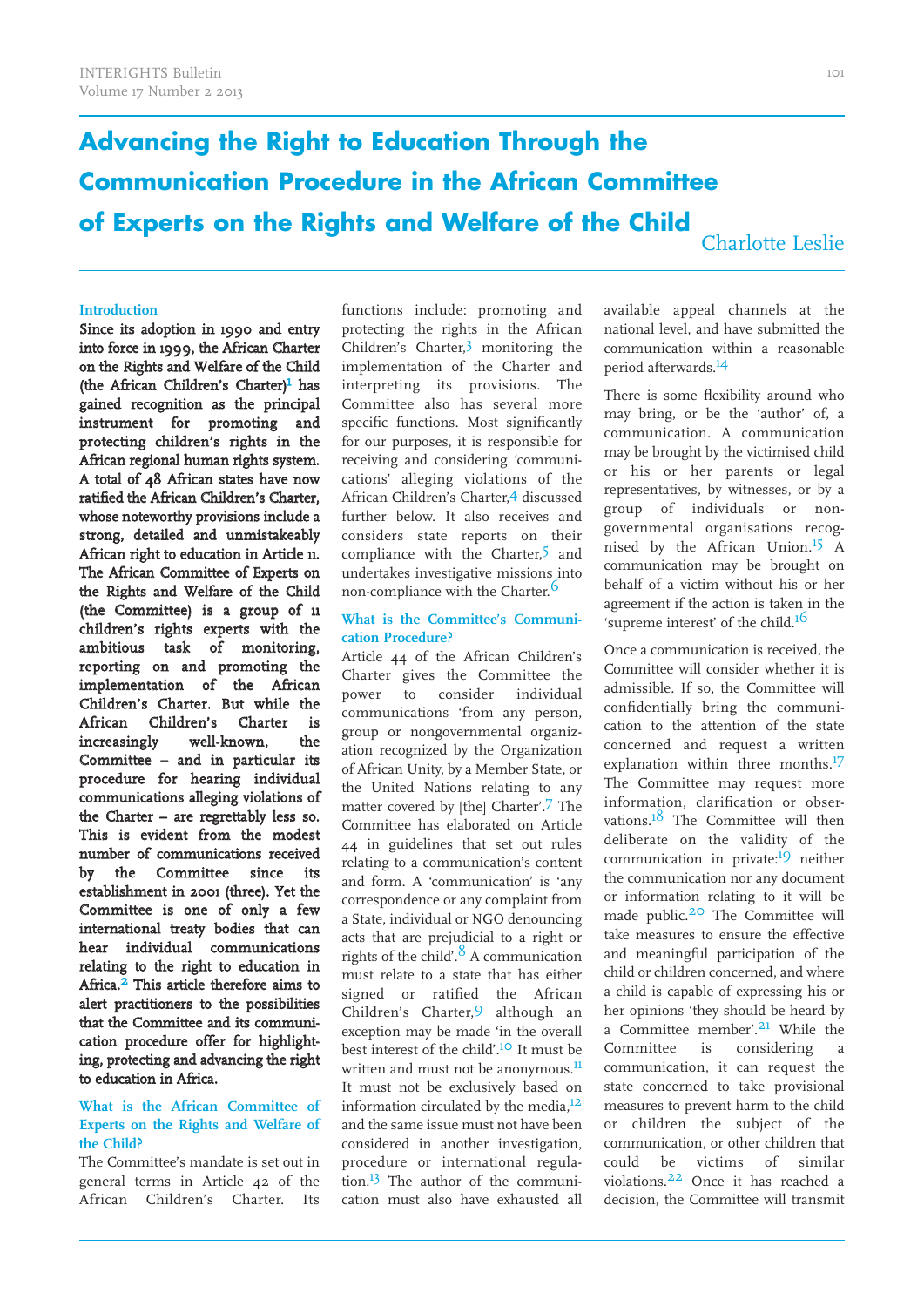# Advancing the Right to Education Through the Communication Procedure in the African Committee of Experts on the Rights and Welfare of the Child

Charlotte Leslie

### Introduction

**Since its adoption in 1990 and entry into force in 1999, the African Charter on the Rights and Welfare of the Child (the African Children's Charter)[1] has gained recognition as the principal instrument for promoting and protecting children's rights in the African regional human rights system. A total of 48 African states have now ratified the African Children's Charter, whose noteworthy provisions include a strong, detailed and unmistakeably African right to education in Article 11. The African Committee of Experts on the Rights and Welfare of the Child (the Committee) is a group of 11 children's rights experts with the ambitious task of monitoring, reporting on and promoting the implementation of the African Children's Charter. But while the African Children's Charter is increasingly well-known, the Committee – and in particular its procedure for hearing individual communications alleging violations of the Charter – are regrettably less so. This is evident from the modest number of communications received by the Committee since its establishment in 2001 (three). Yet the Committee is one of only a few international treaty bodies that can hear individual communications relating to the right to education in Africa.[2] This article therefore aims to alert practitioners to the possibilities that the Committee and its communication procedure offer for highlighting, protecting and advancing the right to education in Africa.**

### What is the African Committee of Experts on the Rights and Welfare of the Child?

The Committee's mandate is set out in general terms in Article 42 of the African Children's Charter. Its functions include: promoting and protecting the rights in the African Children's Charter,[3] monitoring the implementation of the Charter and interpreting its provisions. The Committee also has several more specific functions. Most significantly for our purposes, it is responsible for receiving and considering 'communications' alleging violations of the African Children's Charter,[4] discussed further below. It also receives and considers state reports on their compliance with the Charter,[5] and undertakes investigative missions into non-compliance with the Charter.[6]

### What is the Committee's Communication Procedure?

Article 44 of the African Children's Charter gives the Committee the power to consider individual communications 'from any person, group or nongovernmental organization recognized by the Organization of African Unity, by a Member State, or the United Nations relating to any matter covered by [the] Charter'.[7] The Committee has elaborated on Article 44 in guidelines that set out rules relating to a communication's content and form. A 'communication' is 'any correspondence or any complaint from a State, individual or NGO denouncing acts that are prejudicial to a right or rights of the child'.[8] A communication must relate to a state that has either signed or ratified the African Children's Charter,[9] although an exception may be made 'in the overall best interest of the child'.[10] It must be written and must not be anonymous.[11] It must not be exclusively based on information circulated by the media,[12] and the same issue must not have been considered in another investigation, procedure or international regulation.[13] The author of the communication must also have exhausted all available appeal channels at the national level, and have submitted the communication within a reasonable period afterwards.[14]

There is some flexibility around who may bring, or be the 'author' of, a communication. A communication may be brought by the victimised child or his or her parents or legal representatives, by witnesses, or by a group of individuals or non-governmental organisations recognised by the African Union.[15] A communication may be brought on behalf of a victim without his or her agreement if the action is taken in the 'supreme interest' of the child.[16]

Once a communication is received, the Committee will consider whether it is admissible. If so, the Committee will confidentially bring the communication to the attention of the state concerned and request a written explanation within three months.[17] The Committee may request more information, clarification or observations.[18] The Committee will then deliberate on the validity of the communication in private:[19] neither the communication nor any document or information relating to it will be made public.[20] The Committee will take measures to ensure the effective and meaningful participation of the child or children concerned, and where a child is capable of expressing his or her opinions 'they should be heard by a Committee member'.[21] While the Committee is considering a communication, it can request the state concerned to take provisional measures to prevent harm to the child or children the subject of the communication, or other children that could be victims of similar violations.[22] Once it has reached a decision, the Committee will transmit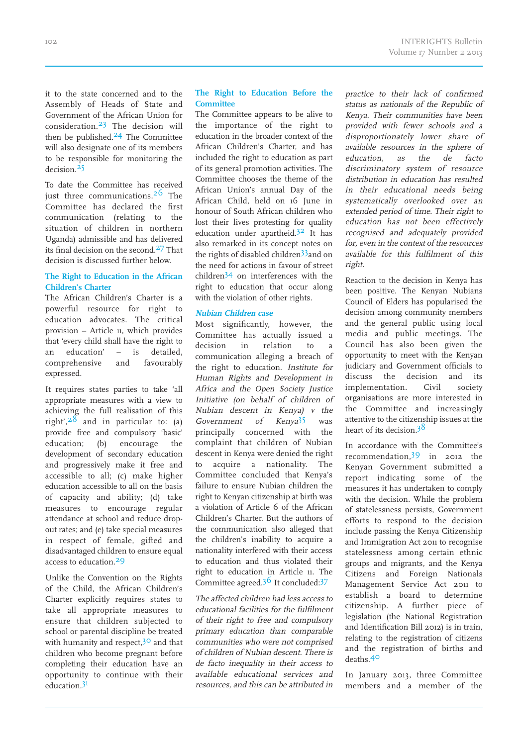it to the state concerned and to the Assembly of Heads of State and Government of the African Union for consideration.[23] The decision will then be published.[24] The Committee will also designate one of its members to be responsible for monitoring the decision.[25]

To date the Committee has received just three communications.[26] The Committee has declared the first communication (relating to the situation of children in northern Uganda) admissible and has delivered its final decision on the second.[27] That decision is discussed further below.

### The Right to Education in the African Children's Charter

The African Children's Charter is a powerful resource for right to education advocates. The critical provision – Article 11, which provides that 'every child shall have the right to an education' – is detailed, comprehensive and favourably expressed.

It requires states parties to take 'all appropriate measures with a view to achieving the full realisation of this right',[28] and in particular to: (a) provide free and compulsory 'basic' education; (b) encourage the development of secondary education and progressively make it free and accessible to all; (c) make higher education accessible to all on the basis of capacity and ability; (d) take measures to encourage regular attendance at school and reduce drop-out rates; and (e) take special measures in respect of female, gifted and disadvantaged children to ensure equal access to education.[29]

Unlike the Convention on the Rights of the Child, the African Children's Charter explicitly requires states to take all appropriate measures to ensure that children subjected to school or parental discipline be treated with humanity and respect,[30] and that children who become pregnant before completing their education have an opportunity to continue with their education.[31]

### The Right to Education Before the Committee

The Committee appears to be alive to the importance of the right to education in the broader context of the African Children's Charter, and has included the right to education as part of its general promotion activities. The Committee chooses the theme of the African Union's annual Day of the African Child, held on 16 June in honour of South African children who lost their lives protesting for quality education under apartheid.[32] It has also remarked in its concept notes on the rights of disabled children[33] and on the need for actions in favour of street children[34] on interferences with the right to education that occur along with the violation of other rights.

#### *Nubian Children case*

Most significantly, however, the Committee has actually issued a decision in relation to a communication alleging a breach of the right to education. *Institute for Human Rights and Development in Africa and the Open Society Justice Initiative (on behalf of children of Nubian descent in Kenya) v the Government of Kenya*[35] was principally concerned with the complaint that children of Nubian descent in Kenya were denied the right to acquire a nationality. The Committee concluded that Kenya's failure to ensure Nubian children the right to Kenyan citizenship at birth was a violation of Article 6 of the African Children's Charter. But the authors of the communication also alleged that the children's inability to acquire a nationality interfered with their access to education and thus violated their right to education in Article 11. The Committee agreed.[36] It concluded:[37]

*The affected children had less access to educational facilities for the fulfilment of their right to free and compulsory primary education than comparable communities who were not comprised of children of Nubian descent. There is de facto inequality in their access to available educational services and resources, and this can be attributed in practice to their lack of confirmed status as nationals of the Republic of Kenya. Their communities have been provided with fewer schools and a disproportionately lower share of available resources in the sphere of education, as the de facto discriminatory system of resource distribution in education has resulted in their educational needs being systematically overlooked over an extended period of time. Their right to education has not been effectively recognised and adequately provided for, even in the context of the resources available for this fulfilment of this right.*

Reaction to the decision in Kenya has been positive. The Kenyan Nubians Council of Elders has popularised the decision among community members and the general public using local media and public meetings. The Council has also been given the opportunity to meet with the Kenyan judiciary and Government officials to discuss the decision and its implementation. Civil society organisations are more interested in the Committee and increasingly attentive to the citizenship issues at the heart of its decision.[38]

In accordance with the Committee's recommendation,[39] in 2012 the Kenyan Government submitted a report indicating some of the measures it has undertaken to comply with the decision. While the problem of statelessness persists, Government efforts to respond to the decision include passing the Kenya Citizenship and Immigration Act 2011 to recognise statelessness among certain ethnic groups and migrants, and the Kenya Citizens and Foreign Nationals Management Service Act 2011 to establish a board to determine citizenship. A further piece of legislation (the National Registration and Identification Bill 2012) is in train, relating to the registration of citizens and the registration of births and deaths.[40]

In January 2013, three Committee members and a member of the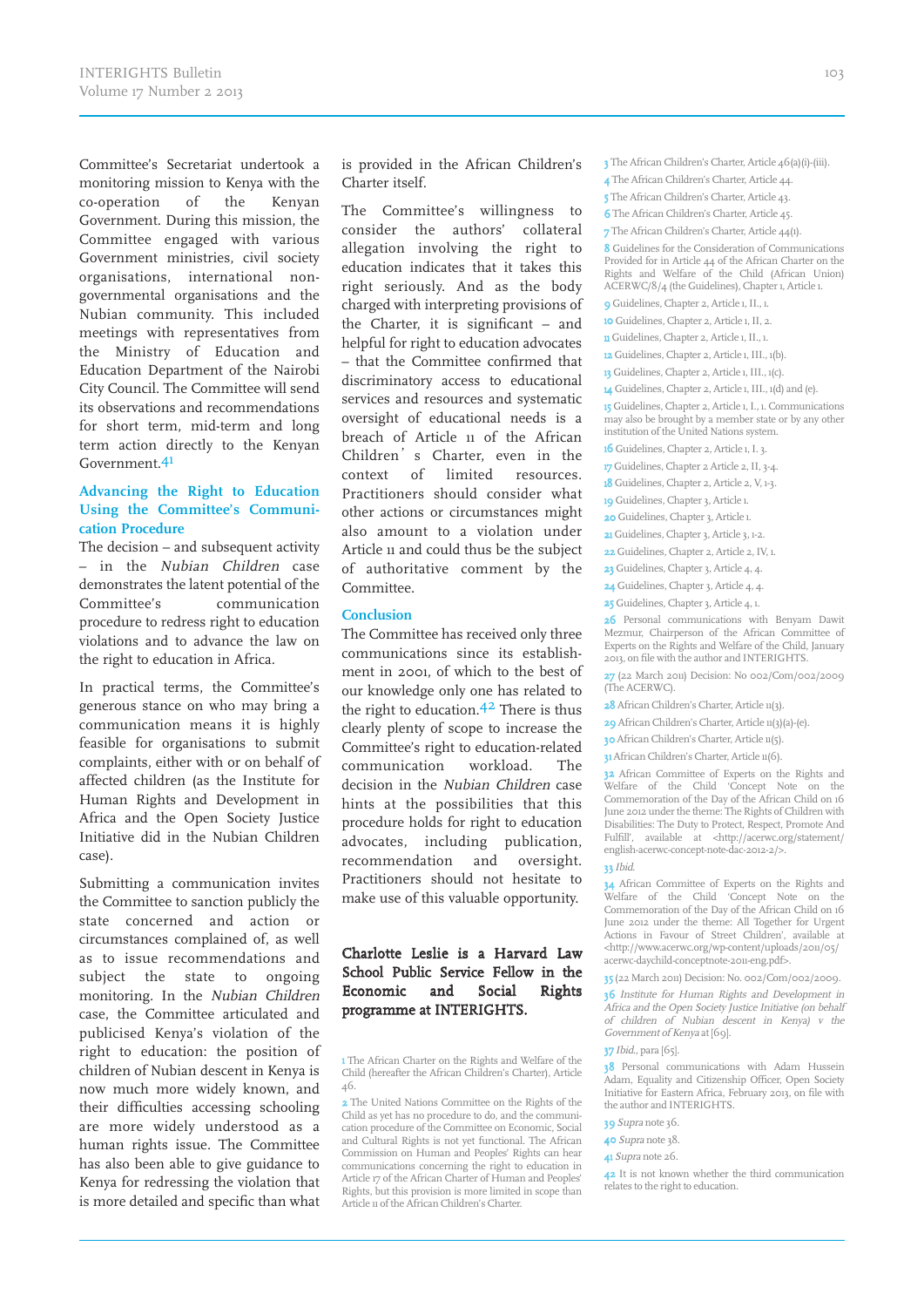Committee's Secretariat undertook a monitoring mission to Kenya with the co-operation of the Kenyan Government. During this mission, the Committee engaged with various Government ministries, civil society organisations, international non-governmental organisations and the Nubian community. This included meetings with representatives from the Ministry of Education and Education Department of the Nairobi City Council. The Committee will send its observations and recommendations for short term, mid-term and long term action directly to the Kenyan Government.[41]

## Advancing the Right to Education Using the Committee's Communication Procedure

The decision – and subsequent activity – in the *Nubian Children* case demonstrates the latent potential of the Committee's communication procedure to redress right to education violations and to advance the law on the right to education in Africa.

In practical terms, the Committee's generous stance on who may bring a communication means it is highly feasible for organisations to submit complaints, either with or on behalf of affected children (as the Institute for Human Rights and Development in Africa and the Open Society Justice Initiative did in the Nubian Children case).

Submitting a communication invites the Committee to sanction publicly the state concerned and action or circumstances complained of, as well as to issue recommendations and subject the state to ongoing monitoring. In the *Nubian Children* case, the Committee articulated and publicised Kenya's violation of the right to education: the position of children of Nubian descent in Kenya is now much more widely known, and their difficulties accessing schooling are more widely understood as a human rights issue. The Committee has also been able to give guidance to Kenya for redressing the violation that is more detailed and specific than what is provided in the African Children's Charter itself.

The Committee's willingness to consider the authors' collateral allegation involving the right to education indicates that it takes this right seriously. And as the body charged with interpreting provisions of the Charter, it is significant – and helpful for right to education advocates – that the Committee confirmed that discriminatory access to educational services and resources and systematic oversight of educational needs is a breach of Article 11 of the African Children's Charter, even in the context of limited resources. Practitioners should consider what other actions or circumstances might also amount to a violation under Article 11 and could thus be the subject of authoritative comment by the Committee.

## Conclusion

The Committee has received only three communications since its establishment in 2001, of which to the best of our knowledge only one has related to the right to education.[42] There is thus clearly plenty of scope to increase the Committee's right to education-related communication workload. The decision in the *Nubian Children* case hints at the possibilities that this procedure holds for right to education advocates, including publication, recommendation and oversight. Practitioners should not hesitate to make use of this valuable opportunity.

**Charlotte Leslie is a Harvard Law School Public Service Fellow in the Economic and Social Rights programme at INTERIGHTS.**

---

1 The African Charter on the Rights and Welfare of the Child (hereafter the African Children's Charter), Article 46.

2 The United Nations Committee on the Rights of the Child as yet has no procedure to do, and the communication procedure of the Committee on Economic, Social and Cultural Rights is not yet functional. The African Commission on Human and Peoples' Rights can hear communications concerning the right to education in Article 17 of the African Charter of Human and Peoples' Rights, but this provision is more limited in scope than Article 11 of the African Children's Charter.

3 The African Children's Charter, Article 46(a)(i)-(iii).

4 The African Children's Charter, Article 44.

5 The African Children's Charter, Article 43.

6 The African Children's Charter, Article 45.

7 The African Children's Charter, Article 44(1).

8 Guidelines for the Consideration of Communications Provided for in Article 44 of the African Charter on the Rights and Welfare of the Child (African Union) ACERWC/8/4 (the Guidelines), Chapter 1, Article 1.

9 Guidelines, Chapter 2, Article 1, II., 1.

10 Guidelines, Chapter 2, Article 1, II, 2.

11 Guidelines, Chapter 2, Article 1, II., 1.

12 Guidelines, Chapter 2, Article 1, III., 1(b).

13 Guidelines, Chapter 2, Article 1, III., 1(c).

14 Guidelines, Chapter 2, Article 1, III., 1(d) and (e).

15 Guidelines, Chapter 2, Article 1, I., 1. Communications may also be brought by a member state or by any other institution of the United Nations system.

16 Guidelines, Chapter 2, Article 1, I. 3.

17 Guidelines, Chapter 2, Article 2, II, 3-4.

18 Guidelines, Chapter 2, Article 2, V, 1-3.

19 Guidelines, Chapter 3, Article 1.

20 Guidelines, Chapter 3, Article 1.

21 Guidelines, Chapter 3, Article 3, 1-2.

22 Guidelines, Chapter 2, Article 2, IV, 1.

23 Guidelines, Chapter 3, Article 4, 4.

24 Guidelines, Chapter 3, Article 4, 4.

25 Guidelines, Chapter 3, Article 4, 1.

26 Personal communications with Benyam Dawit Mezmur, Chairperson of the African Committee of Experts on the Rights and Welfare of the Child, January 2013, on file with the author and INTERIGHTS.

27 (22 March 2011) Decision: No 002/Com/002/2009 (The ACERWC).

28 African Children's Charter, Article 11(3).

29 African Children's Charter, Article 11(3)(a)-(e).

30 African Children's Charter, Article 11(5).

31 African Children's Charter, Article 11(6).

32 African Committee of Experts on the Rights and Welfare of the Child 'Concept Note on the Commemoration of the Day of the African Child on 16 June 2012 under the theme: The Rights of Children with Disabilities: The Duty to Protect, Respect, Promote And Fulfill', available at <http://acerwc.org/statement/english-acerwc-concept-note-dac-2012-2/>.

33 *Ibid.*

34 African Committee of Experts on the Rights and Welfare of the Child 'Concept Note on the Commemoration of the Day of the African Child on 16 June 2012 under the theme: All Together for Urgent Actions in Favour of Street Children', available at <http://www.acerwc.org/wp-content/uploads/2011/05/acerwc-daychild-conceptnote-2011-eng.pdf>.

35 (22 March 2011) Decision: No. 002/Com/002/2009.

36 *Institute for Human Rights and Development in Africa and the Open Society Justice Initiative (on behalf of children of Nubian descent in Kenya) v the Government of Kenya* at [69].

37 *Ibid.*, para [65].

38 Personal communications with Adam Hussein Adam, Equality and Citizenship Officer, Open Society Initiative for Eastern Africa, February 2013, on file with the author and INTERIGHTS.

39 *Supra* note 36.

40 *Supra* note 38.

41 *Supra* note 26.

42 It is not known whether the third communication relates to the right to education.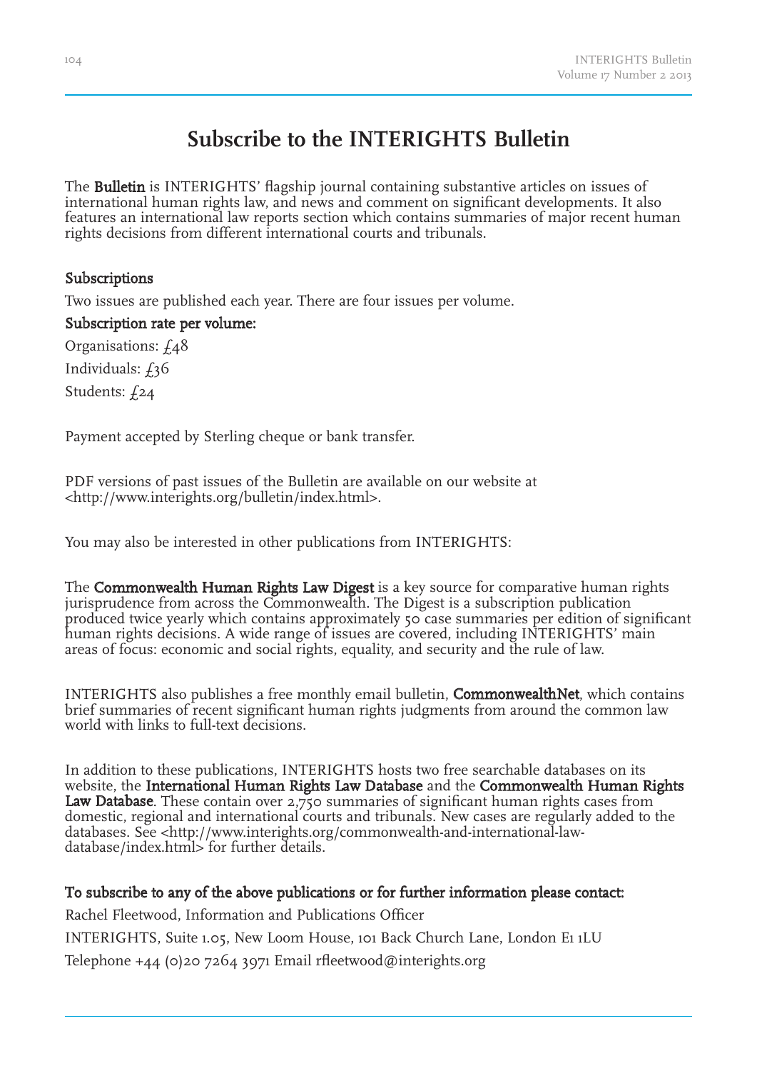# Subscribe to the INTERIGHTS Bulletin

The **Bulletin** is INTERIGHTS' flagship journal containing substantive articles on issues of international human rights law, and news and comment on significant developments. It also features an international law reports section which contains summaries of major recent human rights decisions from different international courts and tribunals.

## Subscriptions

Two issues are published each year. There are four issues per volume.

**Subscription rate per volume:**

Organisations: £48

Individuals: £36

Students: £24

Payment accepted by Sterling cheque or bank transfer.

PDF versions of past issues of the Bulletin are available on our website at <http://www.interights.org/bulletin/index.html>.

You may also be interested in other publications from INTERIGHTS:

The **Commonwealth Human Rights Law Digest** is a key source for comparative human rights jurisprudence from across the Commonwealth. The Digest is a subscription publication produced twice yearly which contains approximately 50 case summaries per edition of significant human rights decisions. A wide range of issues are covered, including INTERIGHTS' main areas of focus: economic and social rights, equality, and security and the rule of law.

INTERIGHTS also publishes a free monthly email bulletin, **CommonwealthNet**, which contains brief summaries of recent significant human rights judgments from around the common law world with links to full-text decisions.

In addition to these publications, INTERIGHTS hosts two free searchable databases on its website, the **International Human Rights Law Database** and the **Commonwealth Human Rights Law Database**. These contain over 2,750 summaries of significant human rights cases from domestic, regional and international courts and tribunals. New cases are regularly added to the databases. See <http://www.interights.org/commonwealth-and-international-law-database/index.html> for further details.

**To subscribe to any of the above publications or for further information please contact:**

Rachel Fleetwood, Information and Publications Officer

INTERIGHTS, Suite 1.05, New Loom House, 101 Back Church Lane, London E1 1LU

Telephone +44 (0)20 7264 3971 Email rfleetwood@interights.org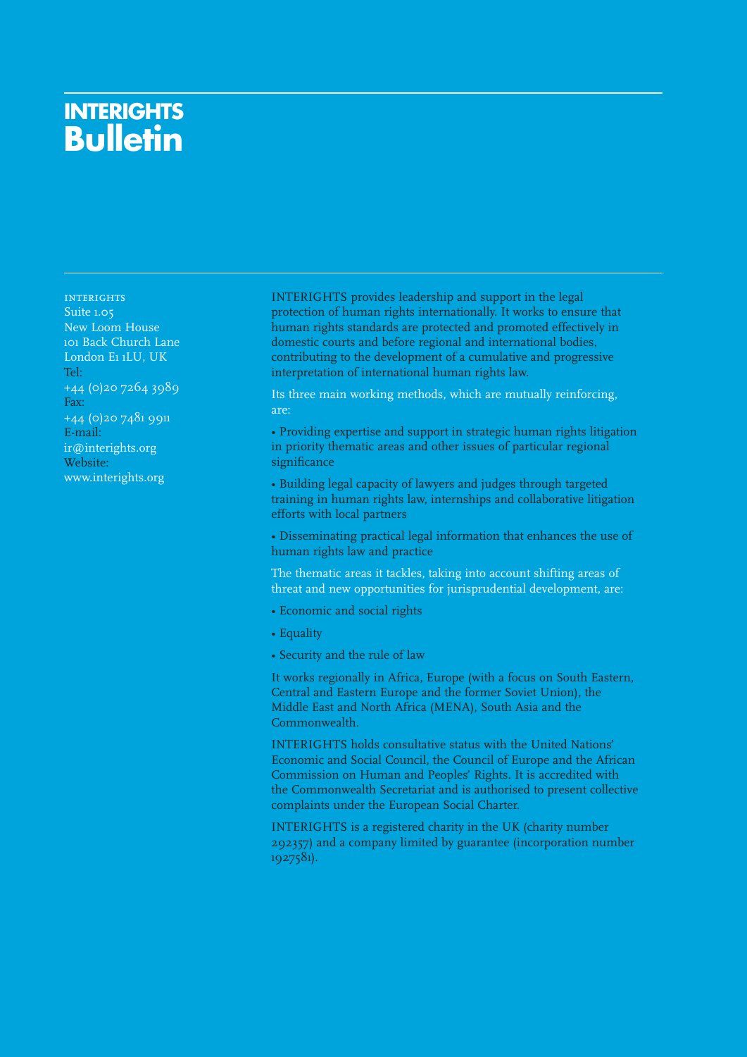# INTERIGHTS Bulletin

INTERIGHTS
Suite 1.05
New Loom House
101 Back Church Lane
London E1 1LU, UK
Tel:
+44 (0)20 7264 3989
Fax:
+44 (0)20 7481 9911
E-mail:
ir@interights.org
Website:
www.interights.org

INTERIGHTS provides leadership and support in the legal protection of human rights internationally. It works to ensure that human rights standards are protected and promoted effectively in domestic courts and before regional and international bodies, contributing to the development of a cumulative and progressive interpretation of international human rights law.

Its three main working methods, which are mutually reinforcing, are:

- Providing expertise and support in strategic human rights litigation in priority thematic areas and other issues of particular regional significance
- Building legal capacity of lawyers and judges through targeted training in human rights law, internships and collaborative litigation efforts with local partners
- Disseminating practical legal information that enhances the use of human rights law and practice

The thematic areas it tackles, taking into account shifting areas of threat and new opportunities for jurisprudential development, are:

- Economic and social rights
- Equality
- Security and the rule of law

It works regionally in Africa, Europe (with a focus on South Eastern, Central and Eastern Europe and the former Soviet Union), the Middle East and North Africa (MENA), South Asia and the Commonwealth.

INTERIGHTS holds consultative status with the United Nations' Economic and Social Council, the Council of Europe and the African Commission on Human and Peoples' Rights. It is accredited with the Commonwealth Secretariat and is authorised to present collective complaints under the European Social Charter.

INTERIGHTS is a registered charity in the UK (charity number 292357) and a company limited by guarantee (incorporation number 1927581).